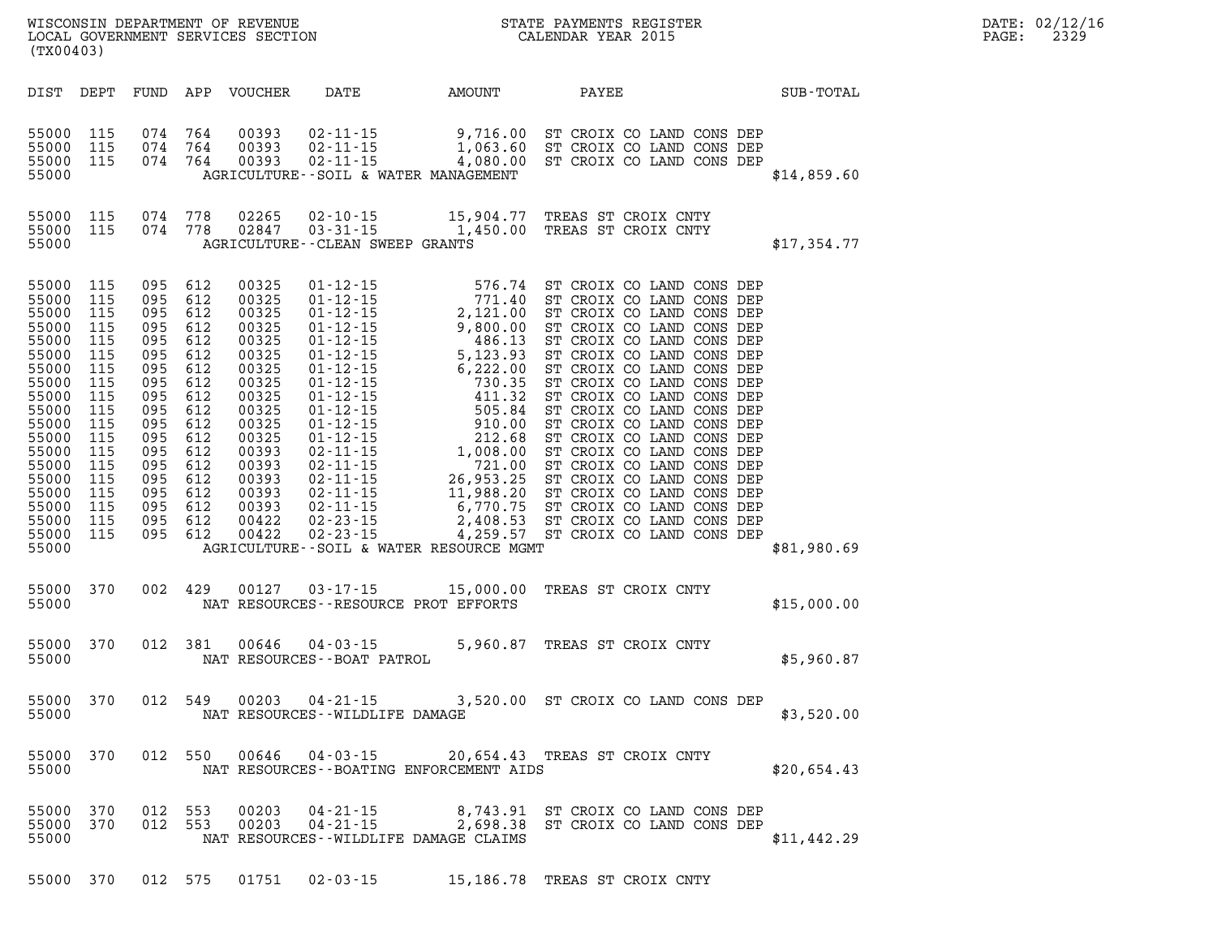WISCONSIN DEPARTMENT OF REVENUE
LOCAL GOVERNMENT SERVICES SECTION
(TX00403)

STATE PAYMENTS REGISTER
CALENDAR YEAR 2015

DATE: 02/12/16

| DIST | DEPT | FUND | APP | VOUCHER | DATE | AMOUNT | PAYEE | SUB-TOTAL |
|---|---|---|---|---|---|---|---|---|
| 55000 | 115 | 074 | 764 | 00393 | 02-11-15 | 9,716.00 | ST CROIX CO LAND CONS DEP | |
| 55000 | 115 | 074 | 764 | 00393 | 02-11-15 | 1,063.60 | ST CROIX CO LAND CONS DEP | |
| 55000 | 115 | 074 | 764 | 00393 | 02-11-15 | 4,080.00 | ST CROIX CO LAND CONS DEP | |
| 55000 | | | | | AGRICULTURE--SOIL & WATER MANAGEMENT | | | $14,859.60 |
| 55000 | 115 | 074 | 778 | 02265 | 02-10-15 | 15,904.77 | TREAS ST CROIX CNTY | |
| 55000 | 115 | 074 | 778 | 02847 | 03-31-15 | 1,450.00 | TREAS ST CROIX CNTY | |
| 55000 | | | | | AGRICULTURE--CLEAN SWEEP GRANTS | | | $17,354.77 |
| 55000 | 115 | 095 | 612 | 00325 | 01-12-15 | 576.74 | ST CROIX CO LAND CONS DEP | |
| 55000 | 115 | 095 | 612 | 00325 | 01-12-15 | 771.40 | ST CROIX CO LAND CONS DEP | |
| 55000 | 115 | 095 | 612 | 00325 | 01-12-15 | 2,121.00 | ST CROIX CO LAND CONS DEP | |
| 55000 | 115 | 095 | 612 | 00325 | 01-12-15 | 9,800.00 | ST CROIX CO LAND CONS DEP | |
| 55000 | 115 | 095 | 612 | 00325 | 01-12-15 | 486.13 | ST CROIX CO LAND CONS DEP | |
| 55000 | 115 | 095 | 612 | 00325 | 01-12-15 | 5,123.93 | ST CROIX CO LAND CONS DEP | |
| 55000 | 115 | 095 | 612 | 00325 | 01-12-15 | 6,222.00 | ST CROIX CO LAND CONS DEP | |
| 55000 | 115 | 095 | 612 | 00325 | 01-12-15 | 730.35 | ST CROIX CO LAND CONS DEP | |
| 55000 | 115 | 095 | 612 | 00325 | 01-12-15 | 411.32 | ST CROIX CO LAND CONS DEP | |
| 55000 | 115 | 095 | 612 | 00325 | 01-12-15 | 505.84 | ST CROIX CO LAND CONS DEP | |
| 55000 | 115 | 095 | 612 | 00325 | 01-12-15 | 910.00 | ST CROIX CO LAND CONS DEP | |
| 55000 | 115 | 095 | 612 | 00325 | 01-12-15 | 212.68 | ST CROIX CO LAND CONS DEP | |
| 55000 | 115 | 095 | 612 | 00393 | 02-11-15 | 1,008.00 | ST CROIX CO LAND CONS DEP | |
| 55000 | 115 | 095 | 612 | 00393 | 02-11-15 | 721.00 | ST CROIX CO LAND CONS DEP | |
| 55000 | 115 | 095 | 612 | 00393 | 02-11-15 | 26,953.25 | ST CROIX CO LAND CONS DEP | |
| 55000 | 115 | 095 | 612 | 00393 | 02-11-15 | 11,988.20 | ST CROIX CO LAND CONS DEP | |
| 55000 | 115 | 095 | 612 | 00393 | 02-11-15 | 6,770.75 | ST CROIX CO LAND CONS DEP | |
| 55000 | 115 | 095 | 612 | 00422 | 02-23-15 | 2,408.53 | ST CROIX CO LAND CONS DEP | |
| 55000 | 115 | 095 | 612 | 00422 | 02-23-15 | 4,259.57 | ST CROIX CO LAND CONS DEP | |
| 55000 | | | | | AGRICULTURE--SOIL & WATER RESOURCE MGMT | | | $81,980.69 |
| 55000 | 370 | 002 | 429 | 00127 | 03-17-15 | 15,000.00 | TREAS ST CROIX CNTY | |
| 55000 | | | | | NAT RESOURCES--RESOURCE PROT EFFORTS | | | $15,000.00 |
| 55000 | 370 | 012 | 381 | 00646 | 04-03-15 | 5,960.87 | TREAS ST CROIX CNTY | |
| 55000 | | | | | NAT RESOURCES--BOAT PATROL | | | $5,960.87 |
| 55000 | 370 | 012 | 549 | 00203 | 04-21-15 | 3,520.00 | ST CROIX CO LAND CONS DEP | |
| 55000 | | | | | NAT RESOURCES--WILDLIFE DAMAGE | | | $3,520.00 |
| 55000 | 370 | 012 | 550 | 00646 | 04-03-15 | 20,654.43 | TREAS ST CROIX CNTY | |
| 55000 | | | | | NAT RESOURCES--BOATING ENFORCEMENT AIDS | | | $20,654.43 |
| 55000 | 370 | 012 | 553 | 00203 | 04-21-15 | 8,743.91 | ST CROIX CO LAND CONS DEP | |
| 55000 | 370 | 012 | 553 | 00203 | 04-21-15 | 2,698.38 | ST CROIX CO LAND CONS DEP | |
| 55000 | | | | | NAT RESOURCES--WILDLIFE DAMAGE CLAIMS | | | $11,442.29 |
| 55000 | 370 | 012 | 575 | 01751 | 02-03-15 | 15,186.78 | TREAS ST CROIX CNTY | |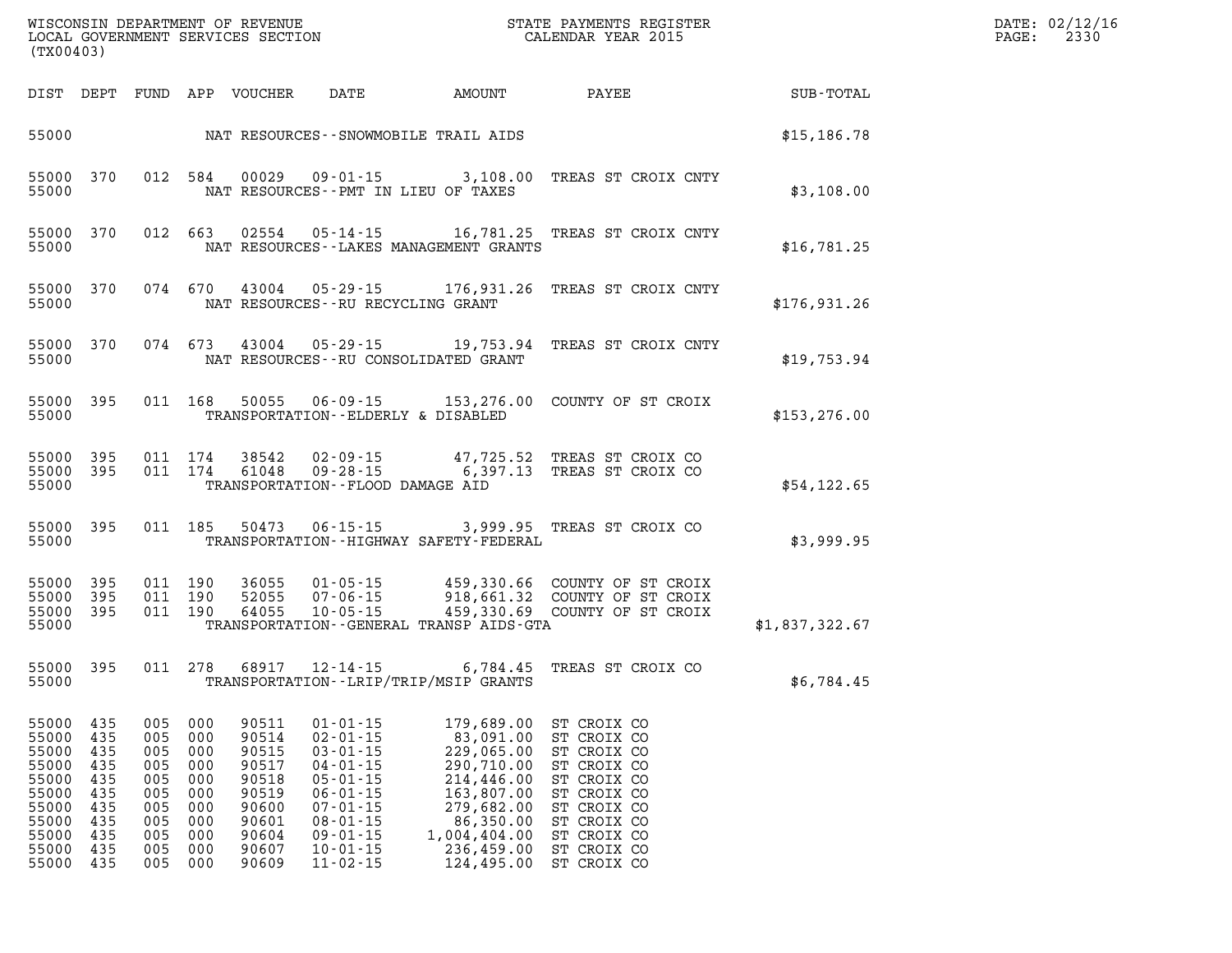| DIST | DEPT | FUND | APP | VOUCHER | DATE | AMOUNT | PAYEE | SUB-TOTAL |
|---|---|---|---|---|---|---|---|---|
| 55000 | | | | | | NAT RESOURCES--SNOWMOBILE TRAIL AIDS | | $15,186.78 |
| 55000 | 370 | 012 | 584 | 00029 | 09-01-15 | 3,108.00 | TREAS ST CROIX CNTY | |
| 55000 | | | | | | NAT RESOURCES--PMT IN LIEU OF TAXES | | $3,108.00 |
| 55000 | 370 | 012 | 663 | 02554 | 05-14-15 | 16,781.25 | TREAS ST CROIX CNTY | |
| 55000 | | | | | | NAT RESOURCES--LAKES MANAGEMENT GRANTS | | $16,781.25 |
| 55000 | 370 | 074 | 670 | 43004 | 05-29-15 | 176,931.26 | TREAS ST CROIX CNTY | |
| 55000 | | | | | | NAT RESOURCES--RU RECYCLING GRANT | | $176,931.26 |
| 55000 | 370 | 074 | 673 | 43004 | 05-29-15 | 19,753.94 | TREAS ST CROIX CNTY | |
| 55000 | | | | | | NAT RESOURCES--RU CONSOLIDATED GRANT | | $19,753.94 |
| 55000 | 395 | 011 | 168 | 50055 | 06-09-15 | 153,276.00 | COUNTY OF ST CROIX | |
| 55000 | | | | | | TRANSPORTATION--ELDERLY & DISABLED | | $153,276.00 |
| 55000 | 395 | 011 | 174 | 38542 | 02-09-15 | 47,725.52 | TREAS ST CROIX CO | |
| 55000 | 395 | 011 | 174 | 61048 | 09-28-15 | 6,397.13 | TREAS ST CROIX CO | |
| 55000 | | | | | | TRANSPORTATION--FLOOD DAMAGE AID | | $54,122.65 |
| 55000 | 395 | 011 | 185 | 50473 | 06-15-15 | 3,999.95 | TREAS ST CROIX CO | |
| 55000 | | | | | | TRANSPORTATION--HIGHWAY SAFETY-FEDERAL | | $3,999.95 |
| 55000 | 395 | 011 | 190 | 36055 | 01-05-15 | 459,330.66 | COUNTY OF ST CROIX | |
| 55000 | 395 | 011 | 190 | 52055 | 07-06-15 | 918,661.32 | COUNTY OF ST CROIX | |
| 55000 | 395 | 011 | 190 | 64055 | 10-05-15 | 459,330.69 | COUNTY OF ST CROIX | |
| 55000 | | | | | | TRANSPORTATION--GENERAL TRANSP AIDS-GTA | | $1,837,322.67 |
| 55000 | 395 | 011 | 278 | 68917 | 12-14-15 | 6,784.45 | TREAS ST CROIX CO | |
| 55000 | | | | | | TRANSPORTATION--LRIP/TRIP/MSIP GRANTS | | $6,784.45 |
| 55000 | 435 | 005 | 000 | 90511 | 01-01-15 | 179,689.00 | ST CROIX CO | |
| 55000 | 435 | 005 | 000 | 90514 | 02-01-15 | 83,091.00 | ST CROIX CO | |
| 55000 | 435 | 005 | 000 | 90515 | 03-01-15 | 229,065.00 | ST CROIX CO | |
| 55000 | 435 | 005 | 000 | 90517 | 04-01-15 | 290,710.00 | ST CROIX CO | |
| 55000 | 435 | 005 | 000 | 90518 | 05-01-15 | 214,446.00 | ST CROIX CO | |
| 55000 | 435 | 005 | 000 | 90519 | 06-01-15 | 163,807.00 | ST CROIX CO | |
| 55000 | 435 | 005 | 000 | 90600 | 07-01-15 | 279,682.00 | ST CROIX CO | |
| 55000 | 435 | 005 | 000 | 90601 | 08-01-15 | 86,350.00 | ST CROIX CO | |
| 55000 | 435 | 005 | 000 | 90604 | 09-01-15 | 1,004,404.00 | ST CROIX CO | |
| 55000 | 435 | 005 | 000 | 90607 | 10-01-15 | 236,459.00 | ST CROIX CO | |
| 55000 | 435 | 005 | 000 | 90609 | 11-02-15 | 124,495.00 | ST CROIX CO | |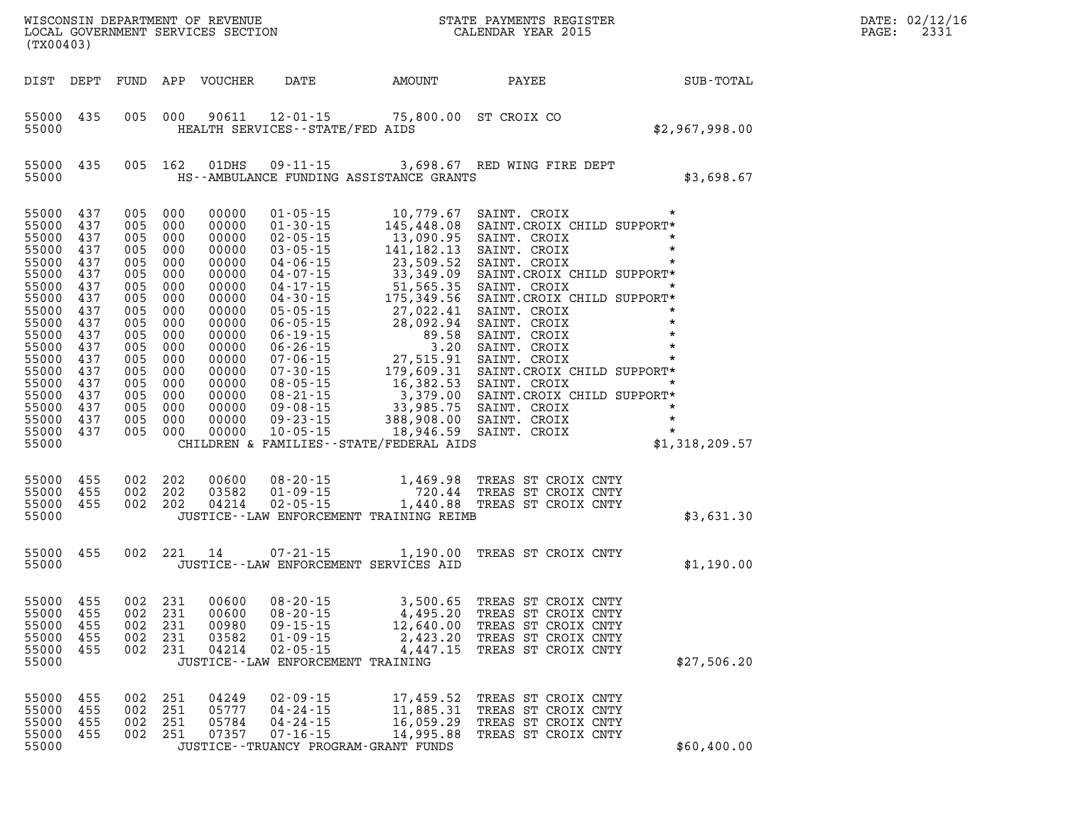WISCONSIN DEPARTMENT OF REVENUE
LOCAL GOVERNMENT SERVICES SECTION
(TX00403)

STATE PAYMENTS REGISTER
CALENDAR YEAR 2015

| DIST | DEPT | FUND | APP | VOUCHER | DATE | AMOUNT | PAYEE | SUB-TOTAL |
|---|---|---|---|---|---|---|---|---|
| 55000 | 435 | 005 | 000 | 90611 | 12-01-15 | 75,800.00 | ST CROIX CO | |
| 55000 | | | | | HEALTH SERVICES--STATE/FED AIDS | | | $2,967,998.00 |
| 55000 | 435 | 005 | 162 | 01DHS | 09-11-15 | 3,698.67 | RED WING FIRE DEPT | |
| 55000 | | | | | HS--AMBULANCE FUNDING ASSISTANCE GRANTS | | | $3,698.67 |
| 55000 | 437 | 005 | 000 | 00000 | 01-05-15 | 10,779.67 | SAINT. CROIX * | |
| 55000 | 437 | 005 | 000 | 00000 | 01-30-15 | 145,448.08 | SAINT.CROIX CHILD SUPPORT* | |
| 55000 | 437 | 005 | 000 | 00000 | 02-05-15 | 13,090.95 | SAINT. CROIX * | |
| 55000 | 437 | 005 | 000 | 00000 | 03-05-15 | 141,182.13 | SAINT. CROIX * | |
| 55000 | 437 | 005 | 000 | 00000 | 04-06-15 | 23,509.52 | SAINT. CROIX * | |
| 55000 | 437 | 005 | 000 | 00000 | 04-07-15 | 33,349.09 | SAINT.CROIX CHILD SUPPORT* | |
| 55000 | 437 | 005 | 000 | 00000 | 04-17-15 | 51,565.35 | SAINT. CROIX * | |
| 55000 | 437 | 005 | 000 | 00000 | 04-30-15 | 175,349.56 | SAINT.CROIX CHILD SUPPORT* | |
| 55000 | 437 | 005 | 000 | 00000 | 05-05-15 | 27,022.41 | SAINT. CROIX * | |
| 55000 | 437 | 005 | 000 | 00000 | 06-05-15 | 28,092.94 | SAINT. CROIX * | |
| 55000 | 437 | 005 | 000 | 00000 | 06-19-15 | 89.58 | SAINT. CROIX * | |
| 55000 | 437 | 005 | 000 | 00000 | 06-26-15 | 3.20 | SAINT. CROIX * | |
| 55000 | 437 | 005 | 000 | 00000 | 07-06-15 | 27,515.91 | SAINT. CROIX * | |
| 55000 | 437 | 005 | 000 | 00000 | 07-30-15 | 179,609.31 | SAINT.CROIX CHILD SUPPORT* | |
| 55000 | 437 | 005 | 000 | 00000 | 08-05-15 | 16,382.53 | SAINT. CROIX * | |
| 55000 | 437 | 005 | 000 | 00000 | 08-21-15 | 3,379.00 | SAINT.CROIX CHILD SUPPORT* | |
| 55000 | 437 | 005 | 000 | 00000 | 09-08-15 | 33,985.75 | SAINT. CROIX * | |
| 55000 | 437 | 005 | 000 | 00000 | 09-23-15 | 388,908.00 | SAINT. CROIX * | |
| 55000 | 437 | 005 | 000 | 00000 | 10-05-15 | 18,946.59 | SAINT. CROIX * | |
| 55000 | | | | | CHILDREN & FAMILIES--STATE/FEDERAL AIDS | | | $1,318,209.57 |
| 55000 | 455 | 002 | 202 | 00600 | 08-20-15 | 1,469.98 | TREAS ST CROIX CNTY | |
| 55000 | 455 | 002 | 202 | 03582 | 01-09-15 | 720.44 | TREAS ST CROIX CNTY | |
| 55000 | 455 | 002 | 202 | 04214 | 02-05-15 | 1,440.88 | TREAS ST CROIX CNTY | |
| 55000 | | | | | JUSTICE--LAW ENFORCEMENT TRAINING REIMB | | | $3,631.30 |
| 55000 | 455 | 002 | 221 | 14 | 07-21-15 | 1,190.00 | TREAS ST CROIX CNTY | |
| 55000 | | | | | JUSTICE--LAW ENFORCEMENT SERVICES AID | | | $1,190.00 |
| 55000 | 455 | 002 | 231 | 00600 | 08-20-15 | 3,500.65 | TREAS ST CROIX CNTY | |
| 55000 | 455 | 002 | 231 | 00600 | 08-20-15 | 4,495.20 | TREAS ST CROIX CNTY | |
| 55000 | 455 | 002 | 231 | 00980 | 09-15-15 | 12,640.00 | TREAS ST CROIX CNTY | |
| 55000 | 455 | 002 | 231 | 03582 | 01-09-15 | 2,423.20 | TREAS ST CROIX CNTY | |
| 55000 | 455 | 002 | 231 | 04214 | 02-05-15 | 4,447.15 | TREAS ST CROIX CNTY | |
| 55000 | | | | | JUSTICE--LAW ENFORCEMENT TRAINING | | | $27,506.20 |
| 55000 | 455 | 002 | 251 | 04249 | 02-09-15 | 17,459.52 | TREAS ST CROIX CNTY | |
| 55000 | 455 | 002 | 251 | 05777 | 04-24-15 | 11,885.31 | TREAS ST CROIX CNTY | |
| 55000 | 455 | 002 | 251 | 05784 | 04-24-15 | 16,059.29 | TREAS ST CROIX CNTY | |
| 55000 | 455 | 002 | 251 | 07357 | 07-16-15 | 14,995.88 | TREAS ST CROIX CNTY | |
| 55000 | | | | | JUSTICE--TRUANCY PROGRAM-GRANT FUNDS | | | $60,400.00 |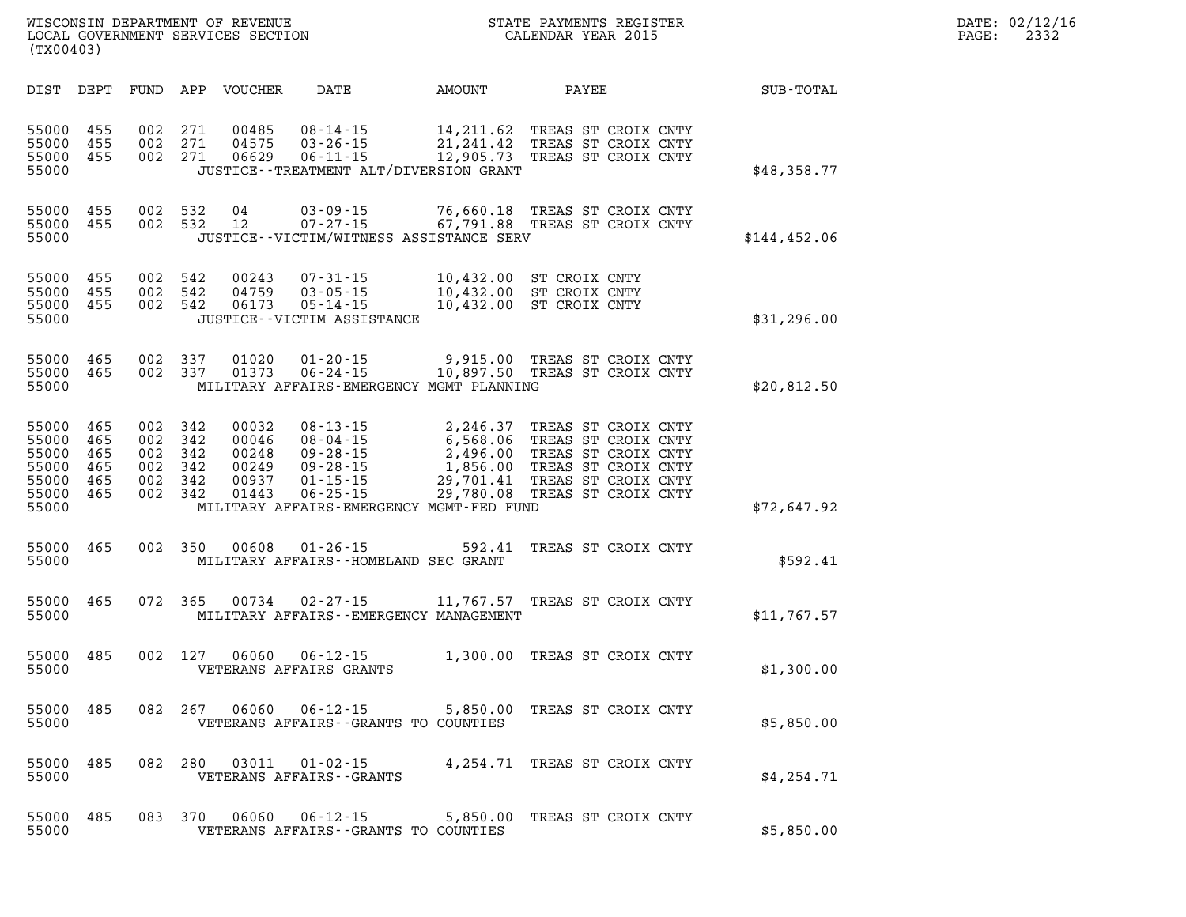WISCONSIN DEPARTMENT OF REVENUE
LOCAL GOVERNMENT SERVICES SECTION
(TX00403)

STATE PAYMENTS REGISTER
CALENDAR YEAR 2015

DATE: 02/12/16
PAGE: 2332

| DIST | DEPT | FUND | APP | VOUCHER | DATE | AMOUNT | PAYEE | SUB-TOTAL |
|---|---|---|---|---|---|---|---|---|
| 55000 | 455 | 002 | 271 | 00485 | 08-14-15 | 14,211.62 | TREAS ST CROIX CNTY | |
| 55000 | 455 | 002 | 271 | 04575 | 03-26-15 | 21,241.42 | TREAS ST CROIX CNTY | |
| 55000 | 455 | 002 | 271 | 06629 | 06-11-15 | 12,905.73 | TREAS ST CROIX CNTY | |
| 55000 | | | | | JUSTICE--TREATMENT ALT/DIVERSION GRANT | | | $48,358.77 |
| 55000 | 455 | 002 | 532 | 04 | 03-09-15 | 76,660.18 | TREAS ST CROIX CNTY | |
| 55000 | 455 | 002 | 532 | 12 | 07-27-15 | 67,791.88 | TREAS ST CROIX CNTY | |
| 55000 | | | | | JUSTICE--VICTIM/WITNESS ASSISTANCE SERV | | | $144,452.06 |
| 55000 | 455 | 002 | 542 | 00243 | 07-31-15 | 10,432.00 | ST CROIX CNTY | |
| 55000 | 455 | 002 | 542 | 04759 | 03-05-15 | 10,432.00 | ST CROIX CNTY | |
| 55000 | 455 | 002 | 542 | 06173 | 05-14-15 | 10,432.00 | ST CROIX CNTY | |
| 55000 | | | | | JUSTICE--VICTIM ASSISTANCE | | | $31,296.00 |
| 55000 | 465 | 002 | 337 | 01020 | 01-20-15 | 9,915.00 | TREAS ST CROIX CNTY | |
| 55000 | 465 | 002 | 337 | 01373 | 06-24-15 | 10,897.50 | TREAS ST CROIX CNTY | |
| 55000 | | | | | MILITARY AFFAIRS-EMERGENCY MGMT PLANNING | | | $20,812.50 |
| 55000 | 465 | 002 | 342 | 00032 | 08-13-15 | 2,246.37 | TREAS ST CROIX CNTY | |
| 55000 | 465 | 002 | 342 | 00046 | 08-04-15 | 6,568.06 | TREAS ST CROIX CNTY | |
| 55000 | 465 | 002 | 342 | 00248 | 09-28-15 | 2,496.00 | TREAS ST CROIX CNTY | |
| 55000 | 465 | 002 | 342 | 00249 | 09-28-15 | 1,856.00 | TREAS ST CROIX CNTY | |
| 55000 | 465 | 002 | 342 | 00937 | 01-15-15 | 29,701.41 | TREAS ST CROIX CNTY | |
| 55000 | 465 | 002 | 342 | 01443 | 06-25-15 | 29,780.08 | TREAS ST CROIX CNTY | |
| 55000 | | | | | MILITARY AFFAIRS-EMERGENCY MGMT-FED FUND | | | $72,647.92 |
| 55000 | 465 | 002 | 350 | 00608 | 01-26-15 | 592.41 | TREAS ST CROIX CNTY | |
| 55000 | | | | | MILITARY AFFAIRS--HOMELAND SEC GRANT | | | $592.41 |
| 55000 | 465 | 072 | 365 | 00734 | 02-27-15 | 11,767.57 | TREAS ST CROIX CNTY | |
| 55000 | | | | | MILITARY AFFAIRS--EMERGENCY MANAGEMENT | | | $11,767.57 |
| 55000 | 485 | 002 | 127 | 06060 | 06-12-15 | 1,300.00 | TREAS ST CROIX CNTY | |
| 55000 | | | | | VETERANS AFFAIRS GRANTS | | | $1,300.00 |
| 55000 | 485 | 082 | 267 | 06060 | 06-12-15 | 5,850.00 | TREAS ST CROIX CNTY | |
| 55000 | | | | | VETERANS AFFAIRS--GRANTS TO COUNTIES | | | $5,850.00 |
| 55000 | 485 | 082 | 280 | 03011 | 01-02-15 | 4,254.71 | TREAS ST CROIX CNTY | |
| 55000 | | | | | VETERANS AFFAIRS--GRANTS | | | $4,254.71 |
| 55000 | 485 | 083 | 370 | 06060 | 06-12-15 | 5,850.00 | TREAS ST CROIX CNTY | |
| 55000 | | | | | VETERANS AFFAIRS--GRANTS TO COUNTIES | | | $5,850.00 |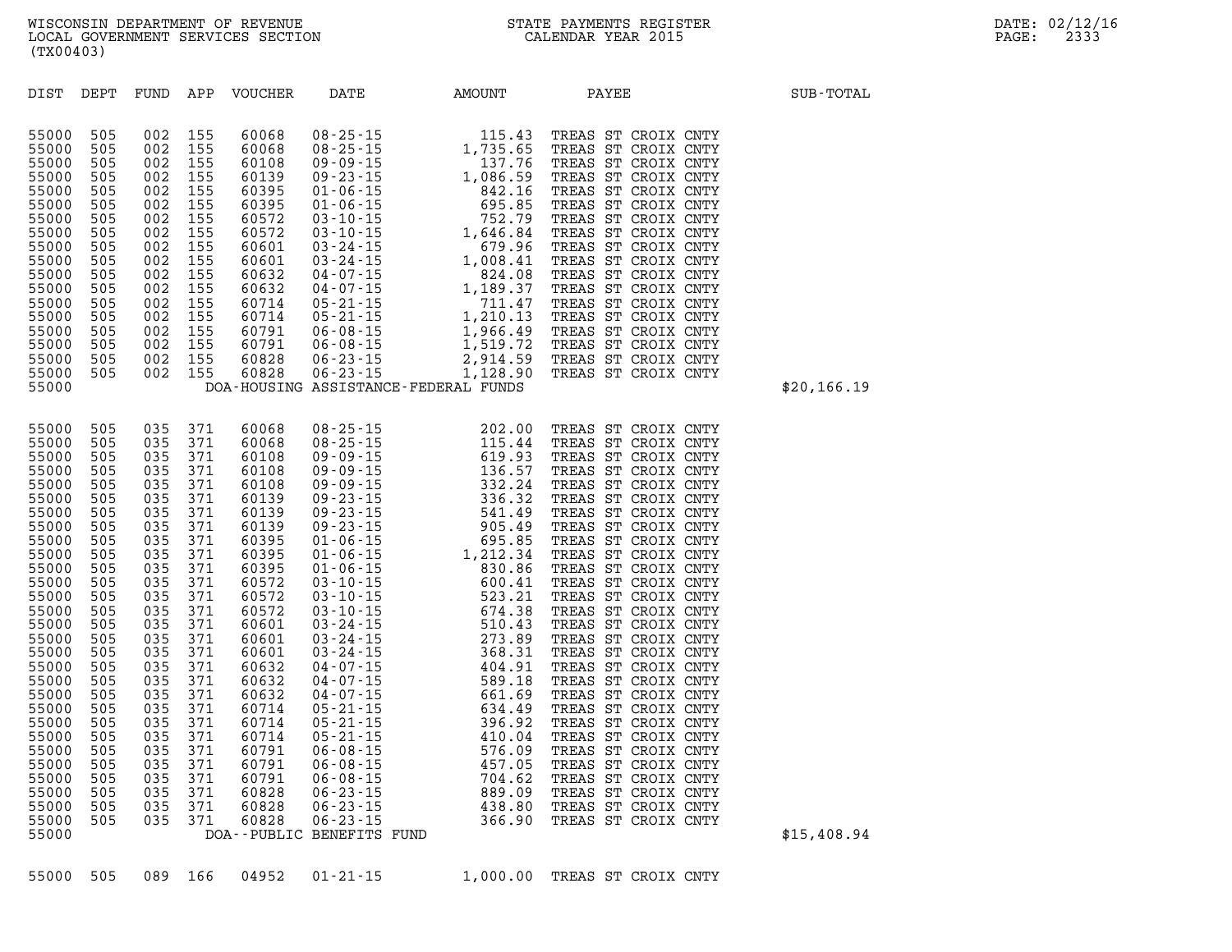WISCONSIN DEPARTMENT OF REVENUE
LOCAL GOVERNMENT SERVICES SECTION
(TX00403)

STATE PAYMENTS REGISTER
CALENDAR YEAR 2015

| DIST | DEPT | FUND | APP | VOUCHER | DATE | AMOUNT | PAYEE | SUB-TOTAL |
|---|---|---|---|---|---|---|---|---|
| 55000 | 505 | 002 | 155 | 60068 | 08-25-15 | 115.43 | TREAS ST CROIX CNTY | |
| 55000 | 505 | 002 | 155 | 60068 | 08-25-15 | 1,735.65 | TREAS ST CROIX CNTY | |
| 55000 | 505 | 002 | 155 | 60108 | 09-09-15 | 137.76 | TREAS ST CROIX CNTY | |
| 55000 | 505 | 002 | 155 | 60139 | 09-23-15 | 1,086.59 | TREAS ST CROIX CNTY | |
| 55000 | 505 | 002 | 155 | 60395 | 01-06-15 | 842.16 | TREAS ST CROIX CNTY | |
| 55000 | 505 | 002 | 155 | 60395 | 01-06-15 | 695.85 | TREAS ST CROIX CNTY | |
| 55000 | 505 | 002 | 155 | 60572 | 03-10-15 | 752.79 | TREAS ST CROIX CNTY | |
| 55000 | 505 | 002 | 155 | 60572 | 03-10-15 | 1,646.84 | TREAS ST CROIX CNTY | |
| 55000 | 505 | 002 | 155 | 60601 | 03-24-15 | 679.96 | TREAS ST CROIX CNTY | |
| 55000 | 505 | 002 | 155 | 60601 | 03-24-15 | 1,008.41 | TREAS ST CROIX CNTY | |
| 55000 | 505 | 002 | 155 | 60632 | 04-07-15 | 824.08 | TREAS ST CROIX CNTY | |
| 55000 | 505 | 002 | 155 | 60632 | 04-07-15 | 1,189.37 | TREAS ST CROIX CNTY | |
| 55000 | 505 | 002 | 155 | 60714 | 05-21-15 | 711.47 | TREAS ST CROIX CNTY | |
| 55000 | 505 | 002 | 155 | 60714 | 05-21-15 | 1,210.13 | TREAS ST CROIX CNTY | |
| 55000 | 505 | 002 | 155 | 60791 | 06-08-15 | 1,966.49 | TREAS ST CROIX CNTY | |
| 55000 | 505 | 002 | 155 | 60791 | 06-08-15 | 1,519.72 | TREAS ST CROIX CNTY | |
| 55000 | 505 | 002 | 155 | 60828 | 06-23-15 | 2,914.59 | TREAS ST CROIX CNTY | |
| 55000 | 505 | 002 | 155 | 60828 | 06-23-15 | 1,128.90 | TREAS ST CROIX CNTY | |
| 55000 | | | | | DOA-HOUSING ASSISTANCE-FEDERAL FUNDS | | | $20,166.19 |
| 55000 | 505 | 035 | 371 | 60068 | 08-25-15 | 202.00 | TREAS ST CROIX CNTY | |
| 55000 | 505 | 035 | 371 | 60068 | 08-25-15 | 115.44 | TREAS ST CROIX CNTY | |
| 55000 | 505 | 035 | 371 | 60108 | 09-09-15 | 619.93 | TREAS ST CROIX CNTY | |
| 55000 | 505 | 035 | 371 | 60108 | 09-09-15 | 136.57 | TREAS ST CROIX CNTY | |
| 55000 | 505 | 035 | 371 | 60108 | 09-09-15 | 332.24 | TREAS ST CROIX CNTY | |
| 55000 | 505 | 035 | 371 | 60139 | 09-23-15 | 336.32 | TREAS ST CROIX CNTY | |
| 55000 | 505 | 035 | 371 | 60139 | 09-23-15 | 541.49 | TREAS ST CROIX CNTY | |
| 55000 | 505 | 035 | 371 | 60139 | 09-23-15 | 905.49 | TREAS ST CROIX CNTY | |
| 55000 | 505 | 035 | 371 | 60395 | 01-06-15 | 695.85 | TREAS ST CROIX CNTY | |
| 55000 | 505 | 035 | 371 | 60395 | 01-06-15 | 1,212.34 | TREAS ST CROIX CNTY | |
| 55000 | 505 | 035 | 371 | 60395 | 01-06-15 | 830.86 | TREAS ST CROIX CNTY | |
| 55000 | 505 | 035 | 371 | 60572 | 03-10-15 | 600.41 | TREAS ST CROIX CNTY | |
| 55000 | 505 | 035 | 371 | 60572 | 03-10-15 | 523.21 | TREAS ST CROIX CNTY | |
| 55000 | 505 | 035 | 371 | 60572 | 03-10-15 | 674.38 | TREAS ST CROIX CNTY | |
| 55000 | 505 | 035 | 371 | 60601 | 03-24-15 | 510.43 | TREAS ST CROIX CNTY | |
| 55000 | 505 | 035 | 371 | 60601 | 03-24-15 | 273.89 | TREAS ST CROIX CNTY | |
| 55000 | 505 | 035 | 371 | 60601 | 03-24-15 | 368.31 | TREAS ST CROIX CNTY | |
| 55000 | 505 | 035 | 371 | 60632 | 04-07-15 | 404.91 | TREAS ST CROIX CNTY | |
| 55000 | 505 | 035 | 371 | 60632 | 04-07-15 | 589.18 | TREAS ST CROIX CNTY | |
| 55000 | 505 | 035 | 371 | 60632 | 04-07-15 | 661.69 | TREAS ST CROIX CNTY | |
| 55000 | 505 | 035 | 371 | 60714 | 05-21-15 | 634.49 | TREAS ST CROIX CNTY | |
| 55000 | 505 | 035 | 371 | 60714 | 05-21-15 | 396.92 | TREAS ST CROIX CNTY | |
| 55000 | 505 | 035 | 371 | 60714 | 05-21-15 | 410.04 | TREAS ST CROIX CNTY | |
| 55000 | 505 | 035 | 371 | 60791 | 06-08-15 | 576.09 | TREAS ST CROIX CNTY | |
| 55000 | 505 | 035 | 371 | 60791 | 06-08-15 | 457.05 | TREAS ST CROIX CNTY | |
| 55000 | 505 | 035 | 371 | 60791 | 06-08-15 | 704.62 | TREAS ST CROIX CNTY | |
| 55000 | 505 | 035 | 371 | 60828 | 06-23-15 | 889.09 | TREAS ST CROIX CNTY | |
| 55000 | 505 | 035 | 371 | 60828 | 06-23-15 | 438.80 | TREAS ST CROIX CNTY | |
| 55000 | 505 | 035 | 371 | 60828 | 06-23-15 | 366.90 | TREAS ST CROIX CNTY | |
| 55000 | | | | | DOA--PUBLIC BENEFITS FUND | | | $15,408.94 |
| 55000 | 505 | 089 | 166 | 04952 | 01-21-15 | 1,000.00 | TREAS ST CROIX CNTY | |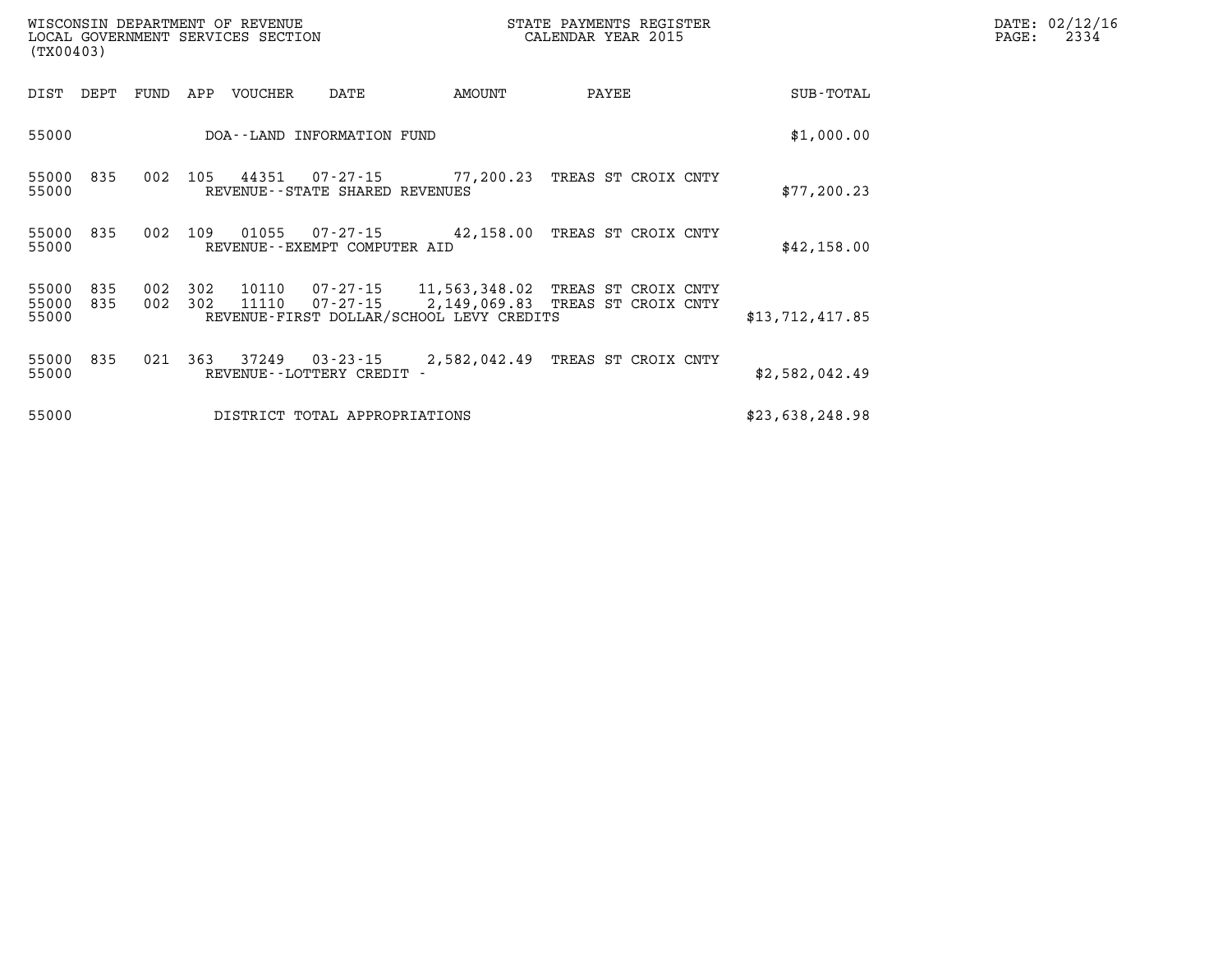WISCONSIN DEPARTMENT OF REVENUE
LOCAL GOVERNMENT SERVICES SECTION
(TX00403)

STATE PAYMENTS REGISTER
CALENDAR YEAR 2015

DATE: 02/12/16

| DIST | DEPT | FUND | APP | VOUCHER | DATE | AMOUNT | PAYEE | SUB-TOTAL |
|---|---|---|---|---|---|---|---|---|
| 55000 | | | | DOA--LAND INFORMATION FUND | | | | $1,000.00 |
| 55000 | 835 | 002 | 105 | 44351 | 07-27-15 | 77,200.23 | TREAS ST CROIX CNTY | |
| 55000 | | | | REVENUE--STATE SHARED REVENUES | | | | $77,200.23 |
| 55000 | 835 | 002 | 109 | 01055 | 07-27-15 | 42,158.00 | TREAS ST CROIX CNTY | |
| 55000 | | | | REVENUE--EXEMPT COMPUTER AID | | | | $42,158.00 |
| 55000 | 835 | 002 | 302 | 10110 | 07-27-15 | 11,563,348.02 | TREAS ST CROIX CNTY | |
| 55000 | 835 | 002 | 302 | 11110 | 07-27-15 | 2,149,069.83 | TREAS ST CROIX CNTY | |
| 55000 | | | | REVENUE-FIRST DOLLAR/SCHOOL LEVY CREDITS | | | | $13,712,417.85 |
| 55000 | 835 | 021 | 363 | 37249 | 03-23-15 | 2,582,042.49 | TREAS ST CROIX CNTY | |
| 55000 | | | | REVENUE--LOTTERY CREDIT - | | | | $2,582,042.49 |
| 55000 | | | | DISTRICT TOTAL APPROPRIATIONS | | | | $23,638,248.98 |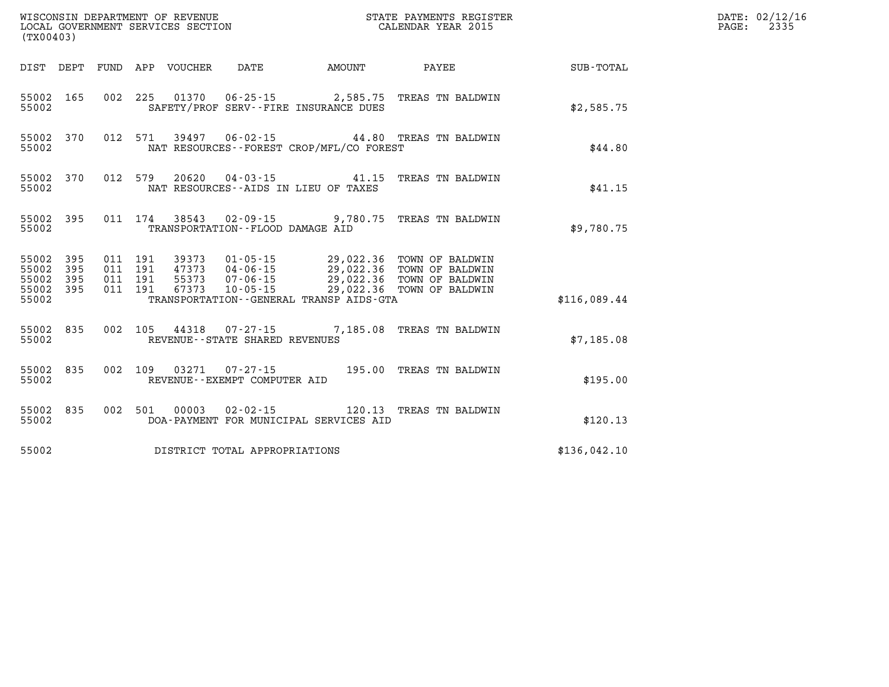WISCONSIN DEPARTMENT OF REVENUE
LOCAL GOVERNMENT SERVICES SECTION
(TX00403)

STATE PAYMENTS REGISTER
CALENDAR YEAR 2015

DATE: 02/12/16
PAGE: 2335

| DIST | DEPT | FUND | APP | VOUCHER | DATE | AMOUNT | PAYEE | SUB-TOTAL |
|---|---|---|---|---|---|---|---|---|
| 55002 | 165 | 002 | 225 | 01370 | 06-25-15 | 2,585.75 | TREAS TN BALDWIN | |
| 55002 | | | | SAFETY/PROF SERV--FIRE INSURANCE DUES | | | | $2,585.75 |
| 55002 | 370 | 012 | 571 | 39497 | 06-02-15 | 44.80 | TREAS TN BALDWIN | |
| 55002 | | | | NAT RESOURCES--FOREST CROP/MFL/CO FOREST | | | | $44.80 |
| 55002 | 370 | 012 | 579 | 20620 | 04-03-15 | 41.15 | TREAS TN BALDWIN | |
| 55002 | | | | NAT RESOURCES--AIDS IN LIEU OF TAXES | | | | $41.15 |
| 55002 | 395 | 011 | 174 | 38543 | 02-09-15 | 9,780.75 | TREAS TN BALDWIN | |
| 55002 | | | | TRANSPORTATION--FLOOD DAMAGE AID | | | | $9,780.75 |
| 55002 | 395 | 011 | 191 | 39373 | 01-05-15 | 29,022.36 | TOWN OF BALDWIN | |
| 55002 | 395 | 011 | 191 | 47373 | 04-06-15 | 29,022.36 | TOWN OF BALDWIN | |
| 55002 | 395 | 011 | 191 | 55373 | 07-06-15 | 29,022.36 | TOWN OF BALDWIN | |
| 55002 | 395 | 011 | 191 | 67373 | 10-05-15 | 29,022.36 | TOWN OF BALDWIN | |
| 55002 | | | | TRANSPORTATION--GENERAL TRANSP AIDS-GTA | | | | $116,089.44 |
| 55002 | 835 | 002 | 105 | 44318 | 07-27-15 | 7,185.08 | TREAS TN BALDWIN | |
| 55002 | | | | REVENUE--STATE SHARED REVENUES | | | | $7,185.08 |
| 55002 | 835 | 002 | 109 | 03271 | 07-27-15 | 195.00 | TREAS TN BALDWIN | |
| 55002 | | | | REVENUE--EXEMPT COMPUTER AID | | | | $195.00 |
| 55002 | 835 | 002 | 501 | 00003 | 02-02-15 | 120.13 | TREAS TN BALDWIN | |
| 55002 | | | | DOA-PAYMENT FOR MUNICIPAL SERVICES AID | | | | $120.13 |
| 55002 | | | | DISTRICT TOTAL APPROPRIATIONS | | | | $136,042.10 |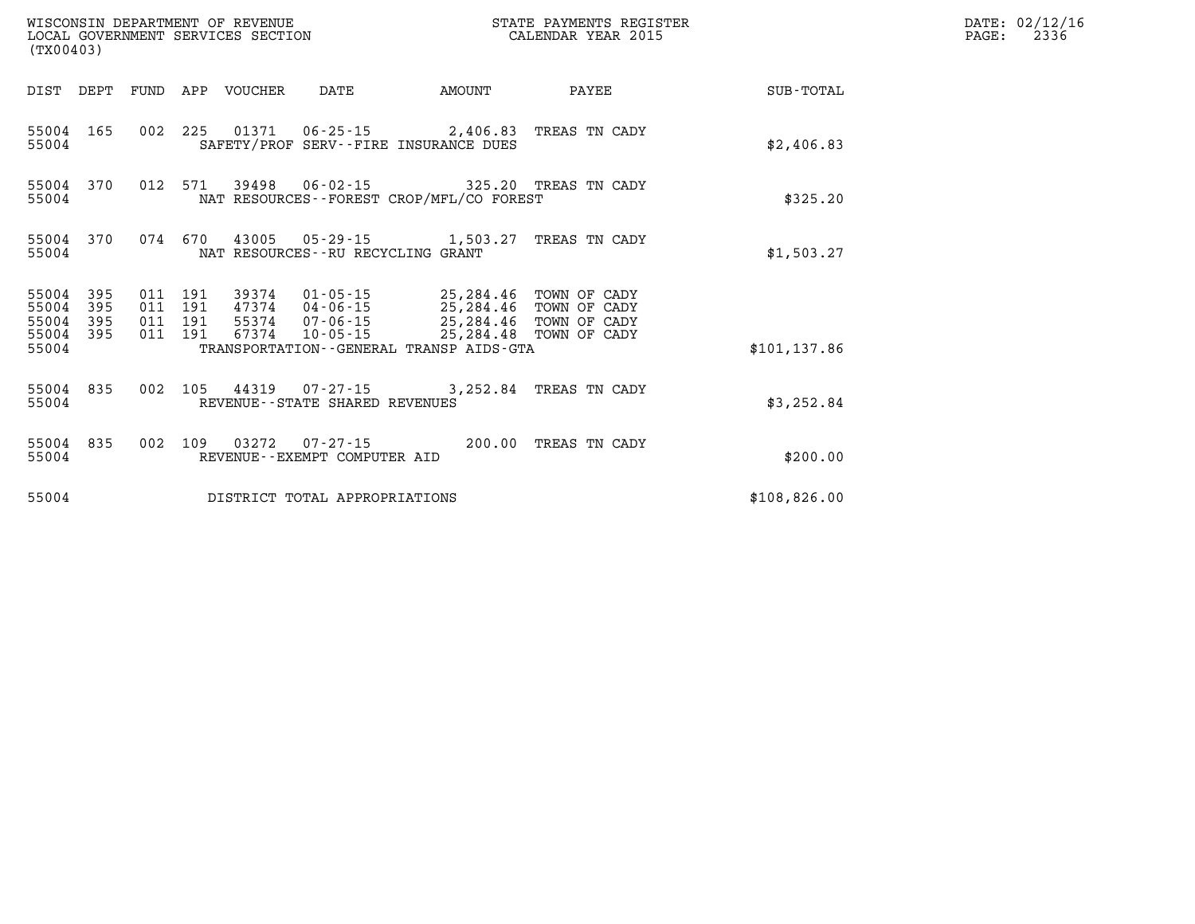WISCONSIN DEPARTMENT OF REVENUE
LOCAL GOVERNMENT SERVICES SECTION
(TX00403)

STATE PAYMENTS REGISTER
CALENDAR YEAR 2015

DATE: 02/12/16
PAGE: 2336

| DIST | DEPT | FUND | APP | VOUCHER | DATE | AMOUNT | PAYEE | SUB-TOTAL |
|---|---|---|---|---|---|---|---|---|
| 55004 | 165 | 002 | 225 | 01371 | 06-25-15 | 2,406.83 | TREAS TN CADY | |
| 55004 | | | | SAFETY/PROF SERV--FIRE INSURANCE DUES | | | | $2,406.83 |
| 55004 | 370 | 012 | 571 | 39498 | 06-02-15 | 325.20 | TREAS TN CADY | |
| 55004 | | | | NAT RESOURCES--FOREST CROP/MFL/CO FOREST | | | | $325.20 |
| 55004 | 370 | 074 | 670 | 43005 | 05-29-15 | 1,503.27 | TREAS TN CADY | |
| 55004 | | | | NAT RESOURCES--RU RECYCLING GRANT | | | | $1,503.27 |
| 55004 | 395 | 011 | 191 | 39374 | 01-05-15 | 25,284.46 | TOWN OF CADY | |
| 55004 | 395 | 011 | 191 | 47374 | 04-06-15 | 25,284.46 | TOWN OF CADY | |
| 55004 | 395 | 011 | 191 | 55374 | 07-06-15 | 25,284.46 | TOWN OF CADY | |
| 55004 | 395 | 011 | 191 | 67374 | 10-05-15 | 25,284.48 | TOWN OF CADY | |
| 55004 | | | | TRANSPORTATION--GENERAL TRANSP AIDS-GTA | | | | $101,137.86 |
| 55004 | 835 | 002 | 105 | 44319 | 07-27-15 | 3,252.84 | TREAS TN CADY | |
| 55004 | | | | REVENUE--STATE SHARED REVENUES | | | | $3,252.84 |
| 55004 | 835 | 002 | 109 | 03272 | 07-27-15 | 200.00 | TREAS TN CADY | |
| 55004 | | | | REVENUE--EXEMPT COMPUTER AID | | | | $200.00 |
| 55004 | | | | DISTRICT TOTAL APPROPRIATIONS | | | | $108,826.00 |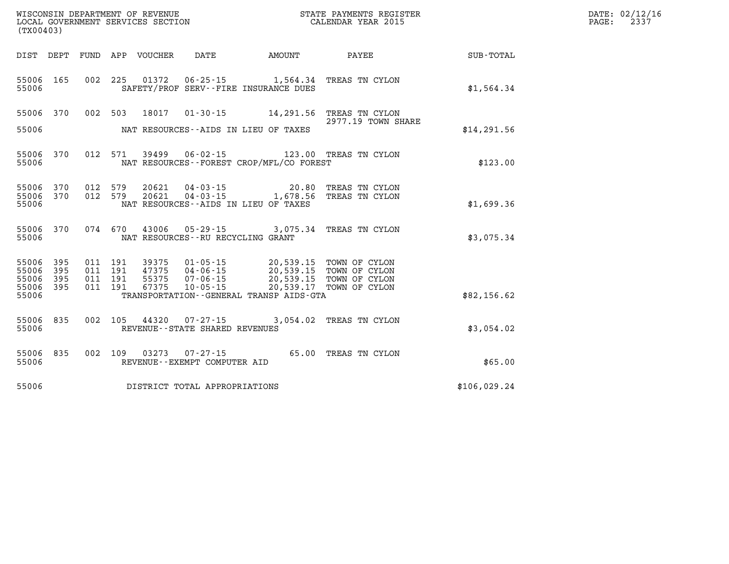WISCONSIN DEPARTMENT OF REVENUE
LOCAL GOVERNMENT SERVICES SECTION
(TX00403)

STATE PAYMENTS REGISTER
CALENDAR YEAR 2015

DATE: 02/12/16
PAGE: 2337

| DIST | DEPT | FUND | APP | VOUCHER | DATE | AMOUNT | PAYEE | SUB-TOTAL |
|---|---|---|---|---|---|---|---|---|
| 55006 | 165 | 002 | 225 | 01372 | 06-25-15 | 1,564.34 | TREAS TN CYLON | |
| 55006 | | | | | SAFETY/PROF SERV--FIRE INSURANCE DUES | | | $1,564.34 |
| 55006 | 370 | 002 | 503 | 18017 | 01-30-15 | 14,291.56 | TREAS TN CYLON 2977.19 TOWN SHARE | |
| 55006 | | | | | NAT RESOURCES--AIDS IN LIEU OF TAXES | | | $14,291.56 |
| 55006 | 370 | 012 | 571 | 39499 | 06-02-15 | 123.00 | TREAS TN CYLON | |
| 55006 | | | | | NAT RESOURCES--FOREST CROP/MFL/CO FOREST | | | $123.00 |
| 55006 | 370 | 012 | 579 | 20621 | 04-03-15 | 20.80 | TREAS TN CYLON | |
| 55006 | 370 | 012 | 579 | 20621 | 04-03-15 | 1,678.56 | TREAS TN CYLON | |
| 55006 | | | | | NAT RESOURCES--AIDS IN LIEU OF TAXES | | | $1,699.36 |
| 55006 | 370 | 074 | 670 | 43006 | 05-29-15 | 3,075.34 | TREAS TN CYLON | |
| 55006 | | | | | NAT RESOURCES--RU RECYCLING GRANT | | | $3,075.34 |
| 55006 | 395 | 011 | 191 | 39375 | 01-05-15 | 20,539.15 | TOWN OF CYLON | |
| 55006 | 395 | 011 | 191 | 47375 | 04-06-15 | 20,539.15 | TOWN OF CYLON | |
| 55006 | 395 | 011 | 191 | 55375 | 07-06-15 | 20,539.15 | TOWN OF CYLON | |
| 55006 | 395 | 011 | 191 | 67375 | 10-05-15 | 20,539.17 | TOWN OF CYLON | |
| 55006 | | | | | TRANSPORTATION--GENERAL TRANSP AIDS-GTA | | | $82,156.62 |
| 55006 | 835 | 002 | 105 | 44320 | 07-27-15 | 3,054.02 | TREAS TN CYLON | |
| 55006 | | | | | REVENUE--STATE SHARED REVENUES | | | $3,054.02 |
| 55006 | 835 | 002 | 109 | 03273 | 07-27-15 | 65.00 | TREAS TN CYLON | |
| 55006 | | | | | REVENUE--EXEMPT COMPUTER AID | | | $65.00 |
| 55006 | | | | | DISTRICT TOTAL APPROPRIATIONS | | | $106,029.24 |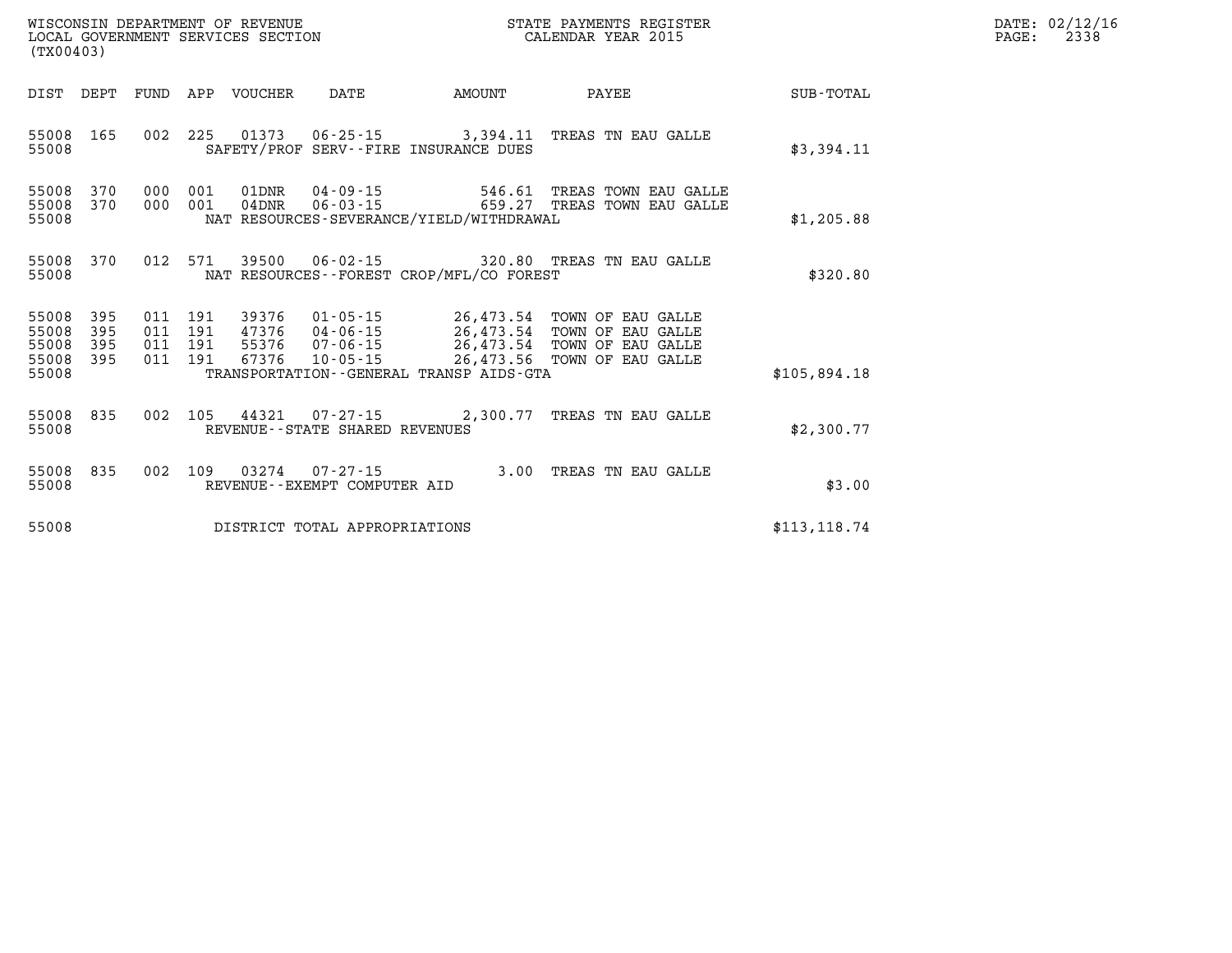WISCONSIN DEPARTMENT OF REVENUE
LOCAL GOVERNMENT SERVICES SECTION
(TX00403)

STATE PAYMENTS REGISTER
CALENDAR YEAR 2015

DATE: 02/12/16
PAGE: 2338

| DIST | DEPT | FUND | APP | VOUCHER | DATE | AMOUNT | PAYEE | SUB-TOTAL |
|---|---|---|---|---|---|---|---|---|
| 55008 | 165 | 002 | 225 | 01373 | 06-25-15 | 3,394.11 | TREAS TN EAU GALLE | |
| 55008 | | | | SAFETY/PROF SERV--FIRE INSURANCE DUES | | | | $3,394.11 |
| 55008 | 370 | 000 | 001 | 01DNR | 04-09-15 | 546.61 | TREAS TOWN EAU GALLE | |
| 55008 | 370 | 000 | 001 | 04DNR | 06-03-15 | 659.27 | TREAS TOWN EAU GALLE | |
| 55008 | | | | NAT RESOURCES-SEVERANCE/YIELD/WITHDRAWAL | | | | $1,205.88 |
| 55008 | 370 | 012 | 571 | 39500 | 06-02-15 | 320.80 | TREAS TN EAU GALLE | |
| 55008 | | | | NAT RESOURCES--FOREST CROP/MFL/CO FOREST | | | | $320.80 |
| 55008 | 395 | 011 | 191 | 39376 | 01-05-15 | 26,473.54 | TOWN OF EAU GALLE | |
| 55008 | 395 | 011 | 191 | 47376 | 04-06-15 | 26,473.54 | TOWN OF EAU GALLE | |
| 55008 | 395 | 011 | 191 | 55376 | 07-06-15 | 26,473.54 | TOWN OF EAU GALLE | |
| 55008 | 395 | 011 | 191 | 67376 | 10-05-15 | 26,473.56 | TOWN OF EAU GALLE | |
| 55008 | | | | TRANSPORTATION--GENERAL TRANSP AIDS-GTA | | | | $105,894.18 |
| 55008 | 835 | 002 | 105 | 44321 | 07-27-15 | 2,300.77 | TREAS TN EAU GALLE | |
| 55008 | | | | REVENUE--STATE SHARED REVENUES | | | | $2,300.77 |
| 55008 | 835 | 002 | 109 | 03274 | 07-27-15 | 3.00 | TREAS TN EAU GALLE | |
| 55008 | | | | REVENUE--EXEMPT COMPUTER AID | | | | $3.00 |
| 55008 | | | | DISTRICT TOTAL APPROPRIATIONS | | | | $113,118.74 |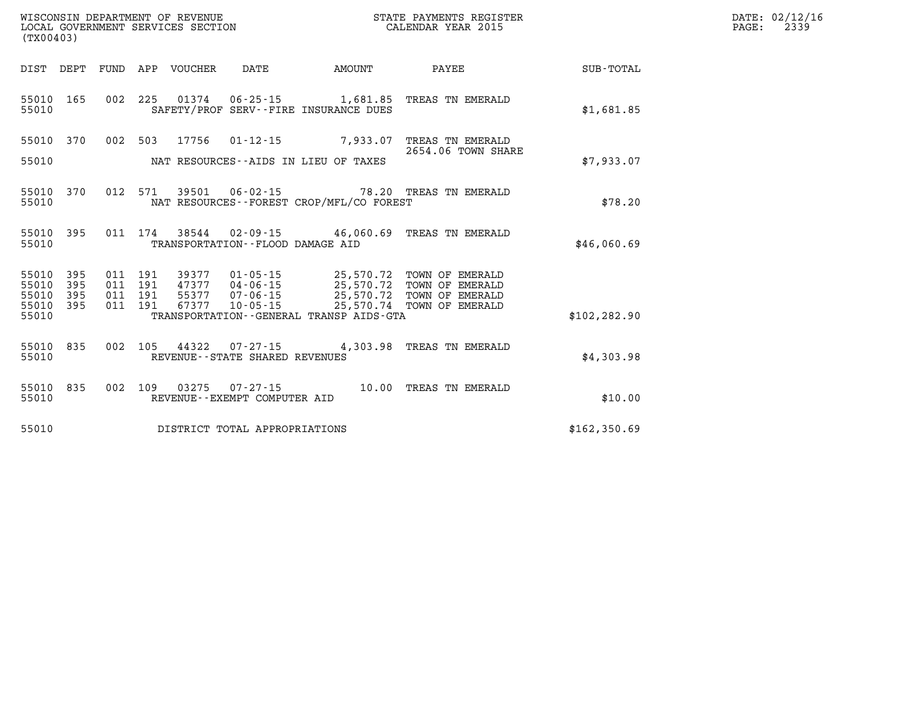WISCONSIN DEPARTMENT OF REVENUE
LOCAL GOVERNMENT SERVICES SECTION
(TX00403)

STATE PAYMENTS REGISTER
CALENDAR YEAR 2015

DATE: 02/12/16
PAGE: 2339

| DIST | DEPT | FUND | APP | VOUCHER | DATE | AMOUNT | PAYEE | SUB-TOTAL |
|---|---|---|---|---|---|---|---|---|
| 55010 | 165 | 002 | 225 | 01374 | 06-25-15 | 1,681.85 | TREAS TN EMERALD | |
| 55010 | | | | SAFETY/PROF SERV--FIRE INSURANCE DUES | | | | $1,681.85 |
| 55010 | 370 | 002 | 503 | 17756 | 01-12-15 | 7,933.07 | TREAS TN EMERALD 2654.06 TOWN SHARE | |
| 55010 | | | | NAT RESOURCES--AIDS IN LIEU OF TAXES | | | | $7,933.07 |
| 55010 | 370 | 012 | 571 | 39501 | 06-02-15 | 78.20 | TREAS TN EMERALD | |
| 55010 | | | | NAT RESOURCES--FOREST CROP/MFL/CO FOREST | | | | $78.20 |
| 55010 | 395 | 011 | 174 | 38544 | 02-09-15 | 46,060.69 | TREAS TN EMERALD | |
| 55010 | | | | TRANSPORTATION--FLOOD DAMAGE AID | | | | $46,060.69 |
| 55010 | 395 | 011 | 191 | 39377 | 01-05-15 | 25,570.72 | TOWN OF EMERALD | |
| 55010 | 395 | 011 | 191 | 47377 | 04-06-15 | 25,570.72 | TOWN OF EMERALD | |
| 55010 | 395 | 011 | 191 | 55377 | 07-06-15 | 25,570.72 | TOWN OF EMERALD | |
| 55010 | 395 | 011 | 191 | 67377 | 10-05-15 | 25,570.74 | TOWN OF EMERALD | |
| 55010 | | | | TRANSPORTATION--GENERAL TRANSP AIDS-GTA | | | | $102,282.90 |
| 55010 | 835 | 002 | 105 | 44322 | 07-27-15 | 4,303.98 | TREAS TN EMERALD | |
| 55010 | | | | REVENUE--STATE SHARED REVENUES | | | | $4,303.98 |
| 55010 | 835 | 002 | 109 | 03275 | 07-27-15 | 10.00 | TREAS TN EMERALD | |
| 55010 | | | | REVENUE--EXEMPT COMPUTER AID | | | | $10.00 |
| 55010 | | | | DISTRICT TOTAL APPROPRIATIONS | | | | $162,350.69 |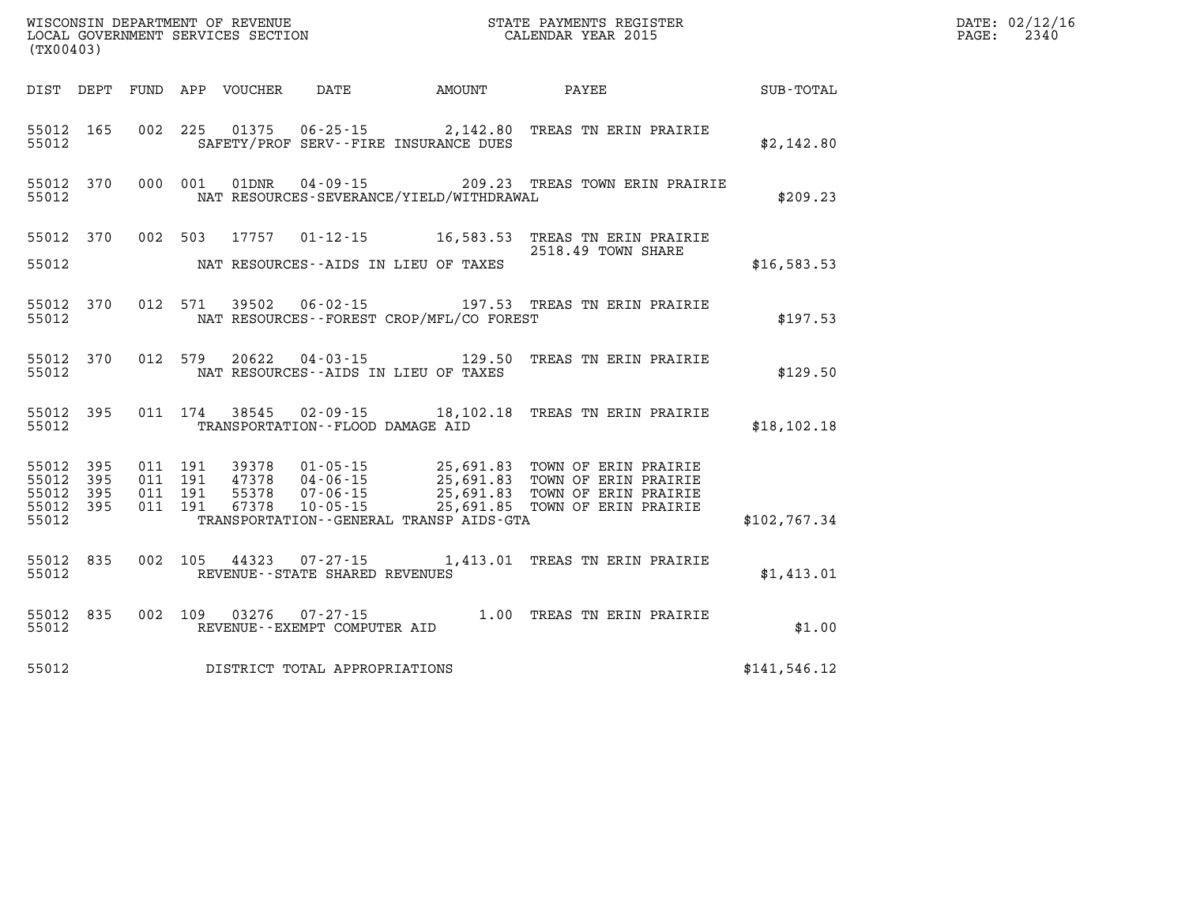WISCONSIN DEPARTMENT OF REVENUE
LOCAL GOVERNMENT SERVICES SECTION
(TX00403)

STATE PAYMENTS REGISTER
CALENDAR YEAR 2015

DATE: 02/12/16
PAGE: 2340

| DIST | DEPT | FUND | APP | VOUCHER | DATE | AMOUNT | PAYEE | SUB-TOTAL |
|---|---|---|---|---|---|---|---|---|
| 55012 | 165 | 002 | 225 | 01375 | 06-25-15 | 2,142.80 | TREAS TN ERIN PRAIRIE | |
| 55012 | | | | | SAFETY/PROF SERV--FIRE INSURANCE DUES | | | $2,142.80 |
| 55012 | 370 | 000 | 001 | 01DNR | 04-09-15 | 209.23 | TREAS TOWN ERIN PRAIRIE | |
| 55012 | | | | | NAT RESOURCES-SEVERANCE/YIELD/WITHDRAWAL | | | $209.23 |
| 55012 | 370 | 002 | 503 | 17757 | 01-12-15 | 16,583.53 | TREAS TN ERIN PRAIRIE 2518.49 TOWN SHARE | |
| 55012 | | | | | NAT RESOURCES--AIDS IN LIEU OF TAXES | | | $16,583.53 |
| 55012 | 370 | 012 | 571 | 39502 | 06-02-15 | 197.53 | TREAS TN ERIN PRAIRIE | |
| 55012 | | | | | NAT RESOURCES--FOREST CROP/MFL/CO FOREST | | | $197.53 |
| 55012 | 370 | 012 | 579 | 20622 | 04-03-15 | 129.50 | TREAS TN ERIN PRAIRIE | |
| 55012 | | | | | NAT RESOURCES--AIDS IN LIEU OF TAXES | | | $129.50 |
| 55012 | 395 | 011 | 174 | 38545 | 02-09-15 | 18,102.18 | TREAS TN ERIN PRAIRIE | |
| 55012 | | | | | TRANSPORTATION--FLOOD DAMAGE AID | | | $18,102.18 |
| 55012 | 395 | 011 | 191 | 39378 | 01-05-15 | 25,691.83 | TOWN OF ERIN PRAIRIE | |
| 55012 | 395 | 011 | 191 | 47378 | 04-06-15 | 25,691.83 | TOWN OF ERIN PRAIRIE | |
| 55012 | 395 | 011 | 191 | 55378 | 07-06-15 | 25,691.83 | TOWN OF ERIN PRAIRIE | |
| 55012 | 395 | 011 | 191 | 67378 | 10-05-15 | 25,691.85 | TOWN OF ERIN PRAIRIE | |
| 55012 | | | | | TRANSPORTATION--GENERAL TRANSP AIDS-GTA | | | $102,767.34 |
| 55012 | 835 | 002 | 105 | 44323 | 07-27-15 | 1,413.01 | TREAS TN ERIN PRAIRIE | |
| 55012 | | | | | REVENUE--STATE SHARED REVENUES | | | $1,413.01 |
| 55012 | 835 | 002 | 109 | 03276 | 07-27-15 | 1.00 | TREAS TN ERIN PRAIRIE | |
| 55012 | | | | | REVENUE--EXEMPT COMPUTER AID | | | $1.00 |
| 55012 | | | | | DISTRICT TOTAL APPROPRIATIONS | | | $141,546.12 |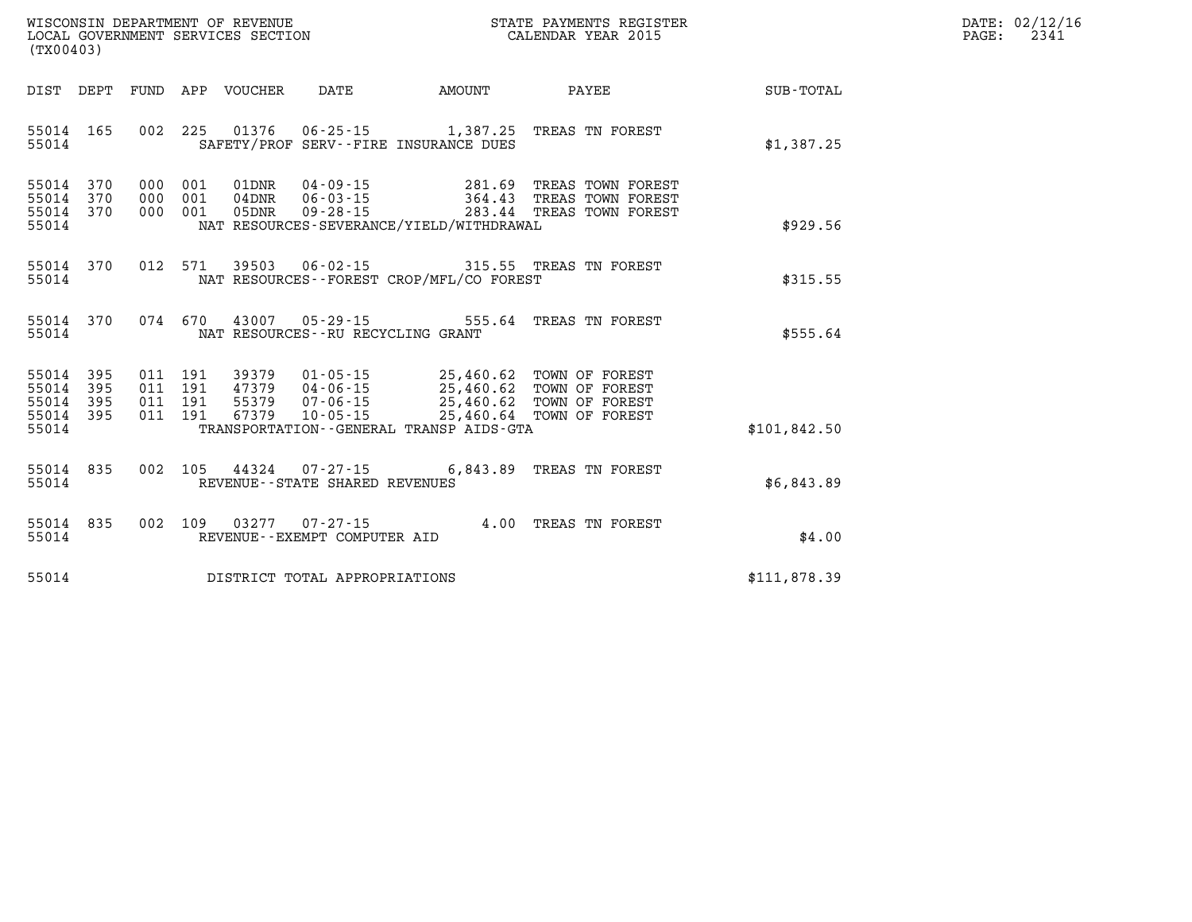WISCONSIN DEPARTMENT OF REVENUE
LOCAL GOVERNMENT SERVICES SECTION
(TX00403)

STATE PAYMENTS REGISTER
CALENDAR YEAR 2015

DATE: 02/12/16
PAGE: 2341

| DIST | DEPT | FUND | APP | VOUCHER | DATE | AMOUNT | PAYEE | SUB-TOTAL |
|---|---|---|---|---|---|---|---|---|
| 55014 | 165 | 002 | 225 | 01376 | 06-25-15 | 1,387.25 | TREAS TN FOREST | |
| 55014 | | | | SAFETY/PROF SERV--FIRE INSURANCE DUES | | | | $1,387.25 |
| 55014 | 370 | 000 | 001 | 01DNR | 04-09-15 | 281.69 | TREAS TOWN FOREST | |
| 55014 | 370 | 000 | 001 | 04DNR | 06-03-15 | 364.43 | TREAS TOWN FOREST | |
| 55014 | 370 | 000 | 001 | 05DNR | 09-28-15 | 283.44 | TREAS TOWN FOREST | |
| 55014 | | | | NAT RESOURCES-SEVERANCE/YIELD/WITHDRAWAL | | | | $929.56 |
| 55014 | 370 | 012 | 571 | 39503 | 06-02-15 | 315.55 | TREAS TN FOREST | |
| 55014 | | | | NAT RESOURCES--FOREST CROP/MFL/CO FOREST | | | | $315.55 |
| 55014 | 370 | 074 | 670 | 43007 | 05-29-15 | 555.64 | TREAS TN FOREST | |
| 55014 | | | | NAT RESOURCES--RU RECYCLING GRANT | | | | $555.64 |
| 55014 | 395 | 011 | 191 | 39379 | 01-05-15 | 25,460.62 | TOWN OF FOREST | |
| 55014 | 395 | 011 | 191 | 47379 | 04-06-15 | 25,460.62 | TOWN OF FOREST | |
| 55014 | 395 | 011 | 191 | 55379 | 07-06-15 | 25,460.62 | TOWN OF FOREST | |
| 55014 | 395 | 011 | 191 | 67379 | 10-05-15 | 25,460.64 | TOWN OF FOREST | |
| 55014 | | | | TRANSPORTATION--GENERAL TRANSP AIDS-GTA | | | | $101,842.50 |
| 55014 | 835 | 002 | 105 | 44324 | 07-27-15 | 6,843.89 | TREAS TN FOREST | |
| 55014 | | | | REVENUE--STATE SHARED REVENUES | | | | $6,843.89 |
| 55014 | 835 | 002 | 109 | 03277 | 07-27-15 | 4.00 | TREAS TN FOREST | |
| 55014 | | | | REVENUE--EXEMPT COMPUTER AID | | | | $4.00 |
| 55014 | | | | DISTRICT TOTAL APPROPRIATIONS | | | | $111,878.39 |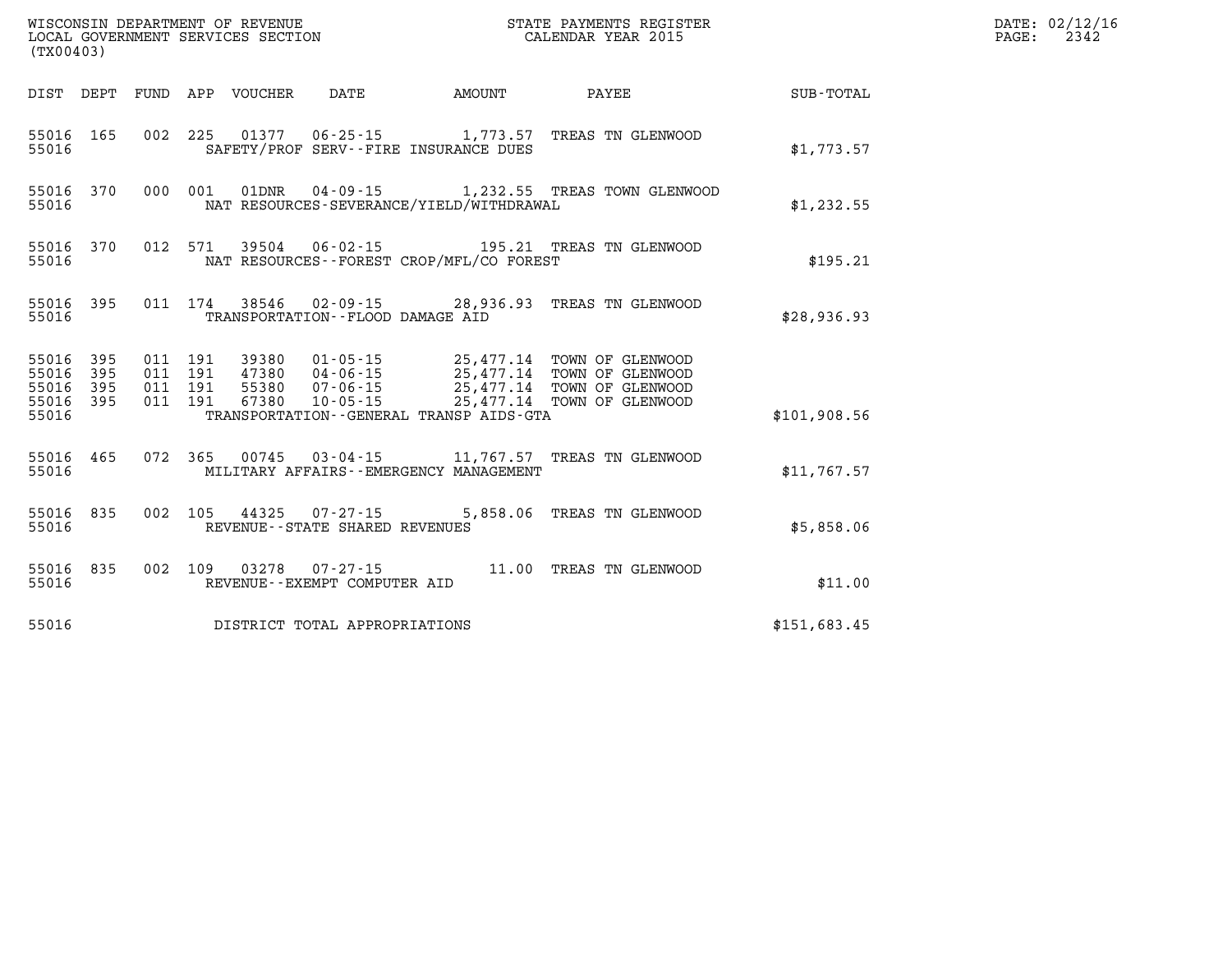WISCONSIN DEPARTMENT OF REVENUE
LOCAL GOVERNMENT SERVICES SECTION
(TX00403)

STATE PAYMENTS REGISTER
CALENDAR YEAR 2015

DATE: 02/12/16
PAGE: 2342

| DIST | DEPT | FUND | APP | VOUCHER | DATE | AMOUNT | PAYEE | SUB-TOTAL |
|---|---|---|---|---|---|---|---|---|
| 55016 | 165 | 002 | 225 | 01377 | 06-25-15 | 1,773.57 | TREAS TN GLENWOOD | |
| 55016 | | | | SAFETY/PROF SERV--FIRE INSURANCE DUES | | | | $1,773.57 |
| 55016 | 370 | 000 | 001 | 01DNR | 04-09-15 | 1,232.55 | TREAS TOWN GLENWOOD | |
| 55016 | | | | NAT RESOURCES-SEVERANCE/YIELD/WITHDRAWAL | | | | $1,232.55 |
| 55016 | 370 | 012 | 571 | 39504 | 06-02-15 | 195.21 | TREAS TN GLENWOOD | |
| 55016 | | | | NAT RESOURCES--FOREST CROP/MFL/CO FOREST | | | | $195.21 |
| 55016 | 395 | 011 | 174 | 38546 | 02-09-15 | 28,936.93 | TREAS TN GLENWOOD | |
| 55016 | | | | TRANSPORTATION--FLOOD DAMAGE AID | | | | $28,936.93 |
| 55016 | 395 | 011 | 191 | 39380 | 01-05-15 | 25,477.14 | TOWN OF GLENWOOD | |
| 55016 | 395 | 011 | 191 | 47380 | 04-06-15 | 25,477.14 | TOWN OF GLENWOOD | |
| 55016 | 395 | 011 | 191 | 55380 | 07-06-15 | 25,477.14 | TOWN OF GLENWOOD | |
| 55016 | 395 | 011 | 191 | 67380 | 10-05-15 | 25,477.14 | TOWN OF GLENWOOD | |
| 55016 | | | | TRANSPORTATION--GENERAL TRANSP AIDS-GTA | | | | $101,908.56 |
| 55016 | 465 | 072 | 365 | 00745 | 03-04-15 | 11,767.57 | TREAS TN GLENWOOD | |
| 55016 | | | | MILITARY AFFAIRS--EMERGENCY MANAGEMENT | | | | $11,767.57 |
| 55016 | 835 | 002 | 105 | 44325 | 07-27-15 | 5,858.06 | TREAS TN GLENWOOD | |
| 55016 | | | | REVENUE--STATE SHARED REVENUES | | | | $5,858.06 |
| 55016 | 835 | 002 | 109 | 03278 | 07-27-15 | 11.00 | TREAS TN GLENWOOD | |
| 55016 | | | | REVENUE--EXEMPT COMPUTER AID | | | | $11.00 |
| 55016 | | | | DISTRICT TOTAL APPROPRIATIONS | | | | $151,683.45 |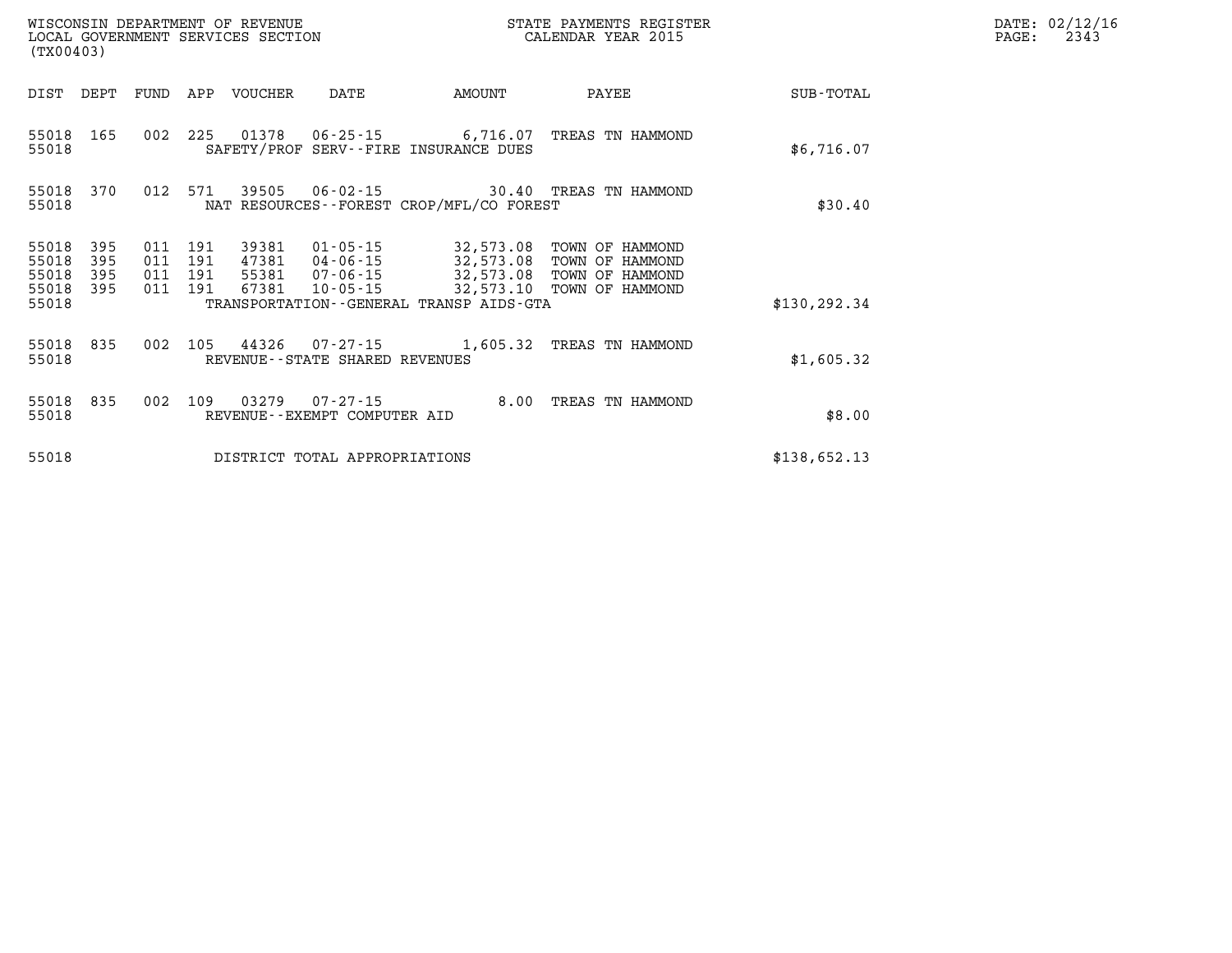| DIST | DEPT | FUND | APP | VOUCHER | DATE | AMOUNT | PAYEE | SUB-TOTAL |
|---|---|---|---|---|---|---|---|---|
| 55018 | 165 | 002 | 225 | 01378 | 06-25-15 | 6,716.07 | TREAS TN HAMMOND | |
| 55018 | | | | SAFETY/PROF SERV--FIRE INSURANCE DUES | | | | $6,716.07 |
| 55018 | 370 | 012 | 571 | 39505 | 06-02-15 | 30.40 | TREAS TN HAMMOND | |
| 55018 | | | | NAT RESOURCES--FOREST CROP/MFL/CO FOREST | | | | $30.40 |
| 55018 | 395 | 011 | 191 | 39381 | 01-05-15 | 32,573.08 | TOWN OF HAMMOND | |
| 55018 | 395 | 011 | 191 | 47381 | 04-06-15 | 32,573.08 | TOWN OF HAMMOND | |
| 55018 | 395 | 011 | 191 | 55381 | 07-06-15 | 32,573.08 | TOWN OF HAMMOND | |
| 55018 | 395 | 011 | 191 | 67381 | 10-05-15 | 32,573.10 | TOWN OF HAMMOND | |
| 55018 | | | | TRANSPORTATION--GENERAL TRANSP AIDS-GTA | | | | $130,292.34 |
| 55018 | 835 | 002 | 105 | 44326 | 07-27-15 | 1,605.32 | TREAS TN HAMMOND | |
| 55018 | | | | REVENUE--STATE SHARED REVENUES | | | | $1,605.32 |
| 55018 | 835 | 002 | 109 | 03279 | 07-27-15 | 8.00 | TREAS TN HAMMOND | |
| 55018 | | | | REVENUE--EXEMPT COMPUTER AID | | | | $8.00 |
| 55018 | | | | DISTRICT TOTAL APPROPRIATIONS | | | | $138,652.13 |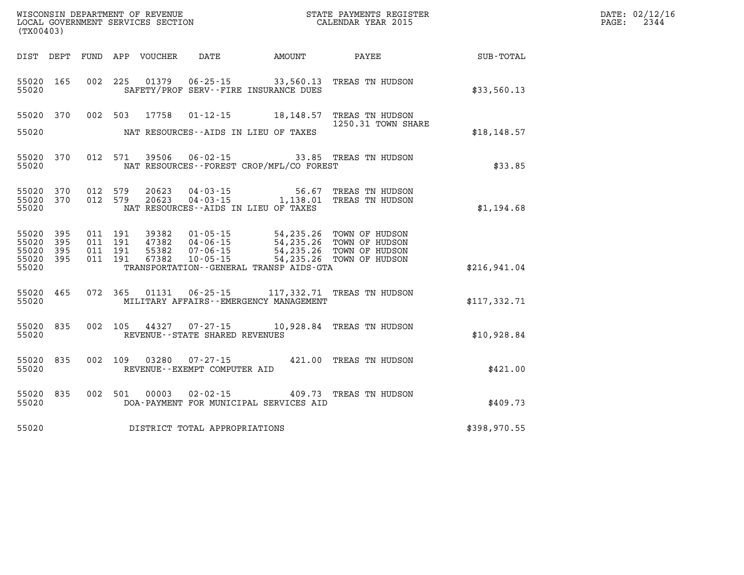WISCONSIN DEPARTMENT OF REVENUE
LOCAL GOVERNMENT SERVICES SECTION
(TX00403)

STATE PAYMENTS REGISTER
CALENDAR YEAR 2015

DATE: 02/12/16
PAGE: 2344

| DIST | DEPT | FUND | APP | VOUCHER | DATE | AMOUNT | PAYEE | SUB-TOTAL |
|---|---|---|---|---|---|---|---|---|
| 55020 | 165 | 002 | 225 | 01379 | 06-25-15 | 33,560.13 | TREAS TN HUDSON | |
| 55020 | | | | SAFETY/PROF SERV--FIRE INSURANCE DUES | | | | $33,560.13 |
| 55020 | 370 | 002 | 503 | 17758 | 01-12-15 | 18,148.57 | TREAS TN HUDSON 1250.31 TOWN SHARE | |
| 55020 | | | | NAT RESOURCES--AIDS IN LIEU OF TAXES | | | | $18,148.57 |
| 55020 | 370 | 012 | 571 | 39506 | 06-02-15 | 33.85 | TREAS TN HUDSON | |
| 55020 | | | | NAT RESOURCES--FOREST CROP/MFL/CO FOREST | | | | $33.85 |
| 55020 | 370 | 012 | 579 | 20623 | 04-03-15 | 56.67 | TREAS TN HUDSON | |
| 55020 | 370 | 012 | 579 | 20623 | 04-03-15 | 1,138.01 | TREAS TN HUDSON | |
| 55020 | | | | NAT RESOURCES--AIDS IN LIEU OF TAXES | | | | $1,194.68 |
| 55020 | 395 | 011 | 191 | 39382 | 01-05-15 | 54,235.26 | TOWN OF HUDSON | |
| 55020 | 395 | 011 | 191 | 47382 | 04-06-15 | 54,235.26 | TOWN OF HUDSON | |
| 55020 | 395 | 011 | 191 | 55382 | 07-06-15 | 54,235.26 | TOWN OF HUDSON | |
| 55020 | 395 | 011 | 191 | 67382 | 10-05-15 | 54,235.26 | TOWN OF HUDSON | |
| 55020 | | | | TRANSPORTATION--GENERAL TRANSP AIDS-GTA | | | | $216,941.04 |
| 55020 | 465 | 072 | 365 | 01131 | 06-25-15 | 117,332.71 | TREAS TN HUDSON | |
| 55020 | | | | MILITARY AFFAIRS--EMERGENCY MANAGEMENT | | | | $117,332.71 |
| 55020 | 835 | 002 | 105 | 44327 | 07-27-15 | 10,928.84 | TREAS TN HUDSON | |
| 55020 | | | | REVENUE--STATE SHARED REVENUES | | | | $10,928.84 |
| 55020 | 835 | 002 | 109 | 03280 | 07-27-15 | 421.00 | TREAS TN HUDSON | |
| 55020 | | | | REVENUE--EXEMPT COMPUTER AID | | | | $421.00 |
| 55020 | 835 | 002 | 501 | 00003 | 02-02-15 | 409.73 | TREAS TN HUDSON | |
| 55020 | | | | DOA-PAYMENT FOR MUNICIPAL SERVICES AID | | | | $409.73 |
| 55020 | | | | DISTRICT TOTAL APPROPRIATIONS | | | | $398,970.55 |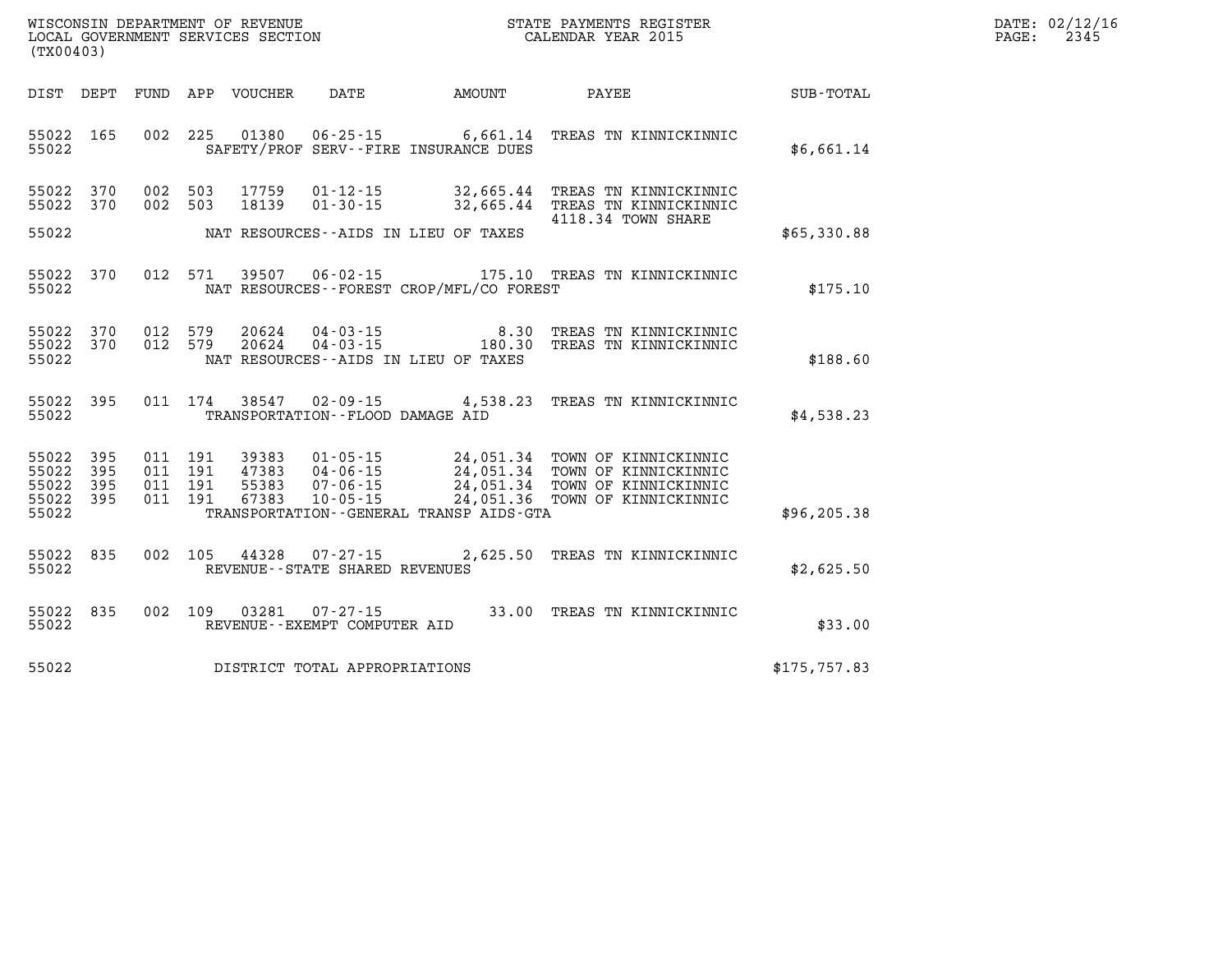WISCONSIN DEPARTMENT OF REVENUE
LOCAL GOVERNMENT SERVICES SECTION
(TX00403)

STATE PAYMENTS REGISTER
CALENDAR YEAR 2015

DATE: 02/12/16
PAGE: 2345

| DIST | DEPT | FUND | APP | VOUCHER | DATE | AMOUNT | PAYEE | SUB-TOTAL |
|---|---|---|---|---|---|---|---|---|
| 55022 | 165 | 002 | 225 | 01380 | 06-25-15 | 6,661.14 | TREAS TN KINNICKINNIC | |
| 55022 | | | | | SAFETY/PROF SERV--FIRE INSURANCE DUES | | | $6,661.14 |
| 55022 | 370 | 002 | 503 | 17759 | 01-12-15 | 32,665.44 | TREAS TN KINNICKINNIC | |
| 55022 | 370 | 002 | 503 | 18139 | 01-30-15 | 32,665.44 | TREAS TN KINNICKINNIC | |
| | | | | | | | 4118.34 TOWN SHARE | |
| 55022 | | | | | NAT RESOURCES--AIDS IN LIEU OF TAXES | | | $65,330.88 |
| 55022 | 370 | 012 | 571 | 39507 | 06-02-15 | 175.10 | TREAS TN KINNICKINNIC | |
| 55022 | | | | | NAT RESOURCES--FOREST CROP/MFL/CO FOREST | | | $175.10 |
| 55022 | 370 | 012 | 579 | 20624 | 04-03-15 | 8.30 | TREAS TN KINNICKINNIC | |
| 55022 | 370 | 012 | 579 | 20624 | 04-03-15 | 180.30 | TREAS TN KINNICKINNIC | |
| 55022 | | | | | NAT RESOURCES--AIDS IN LIEU OF TAXES | | | $188.60 |
| 55022 | 395 | 011 | 174 | 38547 | 02-09-15 | 4,538.23 | TREAS TN KINNICKINNIC | |
| 55022 | | | | | TRANSPORTATION--FLOOD DAMAGE AID | | | $4,538.23 |
| 55022 | 395 | 011 | 191 | 39383 | 01-05-15 | 24,051.34 | TOWN OF KINNICKINNIC | |
| 55022 | 395 | 011 | 191 | 47383 | 04-06-15 | 24,051.34 | TOWN OF KINNICKINNIC | |
| 55022 | 395 | 011 | 191 | 55383 | 07-06-15 | 24,051.34 | TOWN OF KINNICKINNIC | |
| 55022 | 395 | 011 | 191 | 67383 | 10-05-15 | 24,051.36 | TOWN OF KINNICKINNIC | |
| 55022 | | | | | TRANSPORTATION--GENERAL TRANSP AIDS-GTA | | | $96,205.38 |
| 55022 | 835 | 002 | 105 | 44328 | 07-27-15 | 2,625.50 | TREAS TN KINNICKINNIC | |
| 55022 | | | | | REVENUE--STATE SHARED REVENUES | | | $2,625.50 |
| 55022 | 835 | 002 | 109 | 03281 | 07-27-15 | 33.00 | TREAS TN KINNICKINNIC | |
| 55022 | | | | | REVENUE--EXEMPT COMPUTER AID | | | $33.00 |
| 55022 | | | | | DISTRICT TOTAL APPROPRIATIONS | | | $175,757.83 |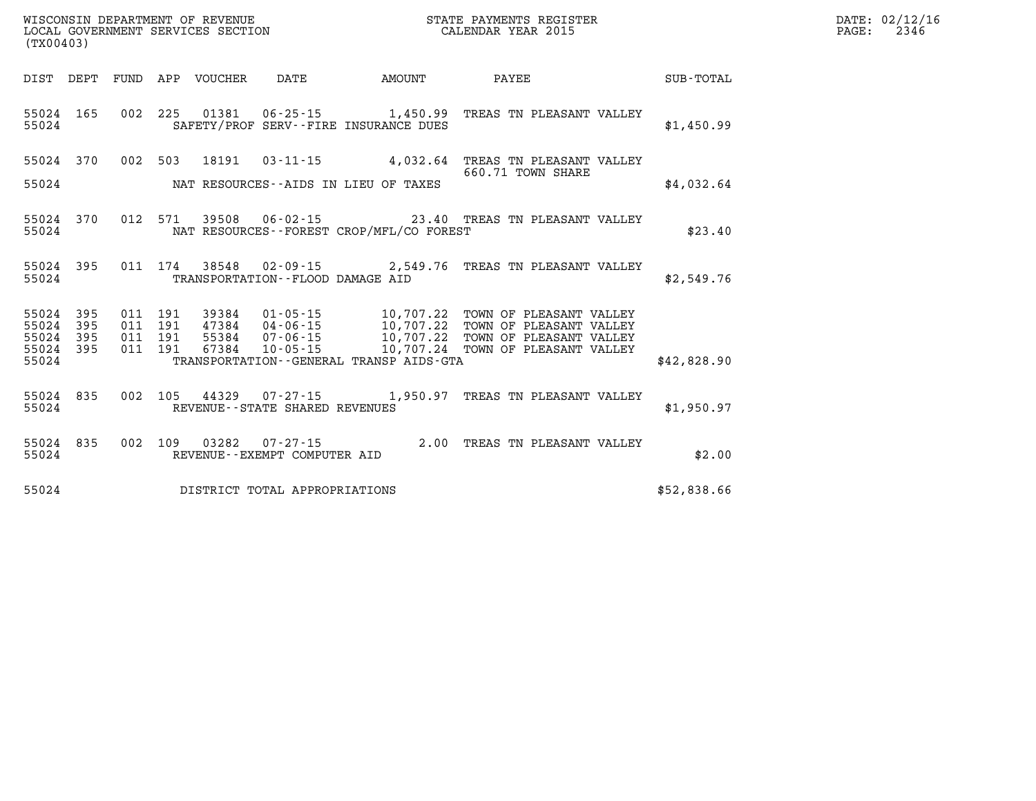WISCONSIN DEPARTMENT OF REVENUE
LOCAL GOVERNMENT SERVICES SECTION
(TX00403)

STATE PAYMENTS REGISTER
CALENDAR YEAR 2015

DATE: 02/12/16
PAGE: 2346

| DIST | DEPT | FUND | APP | VOUCHER | DATE | AMOUNT | PAYEE | SUB-TOTAL |
|---|---|---|---|---|---|---|---|---|
| 55024 | 165 | 002 | 225 | 01381 | 06-25-15 | 1,450.99 | TREAS TN PLEASANT VALLEY | |
| 55024 | | | | | SAFETY/PROF SERV--FIRE INSURANCE DUES | | | $1,450.99 |
| 55024 | 370 | 002 | 503 | 18191 | 03-11-15 | 4,032.64 | TREAS TN PLEASANT VALLEY 660.71 TOWN SHARE | |
| 55024 | | | | | NAT RESOURCES--AIDS IN LIEU OF TAXES | | | $4,032.64 |
| 55024 | 370 | 012 | 571 | 39508 | 06-02-15 | 23.40 | TREAS TN PLEASANT VALLEY | |
| 55024 | | | | | NAT RESOURCES--FOREST CROP/MFL/CO FOREST | | | $23.40 |
| 55024 | 395 | 011 | 174 | 38548 | 02-09-15 | 2,549.76 | TREAS TN PLEASANT VALLEY | |
| 55024 | | | | | TRANSPORTATION--FLOOD DAMAGE AID | | | $2,549.76 |
| 55024 | 395 | 011 | 191 | 39384 | 01-05-15 | 10,707.22 | TOWN OF PLEASANT VALLEY | |
| 55024 | 395 | 011 | 191 | 47384 | 04-06-15 | 10,707.22 | TOWN OF PLEASANT VALLEY | |
| 55024 | 395 | 011 | 191 | 55384 | 07-06-15 | 10,707.22 | TOWN OF PLEASANT VALLEY | |
| 55024 | 395 | 011 | 191 | 67384 | 10-05-15 | 10,707.24 | TOWN OF PLEASANT VALLEY | |
| 55024 | | | | | TRANSPORTATION--GENERAL TRANSP AIDS-GTA | | | $42,828.90 |
| 55024 | 835 | 002 | 105 | 44329 | 07-27-15 | 1,950.97 | TREAS TN PLEASANT VALLEY | |
| 55024 | | | | | REVENUE--STATE SHARED REVENUES | | | $1,950.97 |
| 55024 | 835 | 002 | 109 | 03282 | 07-27-15 | 2.00 | TREAS TN PLEASANT VALLEY | |
| 55024 | | | | | REVENUE--EXEMPT COMPUTER AID | | | $2.00 |
| 55024 | | | | | DISTRICT TOTAL APPROPRIATIONS | | | $52,838.66 |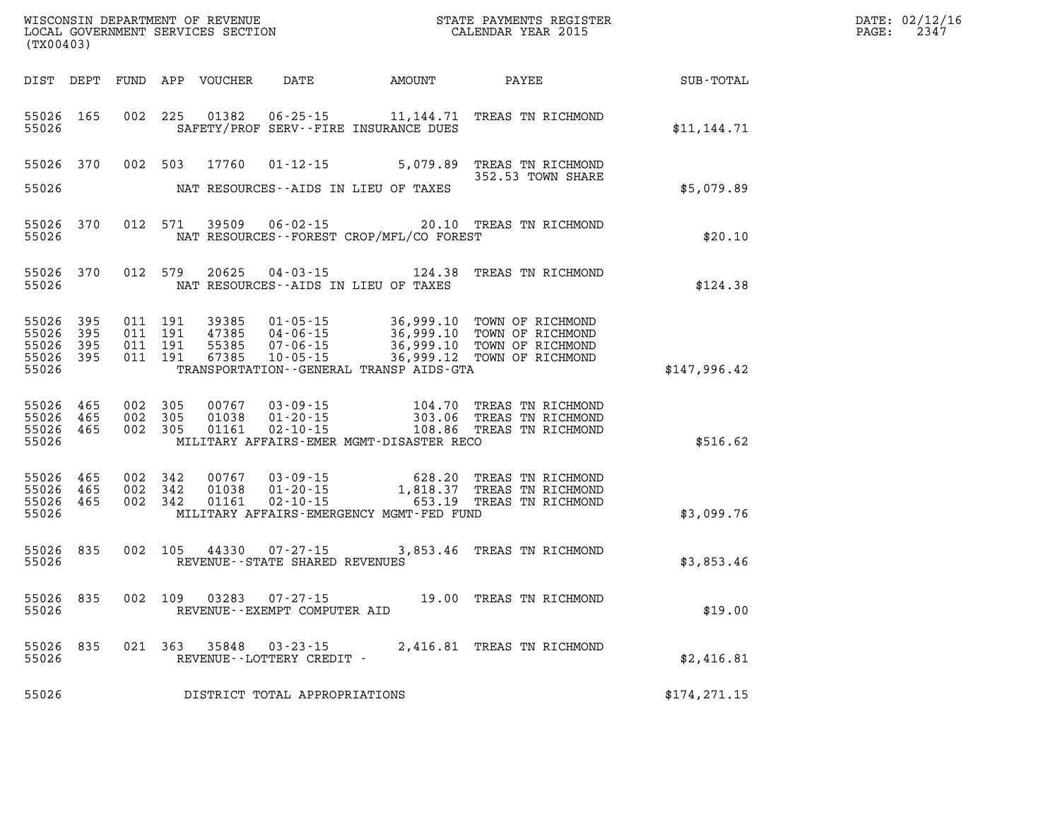WISCONSIN DEPARTMENT OF REVENUE
LOCAL GOVERNMENT SERVICES SECTION
(TX00403)

STATE PAYMENTS REGISTER
CALENDAR YEAR 2015

DATE: 02/12/16
PAGE: 2347

| DIST | DEPT | FUND | APP | VOUCHER | DATE | AMOUNT | PAYEE | SUB-TOTAL |
|---|---|---|---|---|---|---|---|---|
| 55026 | 165 | 002 | 225 | 01382 | 06-25-15 | 11,144.71 | TREAS TN RICHMOND | |
| 55026 | | | | | SAFETY/PROF SERV--FIRE INSURANCE DUES | | | $11,144.71 |
| 55026 | 370 | 002 | 503 | 17760 | 01-12-15 | 5,079.89 | TREAS TN RICHMOND 352.53 TOWN SHARE | |
| 55026 | | | | | NAT RESOURCES--AIDS IN LIEU OF TAXES | | | $5,079.89 |
| 55026 | 370 | 012 | 571 | 39509 | 06-02-15 | 20.10 | TREAS TN RICHMOND | |
| 55026 | | | | | NAT RESOURCES--FOREST CROP/MFL/CO FOREST | | | $20.10 |
| 55026 | 370 | 012 | 579 | 20625 | 04-03-15 | 124.38 | TREAS TN RICHMOND | |
| 55026 | | | | | NAT RESOURCES--AIDS IN LIEU OF TAXES | | | $124.38 |
| 55026 | 395 | 011 | 191 | 39385 | 01-05-15 | 36,999.10 | TOWN OF RICHMOND | |
| 55026 | 395 | 011 | 191 | 47385 | 04-06-15 | 36,999.10 | TOWN OF RICHMOND | |
| 55026 | 395 | 011 | 191 | 55385 | 07-06-15 | 36,999.10 | TOWN OF RICHMOND | |
| 55026 | 395 | 011 | 191 | 67385 | 10-05-15 | 36,999.12 | TOWN OF RICHMOND | |
| 55026 | | | | | TRANSPORTATION--GENERAL TRANSP AIDS-GTA | | | $147,996.42 |
| 55026 | 465 | 002 | 305 | 00767 | 03-09-15 | 104.70 | TREAS TN RICHMOND | |
| 55026 | 465 | 002 | 305 | 01038 | 01-20-15 | 303.06 | TREAS TN RICHMOND | |
| 55026 | 465 | 002 | 305 | 01161 | 02-10-15 | 108.86 | TREAS TN RICHMOND | |
| 55026 | | | | | MILITARY AFFAIRS-EMER MGMT-DISASTER RECO | | | $516.62 |
| 55026 | 465 | 002 | 342 | 00767 | 03-09-15 | 628.20 | TREAS TN RICHMOND | |
| 55026 | 465 | 002 | 342 | 01038 | 01-20-15 | 1,818.37 | TREAS TN RICHMOND | |
| 55026 | 465 | 002 | 342 | 01161 | 02-10-15 | 653.19 | TREAS TN RICHMOND | |
| 55026 | | | | | MILITARY AFFAIRS-EMERGENCY MGMT-FED FUND | | | $3,099.76 |
| 55026 | 835 | 002 | 105 | 44330 | 07-27-15 | 3,853.46 | TREAS TN RICHMOND | |
| 55026 | | | | | REVENUE--STATE SHARED REVENUES | | | $3,853.46 |
| 55026 | 835 | 002 | 109 | 03283 | 07-27-15 | 19.00 | TREAS TN RICHMOND | |
| 55026 | | | | | REVENUE--EXEMPT COMPUTER AID | | | $19.00 |
| 55026 | 835 | 021 | 363 | 35848 | 03-23-15 | 2,416.81 | TREAS TN RICHMOND | |
| 55026 | | | | | REVENUE--LOTTERY CREDIT - | | | $2,416.81 |
| 55026 | | | | | DISTRICT TOTAL APPROPRIATIONS | | | $174,271.15 |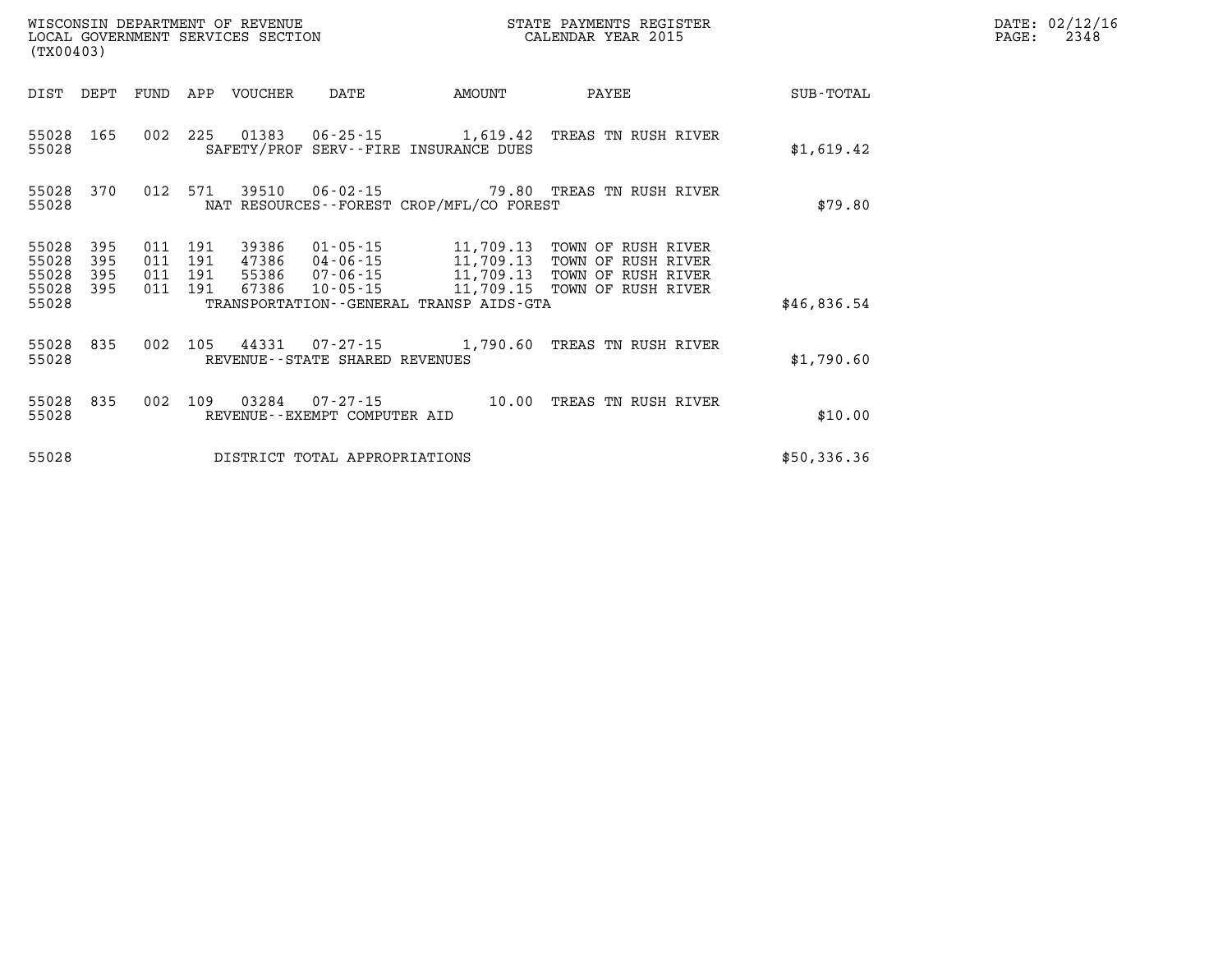| DIST | DEPT | FUND | APP | VOUCHER | DATE | AMOUNT | PAYEE | SUB-TOTAL |
|---|---|---|---|---|---|---|---|---|
| 55028 | 165 | 002 | 225 | 01383 | 06-25-15 | 1,619.42 | TREAS TN RUSH RIVER | |
| 55028 | | | | | SAFETY/PROF SERV--FIRE INSURANCE DUES | | | $1,619.42 |
| 55028 | 370 | 012 | 571 | 39510 | 06-02-15 | 79.80 | TREAS TN RUSH RIVER | |
| 55028 | | | | | NAT RESOURCES--FOREST CROP/MFL/CO FOREST | | | $79.80 |
| 55028 | 395 | 011 | 191 | 39386 | 01-05-15 | 11,709.13 | TOWN OF RUSH RIVER | |
| 55028 | 395 | 011 | 191 | 47386 | 04-06-15 | 11,709.13 | TOWN OF RUSH RIVER | |
| 55028 | 395 | 011 | 191 | 55386 | 07-06-15 | 11,709.13 | TOWN OF RUSH RIVER | |
| 55028 | 395 | 011 | 191 | 67386 | 10-05-15 | 11,709.15 | TOWN OF RUSH RIVER | |
| 55028 | | | | | TRANSPORTATION--GENERAL TRANSP AIDS-GTA | | | $46,836.54 |
| 55028 | 835 | 002 | 105 | 44331 | 07-27-15 | 1,790.60 | TREAS TN RUSH RIVER | |
| 55028 | | | | | REVENUE--STATE SHARED REVENUES | | | $1,790.60 |
| 55028 | 835 | 002 | 109 | 03284 | 07-27-15 | 10.00 | TREAS TN RUSH RIVER | |
| 55028 | | | | | REVENUE--EXEMPT COMPUTER AID | | | $10.00 |
| 55028 | | | | | DISTRICT TOTAL APPROPRIATIONS | | | $50,336.36 |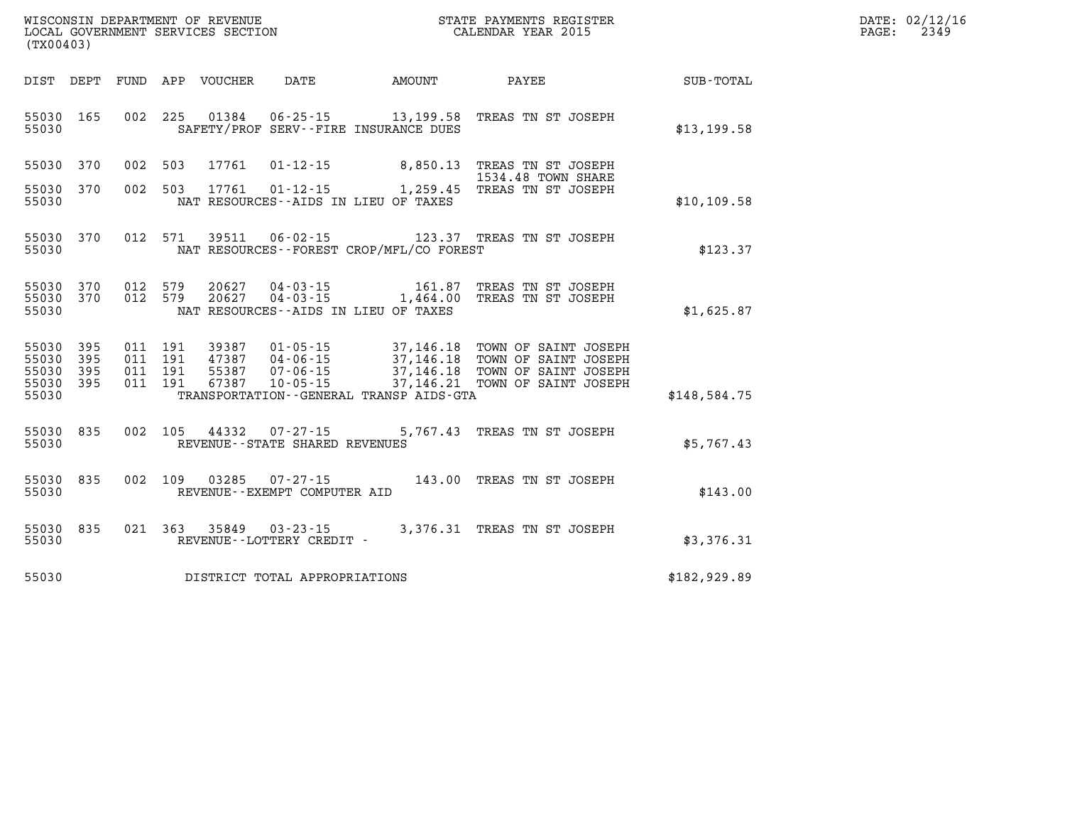WISCONSIN DEPARTMENT OF REVENUE
LOCAL GOVERNMENT SERVICES SECTION
(TX00403)

STATE PAYMENTS REGISTER
CALENDAR YEAR 2015

DATE: 02/12/16

| DIST | DEPT | FUND | APP | VOUCHER | DATE | AMOUNT | PAYEE | SUB-TOTAL |
|---|---|---|---|---|---|---|---|---|
| 55030 | 165 | 002 | 225 | 01384 | 06-25-15 | 13,199.58 | TREAS TN ST JOSEPH | |
| 55030 | | | | | SAFETY/PROF SERV--FIRE INSURANCE DUES | | | $13,199.58 |
| 55030 | 370 | 002 | 503 | 17761 | 01-12-15 | 8,850.13 | TREAS TN ST JOSEPH 1534.48 TOWN SHARE | |
| 55030 | 370 | 002 | 503 | 17761 | 01-12-15 | 1,259.45 | TREAS TN ST JOSEPH | |
| 55030 | | | | | NAT RESOURCES--AIDS IN LIEU OF TAXES | | | $10,109.58 |
| 55030 | 370 | 012 | 571 | 39511 | 06-02-15 | 123.37 | TREAS TN ST JOSEPH | |
| 55030 | | | | | NAT RESOURCES--FOREST CROP/MFL/CO FOREST | | | $123.37 |
| 55030 | 370 | 012 | 579 | 20627 | 04-03-15 | 161.87 | TREAS TN ST JOSEPH | |
| 55030 | 370 | 012 | 579 | 20627 | 04-03-15 | 1,464.00 | TREAS TN ST JOSEPH | |
| 55030 | | | | | NAT RESOURCES--AIDS IN LIEU OF TAXES | | | $1,625.87 |
| 55030 | 395 | 011 | 191 | 39387 | 01-05-15 | 37,146.18 | TOWN OF SAINT JOSEPH | |
| 55030 | 395 | 011 | 191 | 47387 | 04-06-15 | 37,146.18 | TOWN OF SAINT JOSEPH | |
| 55030 | 395 | 011 | 191 | 55387 | 07-06-15 | 37,146.18 | TOWN OF SAINT JOSEPH | |
| 55030 | 395 | 011 | 191 | 67387 | 10-05-15 | 37,146.21 | TOWN OF SAINT JOSEPH | |
| 55030 | | | | | TRANSPORTATION--GENERAL TRANSP AIDS-GTA | | | $148,584.75 |
| 55030 | 835 | 002 | 105 | 44332 | 07-27-15 | 5,767.43 | TREAS TN ST JOSEPH | |
| 55030 | | | | | REVENUE--STATE SHARED REVENUES | | | $5,767.43 |
| 55030 | 835 | 002 | 109 | 03285 | 07-27-15 | 143.00 | TREAS TN ST JOSEPH | |
| 55030 | | | | | REVENUE--EXEMPT COMPUTER AID | | | $143.00 |
| 55030 | 835 | 021 | 363 | 35849 | 03-23-15 | 3,376.31 | TREAS TN ST JOSEPH | |
| 55030 | | | | | REVENUE--LOTTERY CREDIT - | | | $3,376.31 |
| 55030 | | | | | DISTRICT TOTAL APPROPRIATIONS | | | $182,929.89 |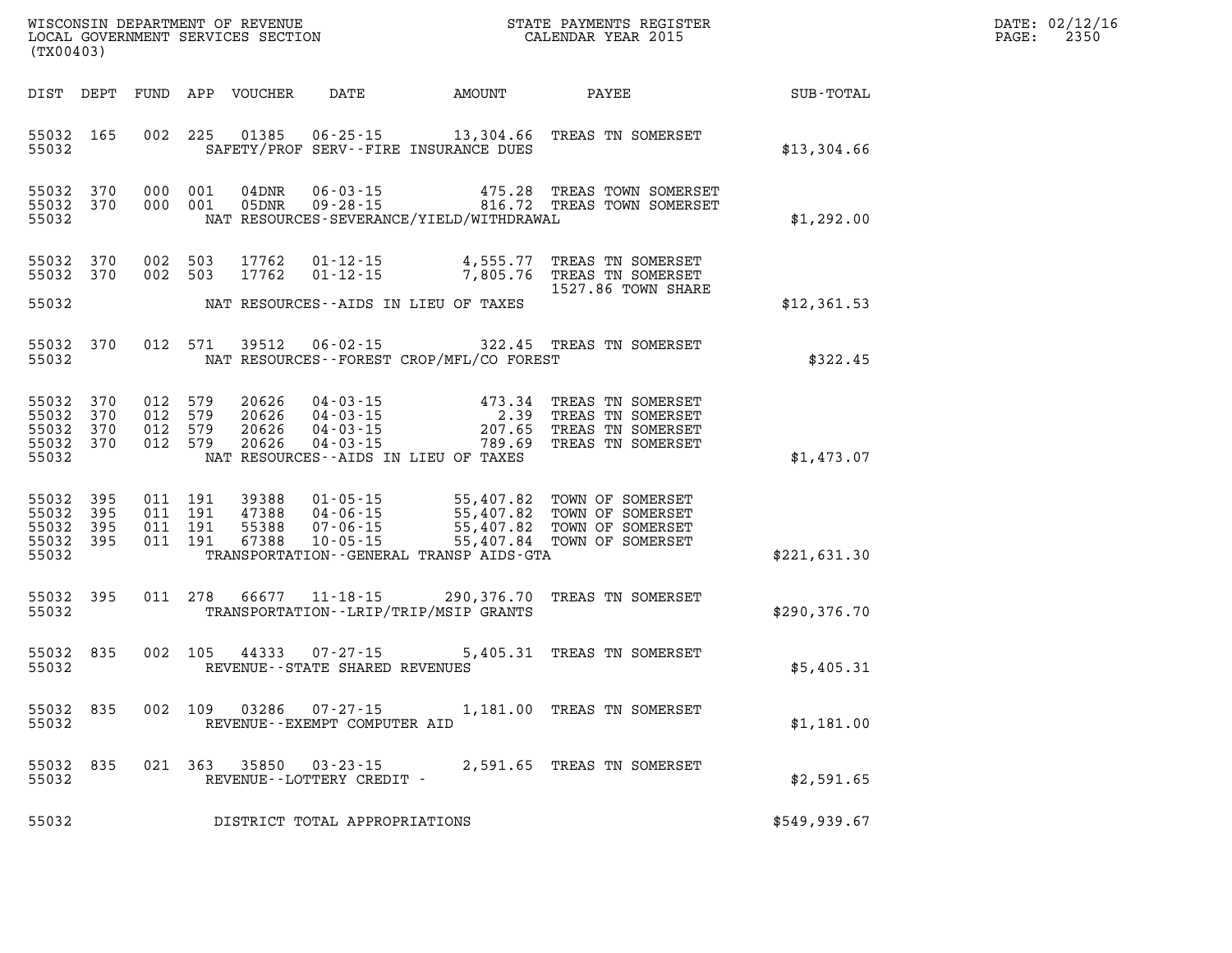WISCONSIN DEPARTMENT OF REVENUE
LOCAL GOVERNMENT SERVICES SECTION
(TX00403)

STATE PAYMENTS REGISTER
CALENDAR YEAR 2015

DATE: 02/12/16
PAGE: 2350

| DIST | DEPT | FUND | APP | VOUCHER | DATE | AMOUNT | PAYEE | SUB-TOTAL |
|---|---|---|---|---|---|---|---|---|
| 55032 | 165 | 002 | 225 | 01385 | 06-25-15 | 13,304.66 | TREAS TN SOMERSET | |
| 55032 | | | | SAFETY/PROF SERV--FIRE INSURANCE DUES | | | | $13,304.66 |
| 55032 | 370 | 000 | 001 | 04DNR | 06-03-15 | 475.28 | TREAS TOWN SOMERSET | |
| 55032 | 370 | 000 | 001 | 05DNR | 09-28-15 | 816.72 | TREAS TOWN SOMERSET | |
| 55032 | | | | NAT RESOURCES-SEVERANCE/YIELD/WITHDRAWAL | | | | $1,292.00 |
| 55032 | 370 | 002 | 503 | 17762 | 01-12-15 | 4,555.77 | TREAS TN SOMERSET | |
| 55032 | 370 | 002 | 503 | 17762 | 01-12-15 | 7,805.76 | TREAS TN SOMERSET 1527.86 TOWN SHARE | |
| 55032 | | | | NAT RESOURCES--AIDS IN LIEU OF TAXES | | | | $12,361.53 |
| 55032 | 370 | 012 | 571 | 39512 | 06-02-15 | 322.45 | TREAS TN SOMERSET | |
| 55032 | | | | NAT RESOURCES--FOREST CROP/MFL/CO FOREST | | | | $322.45 |
| 55032 | 370 | 012 | 579 | 20626 | 04-03-15 | 473.34 | TREAS TN SOMERSET | |
| 55032 | 370 | 012 | 579 | 20626 | 04-03-15 | 2.39 | TREAS TN SOMERSET | |
| 55032 | 370 | 012 | 579 | 20626 | 04-03-15 | 207.65 | TREAS TN SOMERSET | |
| 55032 | 370 | 012 | 579 | 20626 | 04-03-15 | 789.69 | TREAS TN SOMERSET | |
| 55032 | | | | NAT RESOURCES--AIDS IN LIEU OF TAXES | | | | $1,473.07 |
| 55032 | 395 | 011 | 191 | 39388 | 01-05-15 | 55,407.82 | TOWN OF SOMERSET | |
| 55032 | 395 | 011 | 191 | 47388 | 04-06-15 | 55,407.82 | TOWN OF SOMERSET | |
| 55032 | 395 | 011 | 191 | 55388 | 07-06-15 | 55,407.82 | TOWN OF SOMERSET | |
| 55032 | 395 | 011 | 191 | 67388 | 10-05-15 | 55,407.84 | TOWN OF SOMERSET | |
| 55032 | | | | TRANSPORTATION--GENERAL TRANSP AIDS-GTA | | | | $221,631.30 |
| 55032 | 395 | 011 | 278 | 66677 | 11-18-15 | 290,376.70 | TREAS TN SOMERSET | |
| 55032 | | | | TRANSPORTATION--LRIP/TRIP/MSIP GRANTS | | | | $290,376.70 |
| 55032 | 835 | 002 | 105 | 44333 | 07-27-15 | 5,405.31 | TREAS TN SOMERSET | |
| 55032 | | | | REVENUE--STATE SHARED REVENUES | | | | $5,405.31 |
| 55032 | 835 | 002 | 109 | 03286 | 07-27-15 | 1,181.00 | TREAS TN SOMERSET | |
| 55032 | | | | REVENUE--EXEMPT COMPUTER AID | | | | $1,181.00 |
| 55032 | 835 | 021 | 363 | 35850 | 03-23-15 | 2,591.65 | TREAS TN SOMERSET | |
| 55032 | | | | REVENUE--LOTTERY CREDIT - | | | | $2,591.65 |
| 55032 | | | | DISTRICT TOTAL APPROPRIATIONS | | | | $549,939.67 |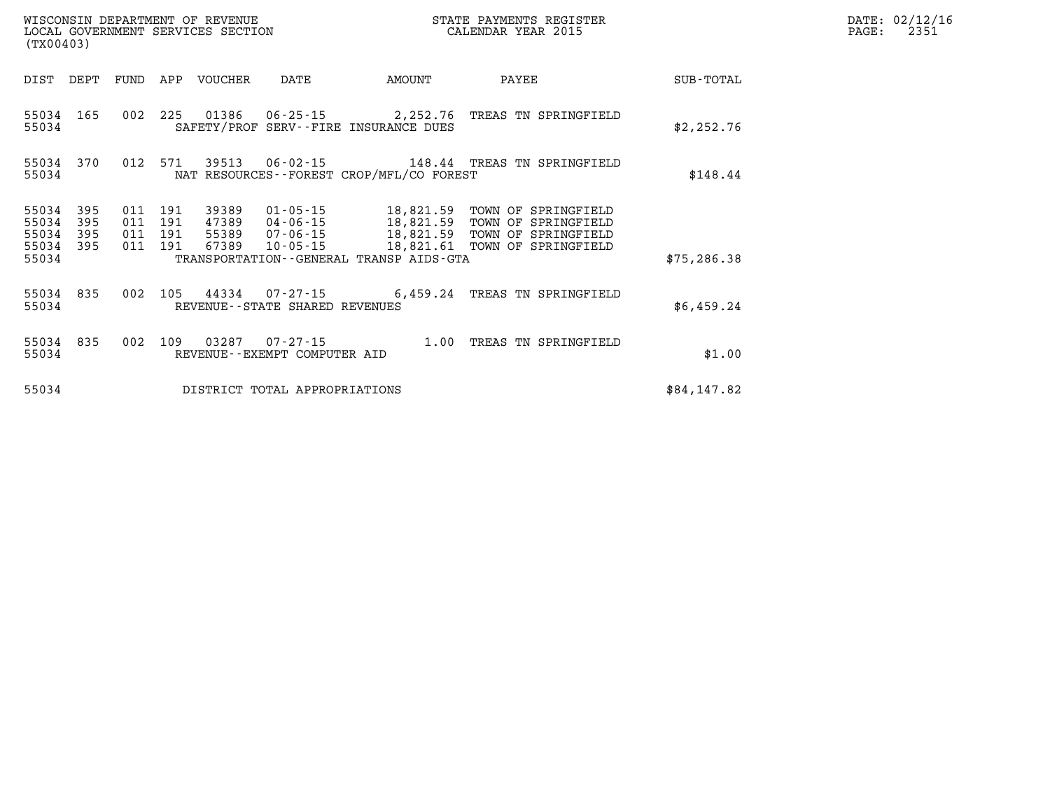WISCONSIN DEPARTMENT OF REVENUE
LOCAL GOVERNMENT SERVICES SECTION
(TX00403)

STATE PAYMENTS REGISTER
CALENDAR YEAR 2015

DATE: 02/12/16
PAGE: 2351

| DIST | DEPT | FUND | APP | VOUCHER | DATE | AMOUNT | PAYEE | SUB-TOTAL |
|---|---|---|---|---|---|---|---|---|
| 55034 | 165 | 002 | 225 | 01386 | 06-25-15 | 2,252.76 | TREAS TN SPRINGFIELD | |
| 55034 | | | | SAFETY/PROF SERV--FIRE INSURANCE DUES | | | | $2,252.76 |
| 55034 | 370 | 012 | 571 | 39513 | 06-02-15 | 148.44 | TREAS TN SPRINGFIELD | |
| 55034 | | | | NAT RESOURCES--FOREST CROP/MFL/CO FOREST | | | | $148.44 |
| 55034 | 395 | 011 | 191 | 39389 | 01-05-15 | 18,821.59 | TOWN OF SPRINGFIELD | |
| 55034 | 395 | 011 | 191 | 47389 | 04-06-15 | 18,821.59 | TOWN OF SPRINGFIELD | |
| 55034 | 395 | 011 | 191 | 55389 | 07-06-15 | 18,821.59 | TOWN OF SPRINGFIELD | |
| 55034 | 395 | 011 | 191 | 67389 | 10-05-15 | 18,821.61 | TOWN OF SPRINGFIELD | |
| 55034 | | | | TRANSPORTATION--GENERAL TRANSP AIDS-GTA | | | | $75,286.38 |
| 55034 | 835 | 002 | 105 | 44334 | 07-27-15 | 6,459.24 | TREAS TN SPRINGFIELD | |
| 55034 | | | | REVENUE--STATE SHARED REVENUES | | | | $6,459.24 |
| 55034 | 835 | 002 | 109 | 03287 | 07-27-15 | 1.00 | TREAS TN SPRINGFIELD | |
| 55034 | | | | REVENUE--EXEMPT COMPUTER AID | | | | $1.00 |
| 55034 | | | | DISTRICT TOTAL APPROPRIATIONS | | | | $84,147.82 |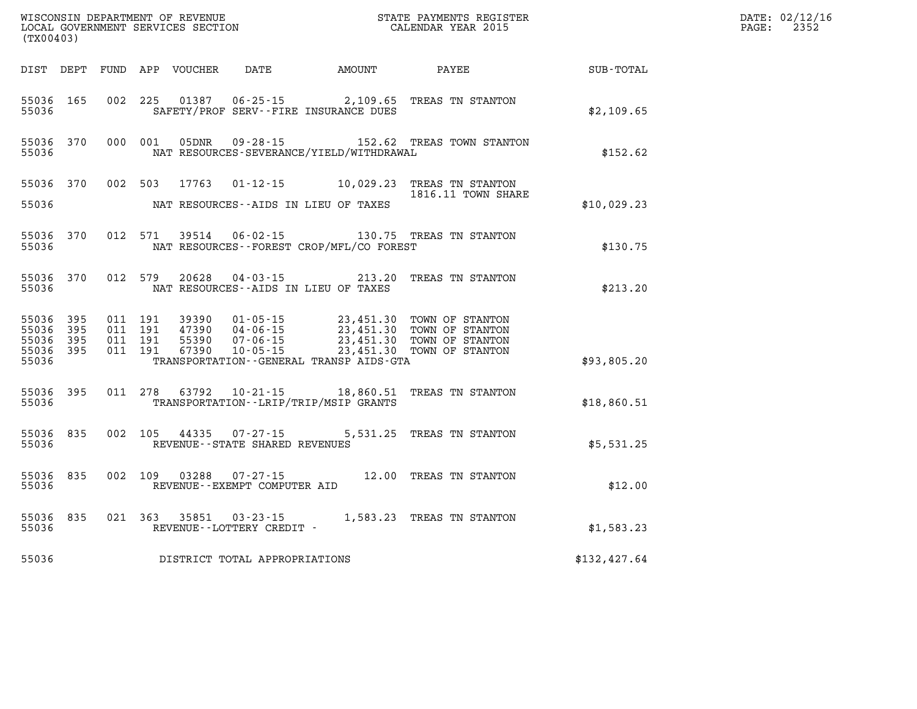WISCONSIN DEPARTMENT OF REVENUE
LOCAL GOVERNMENT SERVICES SECTION
(TX00403)

STATE PAYMENTS REGISTER
CALENDAR YEAR 2015

DATE: 02/12/16
PAGE: 2352

| DIST | DEPT | FUND | APP | VOUCHER | DATE | AMOUNT | PAYEE | SUB-TOTAL |
|---|---|---|---|---|---|---|---|---|
| 55036 | 165 | 002 | 225 | 01387 | 06-25-15 | 2,109.65 | TREAS TN STANTON | |
| 55036 | | | | SAFETY/PROF SERV--FIRE INSURANCE DUES | | | | $2,109.65 |
| 55036 | 370 | 000 | 001 | 05DNR | 09-28-15 | 152.62 | TREAS TOWN STANTON | |
| 55036 | | | | NAT RESOURCES-SEVERANCE/YIELD/WITHDRAWAL | | | | $152.62 |
| 55036 | 370 | 002 | 503 | 17763 | 01-12-15 | 10,029.23 | TREAS TN STANTON 1816.11 TOWN SHARE | |
| 55036 | | | | NAT RESOURCES--AIDS IN LIEU OF TAXES | | | | $10,029.23 |
| 55036 | 370 | 012 | 571 | 39514 | 06-02-15 | 130.75 | TREAS TN STANTON | |
| 55036 | | | | NAT RESOURCES--FOREST CROP/MFL/CO FOREST | | | | $130.75 |
| 55036 | 370 | 012 | 579 | 20628 | 04-03-15 | 213.20 | TREAS TN STANTON | |
| 55036 | | | | NAT RESOURCES--AIDS IN LIEU OF TAXES | | | | $213.20 |
| 55036 | 395 | 011 | 191 | 39390 | 01-05-15 | 23,451.30 | TOWN OF STANTON | |
| 55036 | 395 | 011 | 191 | 47390 | 04-06-15 | 23,451.30 | TOWN OF STANTON | |
| 55036 | 395 | 011 | 191 | 55390 | 07-06-15 | 23,451.30 | TOWN OF STANTON | |
| 55036 | 395 | 011 | 191 | 67390 | 10-05-15 | 23,451.30 | TOWN OF STANTON | |
| 55036 | | | | TRANSPORTATION--GENERAL TRANSP AIDS-GTA | | | | $93,805.20 |
| 55036 | 395 | 011 | 278 | 63792 | 10-21-15 | 18,860.51 | TREAS TN STANTON | |
| 55036 | | | | TRANSPORTATION--LRIP/TRIP/MSIP GRANTS | | | | $18,860.51 |
| 55036 | 835 | 002 | 105 | 44335 | 07-27-15 | 5,531.25 | TREAS TN STANTON | |
| 55036 | | | | REVENUE--STATE SHARED REVENUES | | | | $5,531.25 |
| 55036 | 835 | 002 | 109 | 03288 | 07-27-15 | 12.00 | TREAS TN STANTON | |
| 55036 | | | | REVENUE--EXEMPT COMPUTER AID | | | | $12.00 |
| 55036 | 835 | 021 | 363 | 35851 | 03-23-15 | 1,583.23 | TREAS TN STANTON | |
| 55036 | | | | REVENUE--LOTTERY CREDIT - | | | | $1,583.23 |
| 55036 | | | | DISTRICT TOTAL APPROPRIATIONS | | | | $132,427.64 |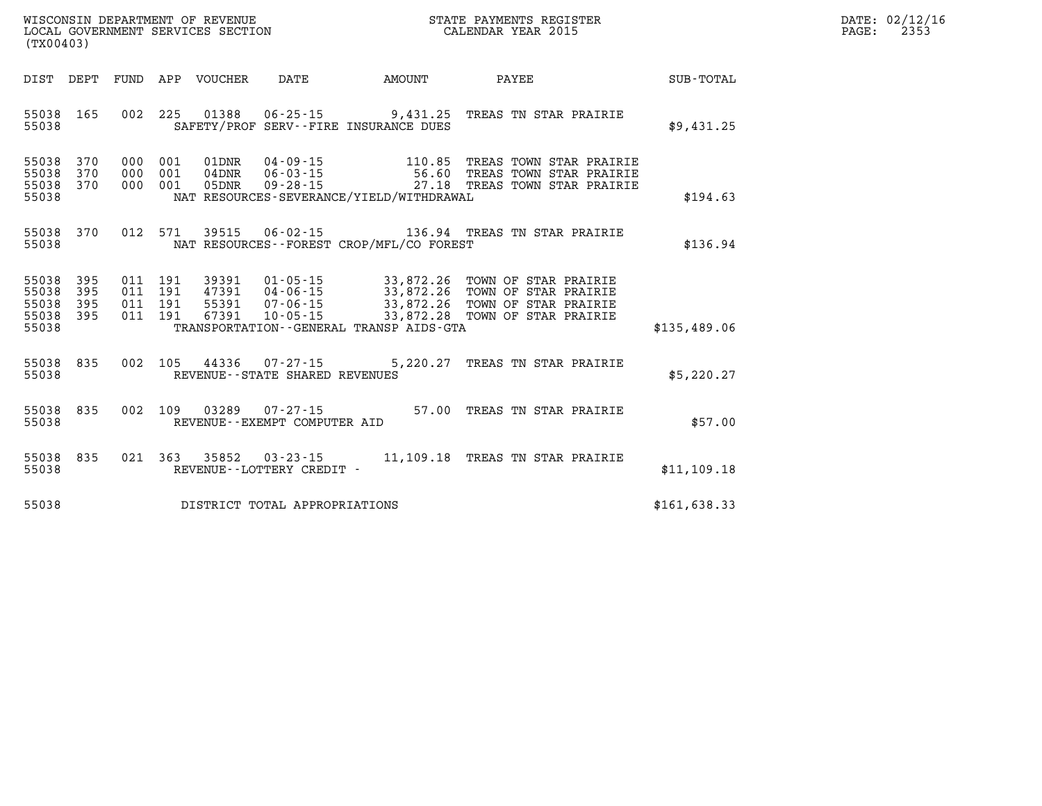WISCONSIN DEPARTMENT OF REVENUE
LOCAL GOVERNMENT SERVICES SECTION
(TX00403)

STATE PAYMENTS REGISTER
CALENDAR YEAR 2015

DATE: 02/12/16
PAGE: 2353

| DIST | DEPT | FUND | APP | VOUCHER | DATE | AMOUNT | PAYEE | SUB-TOTAL |
|---|---|---|---|---|---|---|---|---|
| 55038 | 165 | 002 | 225 | 01388 | 06-25-15 | 9,431.25 | TREAS TN STAR PRAIRIE | |
| 55038 | | | | SAFETY/PROF SERV--FIRE INSURANCE DUES | | | | $9,431.25 |
| 55038 | 370 | 000 | 001 | 01DNR | 04-09-15 | 110.85 | TREAS TOWN STAR PRAIRIE | |
| 55038 | 370 | 000 | 001 | 04DNR | 06-03-15 | 56.60 | TREAS TOWN STAR PRAIRIE | |
| 55038 | 370 | 000 | 001 | 05DNR | 09-28-15 | 27.18 | TREAS TOWN STAR PRAIRIE | |
| 55038 | | | | NAT RESOURCES-SEVERANCE/YIELD/WITHDRAWAL | | | | $194.63 |
| 55038 | 370 | 012 | 571 | 39515 | 06-02-15 | 136.94 | TREAS TN STAR PRAIRIE | |
| 55038 | | | | NAT RESOURCES--FOREST CROP/MFL/CO FOREST | | | | $136.94 |
| 55038 | 395 | 011 | 191 | 39391 | 01-05-15 | 33,872.26 | TOWN OF STAR PRAIRIE | |
| 55038 | 395 | 011 | 191 | 47391 | 04-06-15 | 33,872.26 | TOWN OF STAR PRAIRIE | |
| 55038 | 395 | 011 | 191 | 55391 | 07-06-15 | 33,872.26 | TOWN OF STAR PRAIRIE | |
| 55038 | 395 | 011 | 191 | 67391 | 10-05-15 | 33,872.28 | TOWN OF STAR PRAIRIE | |
| 55038 | | | | TRANSPORTATION--GENERAL TRANSP AIDS-GTA | | | | $135,489.06 |
| 55038 | 835 | 002 | 105 | 44336 | 07-27-15 | 5,220.27 | TREAS TN STAR PRAIRIE | |
| 55038 | | | | REVENUE--STATE SHARED REVENUES | | | | $5,220.27 |
| 55038 | 835 | 002 | 109 | 03289 | 07-27-15 | 57.00 | TREAS TN STAR PRAIRIE | |
| 55038 | | | | REVENUE--EXEMPT COMPUTER AID | | | | $57.00 |
| 55038 | 835 | 021 | 363 | 35852 | 03-23-15 | 11,109.18 | TREAS TN STAR PRAIRIE | |
| 55038 | | | | REVENUE--LOTTERY CREDIT - | | | | $11,109.18 |
| 55038 | | | | DISTRICT TOTAL APPROPRIATIONS | | | | $161,638.33 |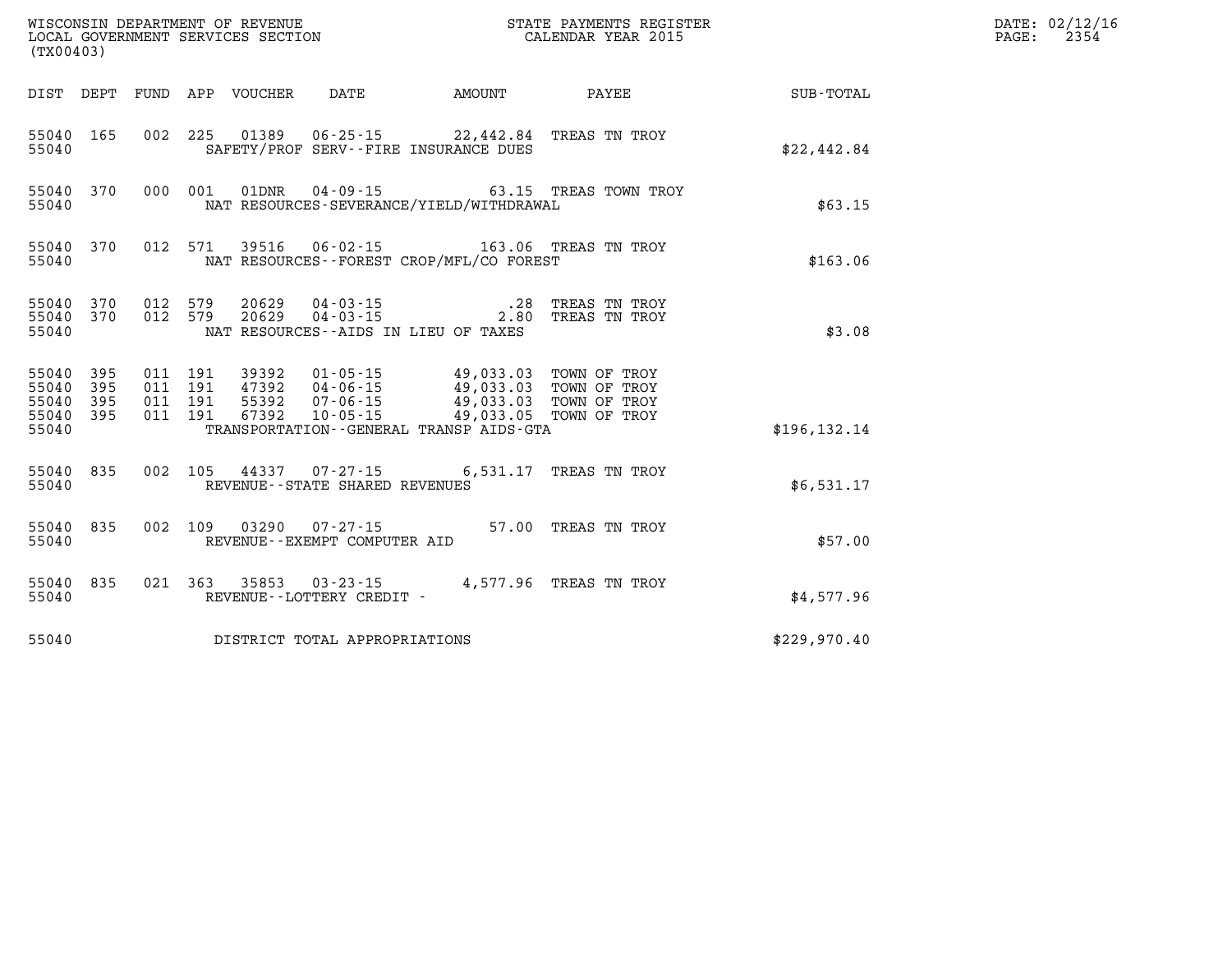WISCONSIN DEPARTMENT OF REVENUE
LOCAL GOVERNMENT SERVICES SECTION
(TX00403)

STATE PAYMENTS REGISTER
CALENDAR YEAR 2015

DATE: 02/12/16
PAGE: 2354

| DIST | DEPT | FUND | APP | VOUCHER | DATE | AMOUNT | PAYEE | SUB-TOTAL |
|---|---|---|---|---|---|---|---|---|
| 55040 | 165 | 002 | 225 | 01389 | 06-25-15 | 22,442.84 | TREAS TN TROY | |
| 55040 | | | | SAFETY/PROF SERV--FIRE INSURANCE DUES | | | | $22,442.84 |
| 55040 | 370 | 000 | 001 | 01DNR | 04-09-15 | 63.15 | TREAS TOWN TROY | |
| 55040 | | | | NAT RESOURCES-SEVERANCE/YIELD/WITHDRAWAL | | | | $63.15 |
| 55040 | 370 | 012 | 571 | 39516 | 06-02-15 | 163.06 | TREAS TN TROY | |
| 55040 | | | | NAT RESOURCES--FOREST CROP/MFL/CO FOREST | | | | $163.06 |
| 55040 | 370 | 012 | 579 | 20629 | 04-03-15 | .28 | TREAS TN TROY | |
| 55040 | 370 | 012 | 579 | 20629 | 04-03-15 | 2.80 | TREAS TN TROY | |
| 55040 | | | | NAT RESOURCES--AIDS IN LIEU OF TAXES | | | | $3.08 |
| 55040 | 395 | 011 | 191 | 39392 | 01-05-15 | 49,033.03 | TOWN OF TROY | |
| 55040 | 395 | 011 | 191 | 47392 | 04-06-15 | 49,033.03 | TOWN OF TROY | |
| 55040 | 395 | 011 | 191 | 55392 | 07-06-15 | 49,033.03 | TOWN OF TROY | |
| 55040 | 395 | 011 | 191 | 67392 | 10-05-15 | 49,033.05 | TOWN OF TROY | |
| 55040 | | | | TRANSPORTATION--GENERAL TRANSP AIDS-GTA | | | | $196,132.14 |
| 55040 | 835 | 002 | 105 | 44337 | 07-27-15 | 6,531.17 | TREAS TN TROY | |
| 55040 | | | | REVENUE--STATE SHARED REVENUES | | | | $6,531.17 |
| 55040 | 835 | 002 | 109 | 03290 | 07-27-15 | 57.00 | TREAS TN TROY | |
| 55040 | | | | REVENUE--EXEMPT COMPUTER AID | | | | $57.00 |
| 55040 | 835 | 021 | 363 | 35853 | 03-23-15 | 4,577.96 | TREAS TN TROY | |
| 55040 | | | | REVENUE--LOTTERY CREDIT - | | | | $4,577.96 |
| 55040 | | | | DISTRICT TOTAL APPROPRIATIONS | | | | $229,970.40 |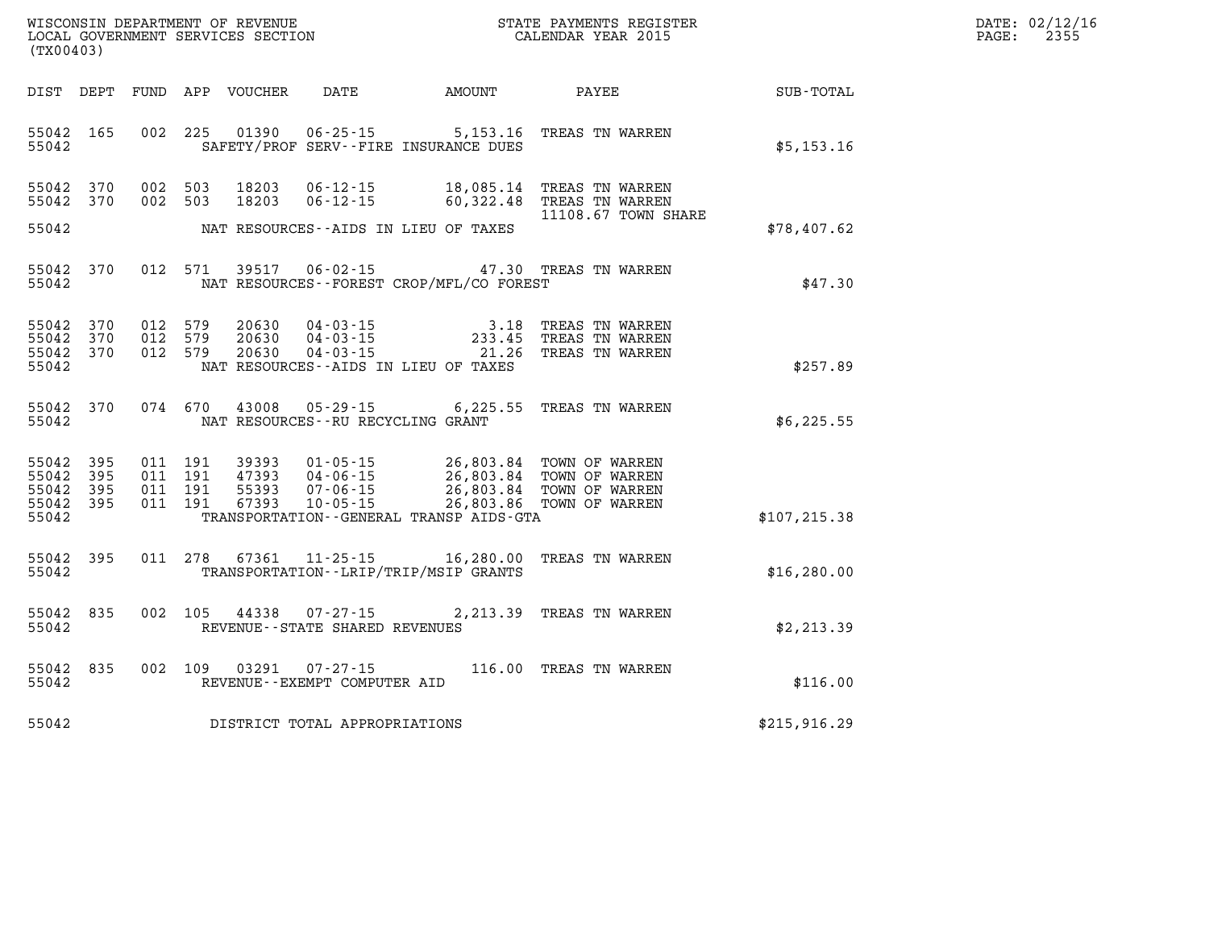WISCONSIN DEPARTMENT OF REVENUE
LOCAL GOVERNMENT SERVICES SECTION
(TX00403)

STATE PAYMENTS REGISTER
CALENDAR YEAR 2015

DATE: 02/12/16
PAGE: 2355

| DIST | DEPT | FUND | APP | VOUCHER | DATE | AMOUNT | PAYEE | SUB-TOTAL |
|---|---|---|---|---|---|---|---|---|
| 55042 | 165 | 002 | 225 | 01390 | 06-25-15 | 5,153.16 | TREAS TN WARREN | |
| 55042 | | | | | SAFETY/PROF SERV--FIRE INSURANCE DUES | | | $5,153.16 |
| 55042 | 370 | 002 | 503 | 18203 | 06-12-15 | 18,085.14 | TREAS TN WARREN | |
| 55042 | 370 | 002 | 503 | 18203 | 06-12-15 | 60,322.48 | TREAS TN WARREN | |
| | | | | | | | 11108.67 TOWN SHARE | |
| 55042 | | | | | NAT RESOURCES--AIDS IN LIEU OF TAXES | | | $78,407.62 |
| 55042 | 370 | 012 | 571 | 39517 | 06-02-15 | 47.30 | TREAS TN WARREN | |
| 55042 | | | | | NAT RESOURCES--FOREST CROP/MFL/CO FOREST | | | $47.30 |
| 55042 | 370 | 012 | 579 | 20630 | 04-03-15 | 3.18 | TREAS TN WARREN | |
| 55042 | 370 | 012 | 579 | 20630 | 04-03-15 | 233.45 | TREAS TN WARREN | |
| 55042 | 370 | 012 | 579 | 20630 | 04-03-15 | 21.26 | TREAS TN WARREN | |
| 55042 | | | | | NAT RESOURCES--AIDS IN LIEU OF TAXES | | | $257.89 |
| 55042 | 370 | 074 | 670 | 43008 | 05-29-15 | 6,225.55 | TREAS TN WARREN | |
| 55042 | | | | | NAT RESOURCES--RU RECYCLING GRANT | | | $6,225.55 |
| 55042 | 395 | 011 | 191 | 39393 | 01-05-15 | 26,803.84 | TOWN OF WARREN | |
| 55042 | 395 | 011 | 191 | 47393 | 04-06-15 | 26,803.84 | TOWN OF WARREN | |
| 55042 | 395 | 011 | 191 | 55393 | 07-06-15 | 26,803.84 | TOWN OF WARREN | |
| 55042 | 395 | 011 | 191 | 67393 | 10-05-15 | 26,803.86 | TOWN OF WARREN | |
| 55042 | | | | | TRANSPORTATION--GENERAL TRANSP AIDS-GTA | | | $107,215.38 |
| 55042 | 395 | 011 | 278 | 67361 | 11-25-15 | 16,280.00 | TREAS TN WARREN | |
| 55042 | | | | | TRANSPORTATION--LRIP/TRIP/MSIP GRANTS | | | $16,280.00 |
| 55042 | 835 | 002 | 105 | 44338 | 07-27-15 | 2,213.39 | TREAS TN WARREN | |
| 55042 | | | | | REVENUE--STATE SHARED REVENUES | | | $2,213.39 |
| 55042 | 835 | 002 | 109 | 03291 | 07-27-15 | 116.00 | TREAS TN WARREN | |
| 55042 | | | | | REVENUE--EXEMPT COMPUTER AID | | | $116.00 |
| 55042 | | | | | DISTRICT TOTAL APPROPRIATIONS | | | $215,916.29 |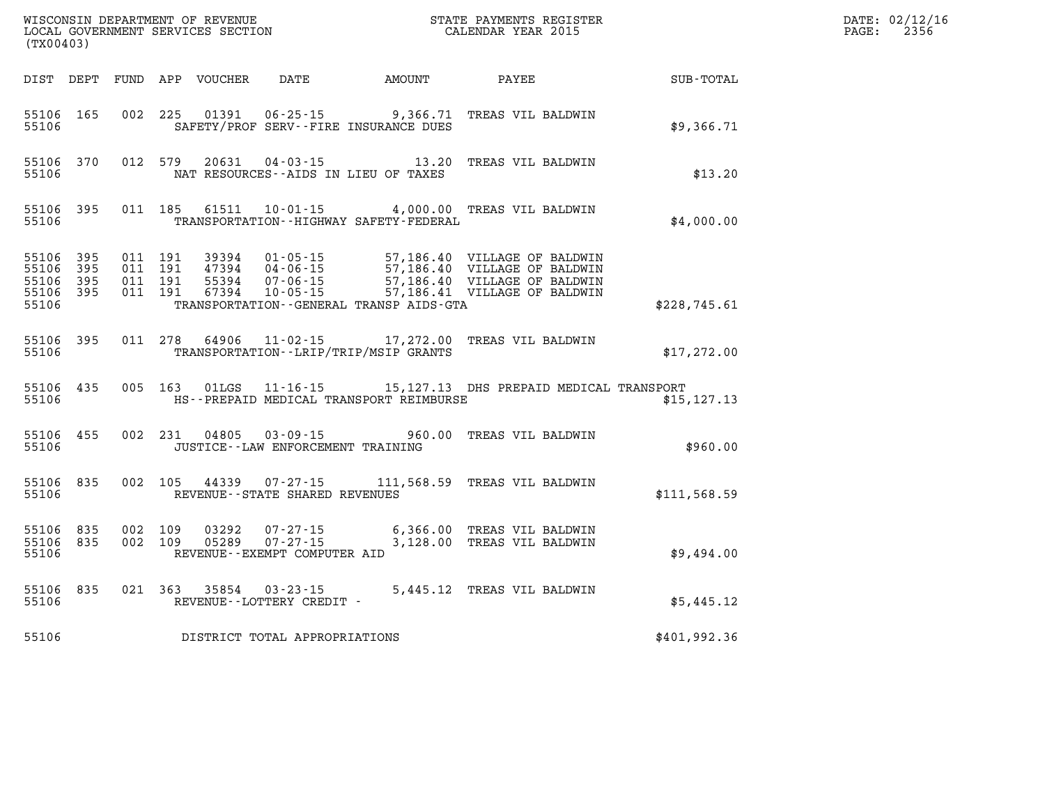WISCONSIN DEPARTMENT OF REVENUE
LOCAL GOVERNMENT SERVICES SECTION
(TX00403)

STATE PAYMENTS REGISTER
CALENDAR YEAR 2015

DATE: 02/12/16
PAGE: 2356

| DIST | DEPT | FUND | APP | VOUCHER | DATE | AMOUNT | PAYEE | SUB-TOTAL |
|---|---|---|---|---|---|---|---|---|
| 55106 | 165 | 002 | 225 | 01391 | 06-25-15 | 9,366.71 | TREAS VIL BALDWIN | |
| 55106 | | | | | SAFETY/PROF SERV--FIRE INSURANCE DUES | | | $9,366.71 |
| 55106 | 370 | 012 | 579 | 20631 | 04-03-15 | 13.20 | TREAS VIL BALDWIN | |
| 55106 | | | | | NAT RESOURCES--AIDS IN LIEU OF TAXES | | | $13.20 |
| 55106 | 395 | 011 | 185 | 61511 | 10-01-15 | 4,000.00 | TREAS VIL BALDWIN | |
| 55106 | | | | | TRANSPORTATION--HIGHWAY SAFETY-FEDERAL | | | $4,000.00 |
| 55106 | 395 | 011 | 191 | 39394 | 01-05-15 | 57,186.40 | VILLAGE OF BALDWIN | |
| 55106 | 395 | 011 | 191 | 47394 | 04-06-15 | 57,186.40 | VILLAGE OF BALDWIN | |
| 55106 | 395 | 011 | 191 | 55394 | 07-06-15 | 57,186.40 | VILLAGE OF BALDWIN | |
| 55106 | 395 | 011 | 191 | 67394 | 10-05-15 | 57,186.41 | VILLAGE OF BALDWIN | |
| 55106 | | | | | TRANSPORTATION--GENERAL TRANSP AIDS-GTA | | | $228,745.61 |
| 55106 | 395 | 011 | 278 | 64906 | 11-02-15 | 17,272.00 | TREAS VIL BALDWIN | |
| 55106 | | | | | TRANSPORTATION--LRIP/TRIP/MSIP GRANTS | | | $17,272.00 |
| 55106 | 435 | 005 | 163 | 01LGS | 11-16-15 | 15,127.13 | DHS PREPAID MEDICAL TRANSPORT | |
| 55106 | | | | | HS--PREPAID MEDICAL TRANSPORT REIMBURSE | | | $15,127.13 |
| 55106 | 455 | 002 | 231 | 04805 | 03-09-15 | 960.00 | TREAS VIL BALDWIN | |
| 55106 | | | | | JUSTICE--LAW ENFORCEMENT TRAINING | | | $960.00 |
| 55106 | 835 | 002 | 105 | 44339 | 07-27-15 | 111,568.59 | TREAS VIL BALDWIN | |
| 55106 | | | | | REVENUE--STATE SHARED REVENUES | | | $111,568.59 |
| 55106 | 835 | 002 | 109 | 03292 | 07-27-15 | 6,366.00 | TREAS VIL BALDWIN | |
| 55106 | 835 | 002 | 109 | 05289 | 07-27-15 | 3,128.00 | TREAS VIL BALDWIN | |
| 55106 | | | | | REVENUE--EXEMPT COMPUTER AID | | | $9,494.00 |
| 55106 | 835 | 021 | 363 | 35854 | 03-23-15 | 5,445.12 | TREAS VIL BALDWIN | |
| 55106 | | | | | REVENUE--LOTTERY CREDIT - | | | $5,445.12 |
| 55106 | | | | | DISTRICT TOTAL APPROPRIATIONS | | | $401,992.36 |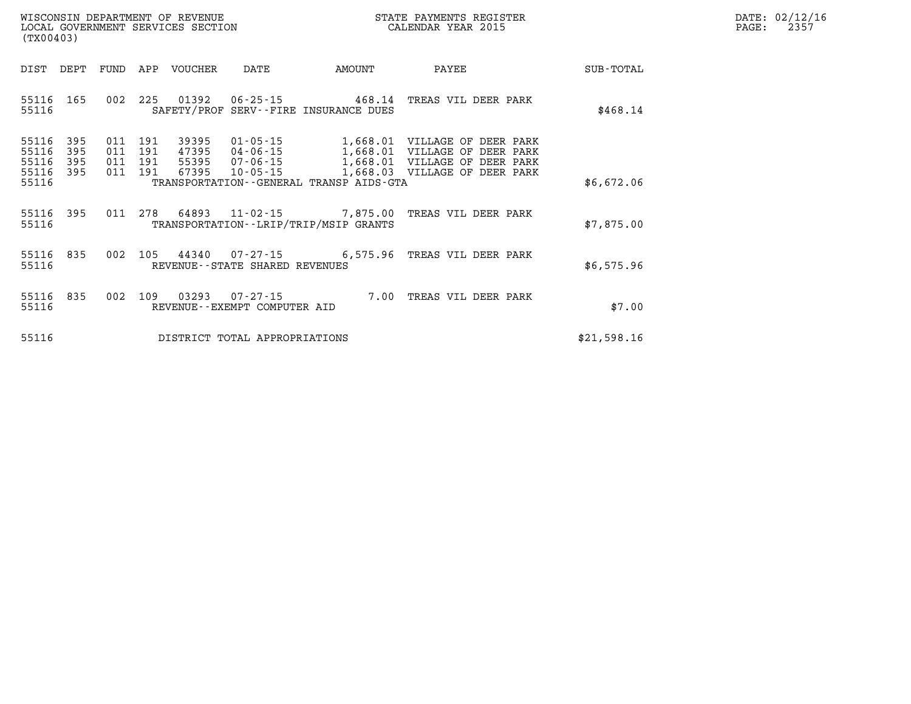WISCONSIN DEPARTMENT OF REVENUE
LOCAL GOVERNMENT SERVICES SECTION
(TX00403)

STATE PAYMENTS REGISTER
CALENDAR YEAR 2015

DATE: 02/12/16
PAGE: 2357

| DIST | DEPT | FUND | APP | VOUCHER | DATE | AMOUNT | PAYEE | SUB-TOTAL |
|---|---|---|---|---|---|---|---|---|
| 55116 | 165 | 002 | 225 | 01392 | 06-25-15 | 468.14 | TREAS VIL DEER PARK | |
| 55116 | | | | SAFETY/PROF SERV--FIRE INSURANCE DUES | | | | $468.14 |
| 55116 | 395 | 011 | 191 | 39395 | 01-05-15 | 1,668.01 | VILLAGE OF DEER PARK | |
| 55116 | 395 | 011 | 191 | 47395 | 04-06-15 | 1,668.01 | VILLAGE OF DEER PARK | |
| 55116 | 395 | 011 | 191 | 55395 | 07-06-15 | 1,668.01 | VILLAGE OF DEER PARK | |
| 55116 | 395 | 011 | 191 | 67395 | 10-05-15 | 1,668.03 | VILLAGE OF DEER PARK | |
| 55116 | | | | TRANSPORTATION--GENERAL TRANSP AIDS-GTA | | | | $6,672.06 |
| 55116 | 395 | 011 | 278 | 64893 | 11-02-15 | 7,875.00 | TREAS VIL DEER PARK | |
| 55116 | | | | TRANSPORTATION--LRIP/TRIP/MSIP GRANTS | | | | $7,875.00 |
| 55116 | 835 | 002 | 105 | 44340 | 07-27-15 | 6,575.96 | TREAS VIL DEER PARK | |
| 55116 | | | | REVENUE--STATE SHARED REVENUES | | | | $6,575.96 |
| 55116 | 835 | 002 | 109 | 03293 | 07-27-15 | 7.00 | TREAS VIL DEER PARK | |
| 55116 | | | | REVENUE--EXEMPT COMPUTER AID | | | | $7.00 |
| 55116 | | | | DISTRICT TOTAL APPROPRIATIONS | | | | $21,598.16 |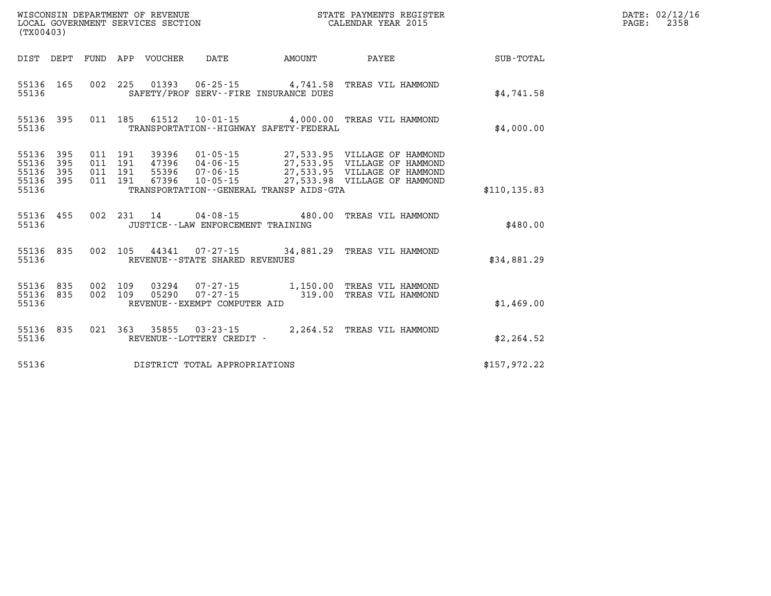WISCONSIN DEPARTMENT OF REVENUE
LOCAL GOVERNMENT SERVICES SECTION
(TX00403)

STATE PAYMENTS REGISTER
CALENDAR YEAR 2015

DATE: 02/12/16
PAGE: 2358

| DIST | DEPT | FUND | APP | VOUCHER | DATE | AMOUNT | PAYEE | SUB-TOTAL |
|---|---|---|---|---|---|---|---|---|
| 55136 | 165 | 002 | 225 | 01393 | 06-25-15 | 4,741.58 | TREAS VIL HAMMOND | |
| 55136 | | | | SAFETY/PROF SERV--FIRE INSURANCE DUES | | | | $4,741.58 |
| 55136 | 395 | 011 | 185 | 61512 | 10-01-15 | 4,000.00 | TREAS VIL HAMMOND | |
| 55136 | | | | TRANSPORTATION--HIGHWAY SAFETY-FEDERAL | | | | $4,000.00 |
| 55136 | 395 | 011 | 191 | 39396 | 01-05-15 | 27,533.95 | VILLAGE OF HAMMOND | |
| 55136 | 395 | 011 | 191 | 47396 | 04-06-15 | 27,533.95 | VILLAGE OF HAMMOND | |
| 55136 | 395 | 011 | 191 | 55396 | 07-06-15 | 27,533.95 | VILLAGE OF HAMMOND | |
| 55136 | 395 | 011 | 191 | 67396 | 10-05-15 | 27,533.98 | VILLAGE OF HAMMOND | |
| 55136 | | | | TRANSPORTATION--GENERAL TRANSP AIDS-GTA | | | | $110,135.83 |
| 55136 | 455 | 002 | 231 | 14 | 04-08-15 | 480.00 | TREAS VIL HAMMOND | |
| 55136 | | | | JUSTICE--LAW ENFORCEMENT TRAINING | | | | $480.00 |
| 55136 | 835 | 002 | 105 | 44341 | 07-27-15 | 34,881.29 | TREAS VIL HAMMOND | |
| 55136 | | | | REVENUE--STATE SHARED REVENUES | | | | $34,881.29 |
| 55136 | 835 | 002 | 109 | 03294 | 07-27-15 | 1,150.00 | TREAS VIL HAMMOND | |
| 55136 | 835 | 002 | 109 | 05290 | 07-27-15 | 319.00 | TREAS VIL HAMMOND | |
| 55136 | | | | REVENUE--EXEMPT COMPUTER AID | | | | $1,469.00 |
| 55136 | 835 | 021 | 363 | 35855 | 03-23-15 | 2,264.52 | TREAS VIL HAMMOND | |
| 55136 | | | | REVENUE--LOTTERY CREDIT - | | | | $2,264.52 |
| 55136 | | | | DISTRICT TOTAL APPROPRIATIONS | | | | $157,972.22 |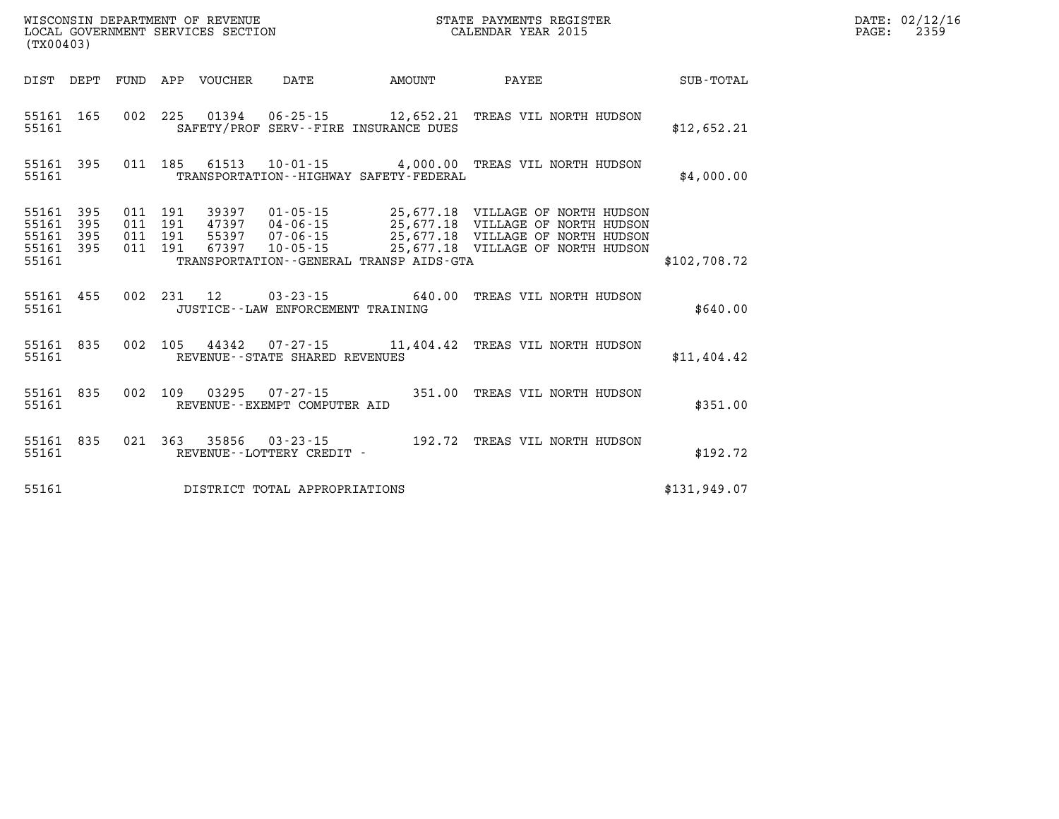WISCONSIN DEPARTMENT OF REVENUE
LOCAL GOVERNMENT SERVICES SECTION
(TX00403)

STATE PAYMENTS REGISTER
CALENDAR YEAR 2015

DATE: 02/12/16
PAGE: 2359

| DIST | DEPT | FUND | APP | VOUCHER | DATE | AMOUNT | PAYEE | SUB-TOTAL |
|---|---|---|---|---|---|---|---|---|
| 55161 | 165 | 002 | 225 | 01394 | 06-25-15 | 12,652.21 | TREAS VIL NORTH HUDSON | |
| 55161 | | | | SAFETY/PROF SERV--FIRE INSURANCE DUES | | | | $12,652.21 |
| 55161 | 395 | 011 | 185 | 61513 | 10-01-15 | 4,000.00 | TREAS VIL NORTH HUDSON | |
| 55161 | | | | TRANSPORTATION--HIGHWAY SAFETY-FEDERAL | | | | $4,000.00 |
| 55161 | 395 | 011 | 191 | 39397 | 01-05-15 | 25,677.18 | VILLAGE OF NORTH HUDSON | |
| 55161 | 395 | 011 | 191 | 47397 | 04-06-15 | 25,677.18 | VILLAGE OF NORTH HUDSON | |
| 55161 | 395 | 011 | 191 | 55397 | 07-06-15 | 25,677.18 | VILLAGE OF NORTH HUDSON | |
| 55161 | 395 | 011 | 191 | 67397 | 10-05-15 | 25,677.18 | VILLAGE OF NORTH HUDSON | |
| 55161 | | | | TRANSPORTATION--GENERAL TRANSP AIDS-GTA | | | | $102,708.72 |
| 55161 | 455 | 002 | 231 | 12 | 03-23-15 | 640.00 | TREAS VIL NORTH HUDSON | |
| 55161 | | | | JUSTICE--LAW ENFORCEMENT TRAINING | | | | $640.00 |
| 55161 | 835 | 002 | 105 | 44342 | 07-27-15 | 11,404.42 | TREAS VIL NORTH HUDSON | |
| 55161 | | | | REVENUE--STATE SHARED REVENUES | | | | $11,404.42 |
| 55161 | 835 | 002 | 109 | 03295 | 07-27-15 | 351.00 | TREAS VIL NORTH HUDSON | |
| 55161 | | | | REVENUE--EXEMPT COMPUTER AID | | | | $351.00 |
| 55161 | 835 | 021 | 363 | 35856 | 03-23-15 | 192.72 | TREAS VIL NORTH HUDSON | |
| 55161 | | | | REVENUE--LOTTERY CREDIT - | | | | $192.72 |
| 55161 | | | | DISTRICT TOTAL APPROPRIATIONS | | | | $131,949.07 |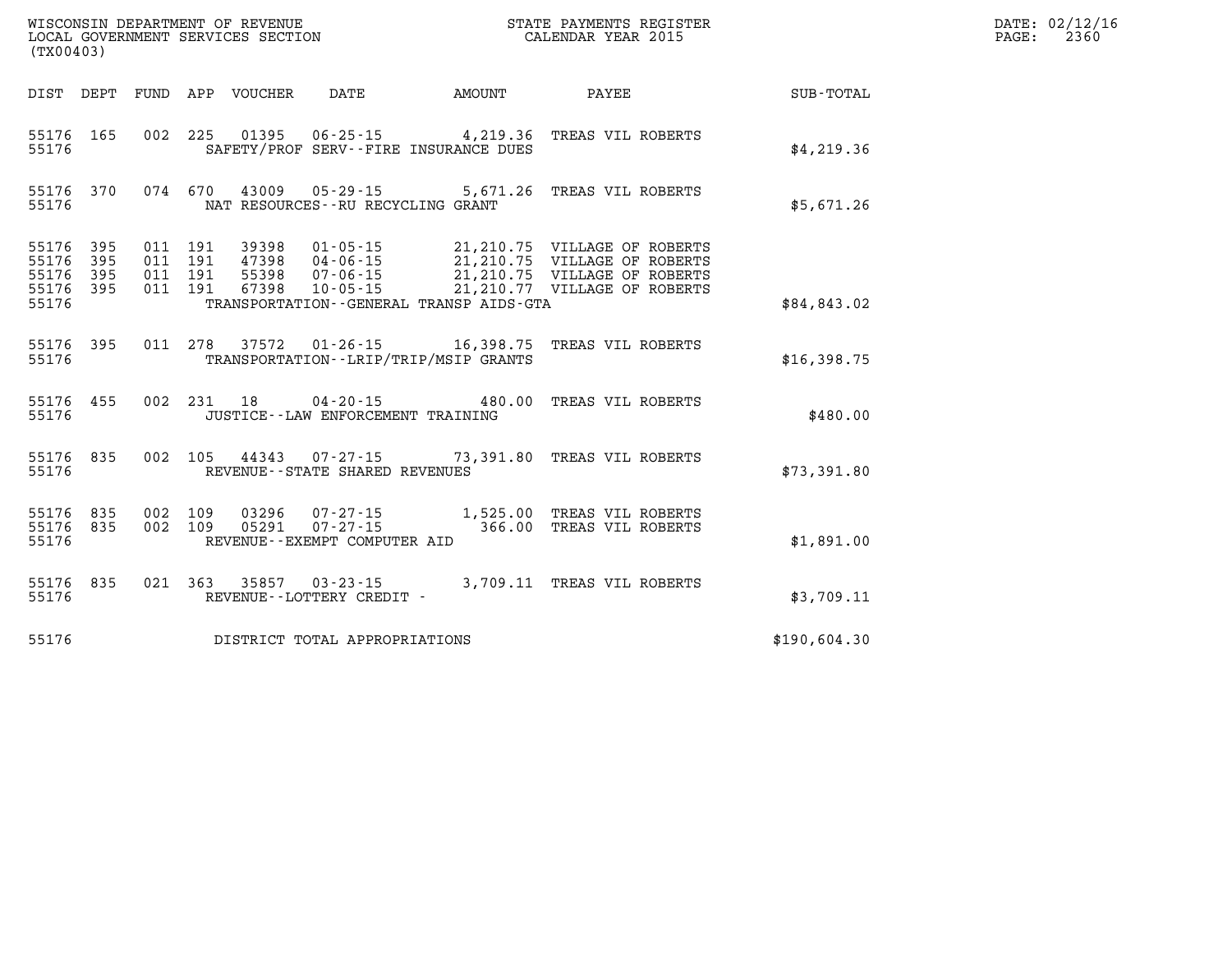WISCONSIN DEPARTMENT OF REVENUE
LOCAL GOVERNMENT SERVICES SECTION
(TX00403)

STATE PAYMENTS REGISTER
CALENDAR YEAR 2015

| DIST | DEPT | FUND | APP | VOUCHER | DATE | AMOUNT | PAYEE | SUB-TOTAL |
|---|---|---|---|---|---|---|---|---|
| 55176 | 165 | 002 | 225 | 01395 | 06-25-15 | 4,219.36 | TREAS VIL ROBERTS | |
| 55176 | | | | | SAFETY/PROF SERV--FIRE INSURANCE DUES | | | $4,219.36 |
| 55176 | 370 | 074 | 670 | 43009 | 05-29-15 | 5,671.26 | TREAS VIL ROBERTS | |
| 55176 | | | | | NAT RESOURCES--RU RECYCLING GRANT | | | $5,671.26 |
| 55176 | 395 | 011 | 191 | 39398 | 01-05-15 | 21,210.75 | VILLAGE OF ROBERTS | |
| 55176 | 395 | 011 | 191 | 47398 | 04-06-15 | 21,210.75 | VILLAGE OF ROBERTS | |
| 55176 | 395 | 011 | 191 | 55398 | 07-06-15 | 21,210.75 | VILLAGE OF ROBERTS | |
| 55176 | 395 | 011 | 191 | 67398 | 10-05-15 | 21,210.77 | VILLAGE OF ROBERTS | |
| 55176 | | | | | TRANSPORTATION--GENERAL TRANSP AIDS-GTA | | | $84,843.02 |
| 55176 | 395 | 011 | 278 | 37572 | 01-26-15 | 16,398.75 | TREAS VIL ROBERTS | |
| 55176 | | | | | TRANSPORTATION--LRIP/TRIP/MSIP GRANTS | | | $16,398.75 |
| 55176 | 455 | 002 | 231 | 18 | 04-20-15 | 480.00 | TREAS VIL ROBERTS | |
| 55176 | | | | | JUSTICE--LAW ENFORCEMENT TRAINING | | | $480.00 |
| 55176 | 835 | 002 | 105 | 44343 | 07-27-15 | 73,391.80 | TREAS VIL ROBERTS | |
| 55176 | | | | | REVENUE--STATE SHARED REVENUES | | | $73,391.80 |
| 55176 | 835 | 002 | 109 | 03296 | 07-27-15 | 1,525.00 | TREAS VIL ROBERTS | |
| 55176 | 835 | 002 | 109 | 05291 | 07-27-15 | 366.00 | TREAS VIL ROBERTS | |
| 55176 | | | | | REVENUE--EXEMPT COMPUTER AID | | | $1,891.00 |
| 55176 | 835 | 021 | 363 | 35857 | 03-23-15 | 3,709.11 | TREAS VIL ROBERTS | |
| 55176 | | | | | REVENUE--LOTTERY CREDIT - | | | $3,709.11 |
| 55176 | | | | | DISTRICT TOTAL APPROPRIATIONS | | | $190,604.30 |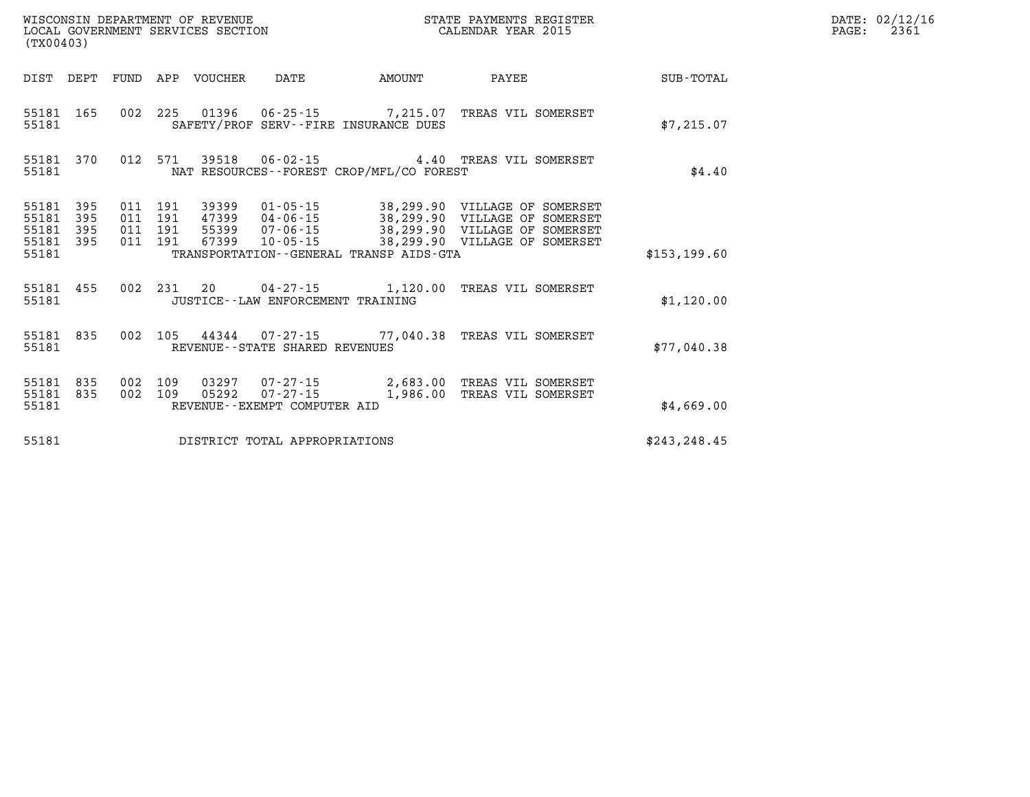WISCONSIN DEPARTMENT OF REVENUE
LOCAL GOVERNMENT SERVICES SECTION
(TX00403)

STATE PAYMENTS REGISTER
CALENDAR YEAR 2015

DATE: 02/12/16
PAGE: 2361

| DIST | DEPT | FUND | APP | VOUCHER | DATE | AMOUNT | PAYEE | SUB-TOTAL |
|---|---|---|---|---|---|---|---|---|
| 55181 | 165 | 002 | 225 | 01396 | 06-25-15 | 7,215.07 | TREAS VIL SOMERSET | |
| 55181 | | | | | SAFETY/PROF SERV--FIRE INSURANCE DUES | | | $7,215.07 |
| 55181 | 370 | 012 | 571 | 39518 | 06-02-15 | 4.40 | TREAS VIL SOMERSET | |
| 55181 | | | | | NAT RESOURCES--FOREST CROP/MFL/CO FOREST | | | $4.40 |
| 55181 | 395 | 011 | 191 | 39399 | 01-05-15 | 38,299.90 | VILLAGE OF SOMERSET | |
| 55181 | 395 | 011 | 191 | 47399 | 04-06-15 | 38,299.90 | VILLAGE OF SOMERSET | |
| 55181 | 395 | 011 | 191 | 55399 | 07-06-15 | 38,299.90 | VILLAGE OF SOMERSET | |
| 55181 | 395 | 011 | 191 | 67399 | 10-05-15 | 38,299.90 | VILLAGE OF SOMERSET | |
| 55181 | | | | | TRANSPORTATION--GENERAL TRANSP AIDS-GTA | | | $153,199.60 |
| 55181 | 455 | 002 | 231 | 20 | 04-27-15 | 1,120.00 | TREAS VIL SOMERSET | |
| 55181 | | | | | JUSTICE--LAW ENFORCEMENT TRAINING | | | $1,120.00 |
| 55181 | 835 | 002 | 105 | 44344 | 07-27-15 | 77,040.38 | TREAS VIL SOMERSET | |
| 55181 | | | | | REVENUE--STATE SHARED REVENUES | | | $77,040.38 |
| 55181 | 835 | 002 | 109 | 03297 | 07-27-15 | 2,683.00 | TREAS VIL SOMERSET | |
| 55181 | 835 | 002 | 109 | 05292 | 07-27-15 | 1,986.00 | TREAS VIL SOMERSET | |
| 55181 | | | | | REVENUE--EXEMPT COMPUTER AID | | | $4,669.00 |
| 55181 | | | | | DISTRICT TOTAL APPROPRIATIONS | | | $243,248.45 |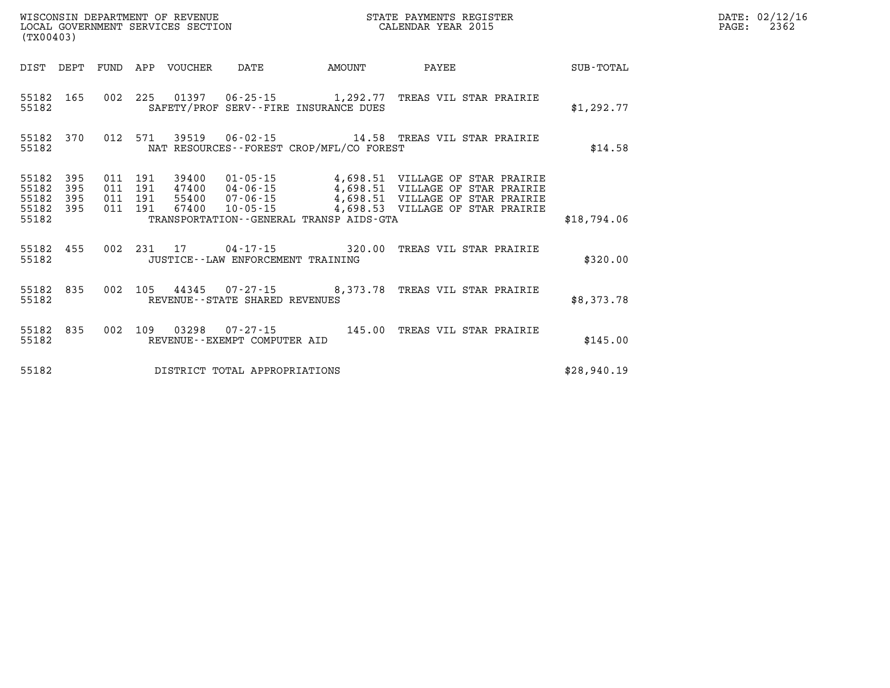WISCONSIN DEPARTMENT OF REVENUE
LOCAL GOVERNMENT SERVICES SECTION
(TX00403)

STATE PAYMENTS REGISTER
CALENDAR YEAR 2015

DATE: 02/12/16

| DIST | DEPT | FUND | APP | VOUCHER | DATE | AMOUNT | PAYEE | SUB-TOTAL |
|---|---|---|---|---|---|---|---|---|
| 55182 | 165 | 002 | 225 | 01397 | 06-25-15 | 1,292.77 | TREAS VIL STAR PRAIRIE | |
| 55182 | | | | | SAFETY/PROF SERV--FIRE INSURANCE DUES | | | $1,292.77 |
| 55182 | 370 | 012 | 571 | 39519 | 06-02-15 | 14.58 | TREAS VIL STAR PRAIRIE | |
| 55182 | | | | | NAT RESOURCES--FOREST CROP/MFL/CO FOREST | | | $14.58 |
| 55182 | 395 | 011 | 191 | 39400 | 01-05-15 | 4,698.51 | VILLAGE OF STAR PRAIRIE | |
| 55182 | 395 | 011 | 191 | 47400 | 04-06-15 | 4,698.51 | VILLAGE OF STAR PRAIRIE | |
| 55182 | 395 | 011 | 191 | 55400 | 07-06-15 | 4,698.51 | VILLAGE OF STAR PRAIRIE | |
| 55182 | 395 | 011 | 191 | 67400 | 10-05-15 | 4,698.53 | VILLAGE OF STAR PRAIRIE | |
| 55182 | | | | | TRANSPORTATION--GENERAL TRANSP AIDS-GTA | | | $18,794.06 |
| 55182 | 455 | 002 | 231 | 17 | 04-17-15 | 320.00 | TREAS VIL STAR PRAIRIE | |
| 55182 | | | | | JUSTICE--LAW ENFORCEMENT TRAINING | | | $320.00 |
| 55182 | 835 | 002 | 105 | 44345 | 07-27-15 | 8,373.78 | TREAS VIL STAR PRAIRIE | |
| 55182 | | | | | REVENUE--STATE SHARED REVENUES | | | $8,373.78 |
| 55182 | 835 | 002 | 109 | 03298 | 07-27-15 | 145.00 | TREAS VIL STAR PRAIRIE | |
| 55182 | | | | | REVENUE--EXEMPT COMPUTER AID | | | $145.00 |
| 55182 | | | | | DISTRICT TOTAL APPROPRIATIONS | | | $28,940.19 |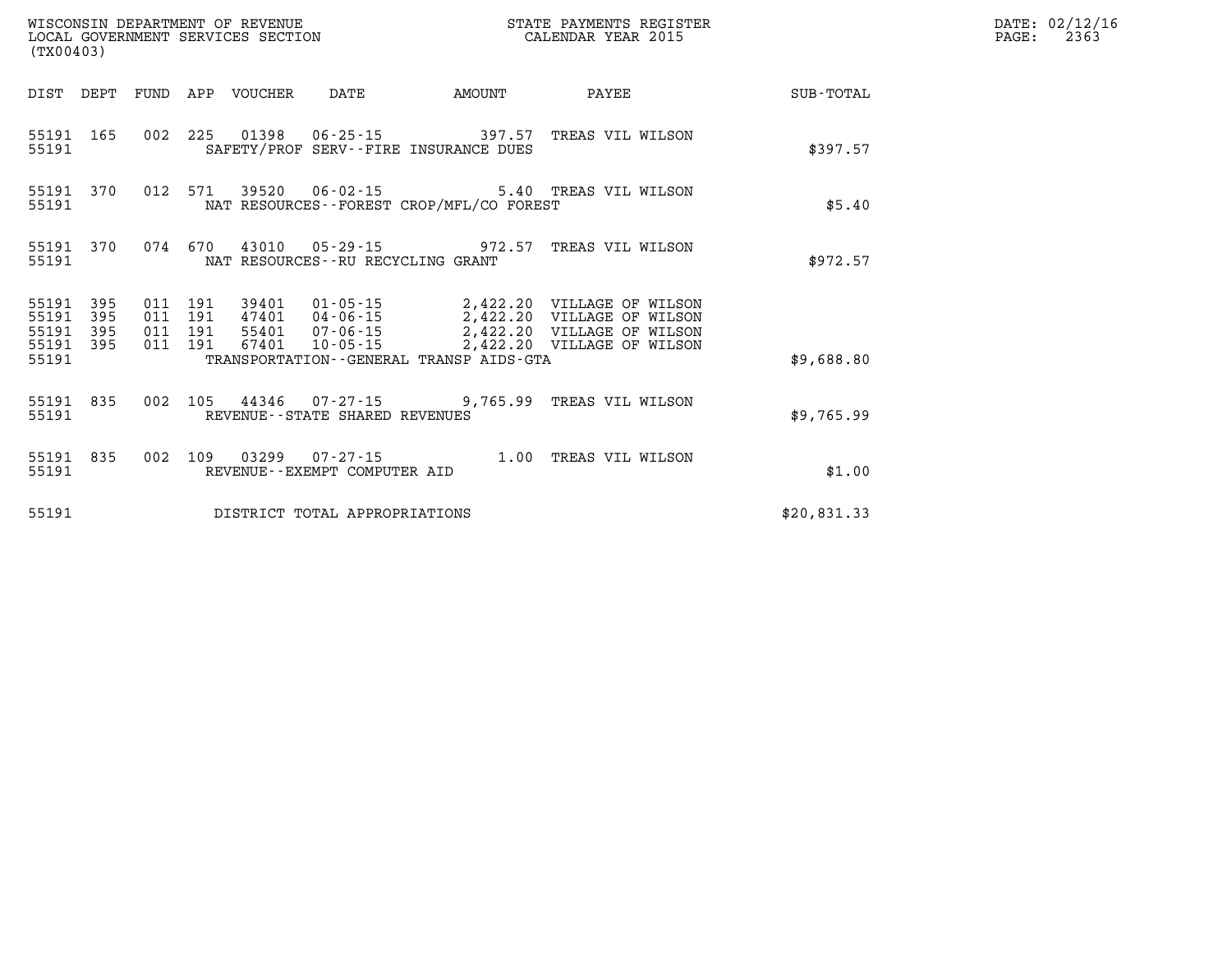WISCONSIN DEPARTMENT OF REVENUE
LOCAL GOVERNMENT SERVICES SECTION
(TX00403)

STATE PAYMENTS REGISTER
CALENDAR YEAR 2015

DATE: 02/12/16

| DIST | DEPT | FUND | APP | VOUCHER | DATE | AMOUNT | PAYEE | SUB-TOTAL |
|---|---|---|---|---|---|---|---|---|
| 55191 | 165 | 002 | 225 | 01398 | 06-25-15 | 397.57 | TREAS VIL WILSON | |
| 55191 | | | | SAFETY/PROF SERV--FIRE INSURANCE DUES | | | | $397.57 |
| 55191 | 370 | 012 | 571 | 39520 | 06-02-15 | 5.40 | TREAS VIL WILSON | |
| 55191 | | | | NAT RESOURCES--FOREST CROP/MFL/CO FOREST | | | | $5.40 |
| 55191 | 370 | 074 | 670 | 43010 | 05-29-15 | 972.57 | TREAS VIL WILSON | |
| 55191 | | | | NAT RESOURCES--RU RECYCLING GRANT | | | | $972.57 |
| 55191 | 395 | 011 | 191 | 39401 | 01-05-15 | 2,422.20 | VILLAGE OF WILSON | |
| 55191 | 395 | 011 | 191 | 47401 | 04-06-15 | 2,422.20 | VILLAGE OF WILSON | |
| 55191 | 395 | 011 | 191 | 55401 | 07-06-15 | 2,422.20 | VILLAGE OF WILSON | |
| 55191 | 395 | 011 | 191 | 67401 | 10-05-15 | 2,422.20 | VILLAGE OF WILSON | |
| 55191 | | | | TRANSPORTATION--GENERAL TRANSP AIDS-GTA | | | | $9,688.80 |
| 55191 | 835 | 002 | 105 | 44346 | 07-27-15 | 9,765.99 | TREAS VIL WILSON | |
| 55191 | | | | REVENUE--STATE SHARED REVENUES | | | | $9,765.99 |
| 55191 | 835 | 002 | 109 | 03299 | 07-27-15 | 1.00 | TREAS VIL WILSON | |
| 55191 | | | | REVENUE--EXEMPT COMPUTER AID | | | | $1.00 |
| 55191 | | | | DISTRICT TOTAL APPROPRIATIONS | | | | $20,831.33 |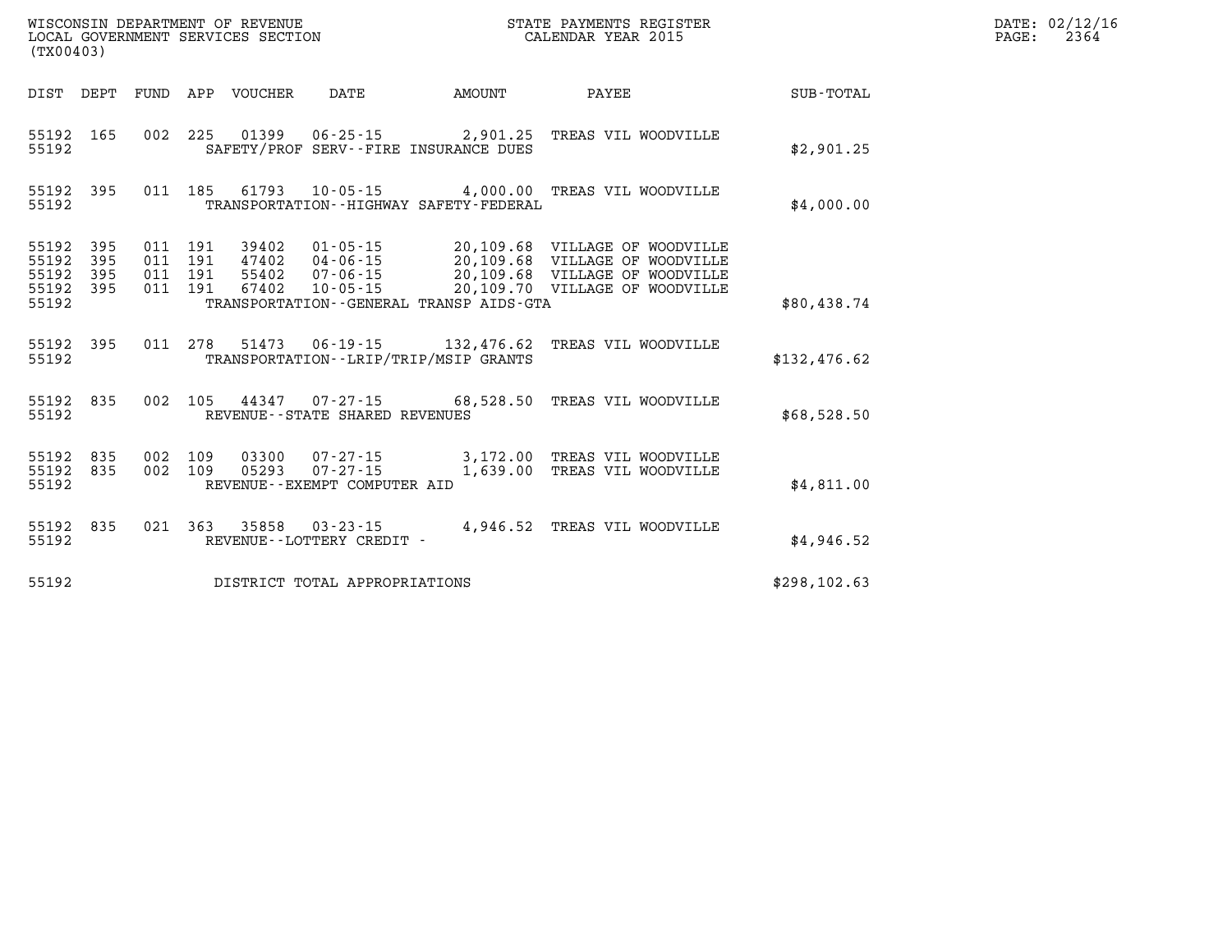WISCONSIN DEPARTMENT OF REVENUE
LOCAL GOVERNMENT SERVICES SECTION
(TX00403)

STATE PAYMENTS REGISTER
CALENDAR YEAR 2015

DATE: 02/12/16
PAGE: 2364

| DIST | DEPT | FUND | APP | VOUCHER | DATE | AMOUNT | PAYEE | SUB-TOTAL |
|---|---|---|---|---|---|---|---|---|
| 55192 | 165 | 002 | 225 | 01399 | 06-25-15 | 2,901.25 | TREAS VIL WOODVILLE | |
| 55192 | | | | SAFETY/PROF SERV--FIRE INSURANCE DUES | | | | $2,901.25 |
| 55192 | 395 | 011 | 185 | 61793 | 10-05-15 | 4,000.00 | TREAS VIL WOODVILLE | |
| 55192 | | | | TRANSPORTATION--HIGHWAY SAFETY-FEDERAL | | | | $4,000.00 |
| 55192 | 395 | 011 | 191 | 39402 | 01-05-15 | 20,109.68 | VILLAGE OF WOODVILLE | |
| 55192 | 395 | 011 | 191 | 47402 | 04-06-15 | 20,109.68 | VILLAGE OF WOODVILLE | |
| 55192 | 395 | 011 | 191 | 55402 | 07-06-15 | 20,109.68 | VILLAGE OF WOODVILLE | |
| 55192 | 395 | 011 | 191 | 67402 | 10-05-15 | 20,109.70 | VILLAGE OF WOODVILLE | |
| 55192 | | | | TRANSPORTATION--GENERAL TRANSP AIDS-GTA | | | | $80,438.74 |
| 55192 | 395 | 011 | 278 | 51473 | 06-19-15 | 132,476.62 | TREAS VIL WOODVILLE | |
| 55192 | | | | TRANSPORTATION--LRIP/TRIP/MSIP GRANTS | | | | $132,476.62 |
| 55192 | 835 | 002 | 105 | 44347 | 07-27-15 | 68,528.50 | TREAS VIL WOODVILLE | |
| 55192 | | | | REVENUE--STATE SHARED REVENUES | | | | $68,528.50 |
| 55192 | 835 | 002 | 109 | 03300 | 07-27-15 | 3,172.00 | TREAS VIL WOODVILLE | |
| 55192 | 835 | 002 | 109 | 05293 | 07-27-15 | 1,639.00 | TREAS VIL WOODVILLE | |
| 55192 | | | | REVENUE--EXEMPT COMPUTER AID | | | | $4,811.00 |
| 55192 | 835 | 021 | 363 | 35858 | 03-23-15 | 4,946.52 | TREAS VIL WOODVILLE | |
| 55192 | | | | REVENUE--LOTTERY CREDIT - | | | | $4,946.52 |
| 55192 | | | | DISTRICT TOTAL APPROPRIATIONS | | | | $298,102.63 |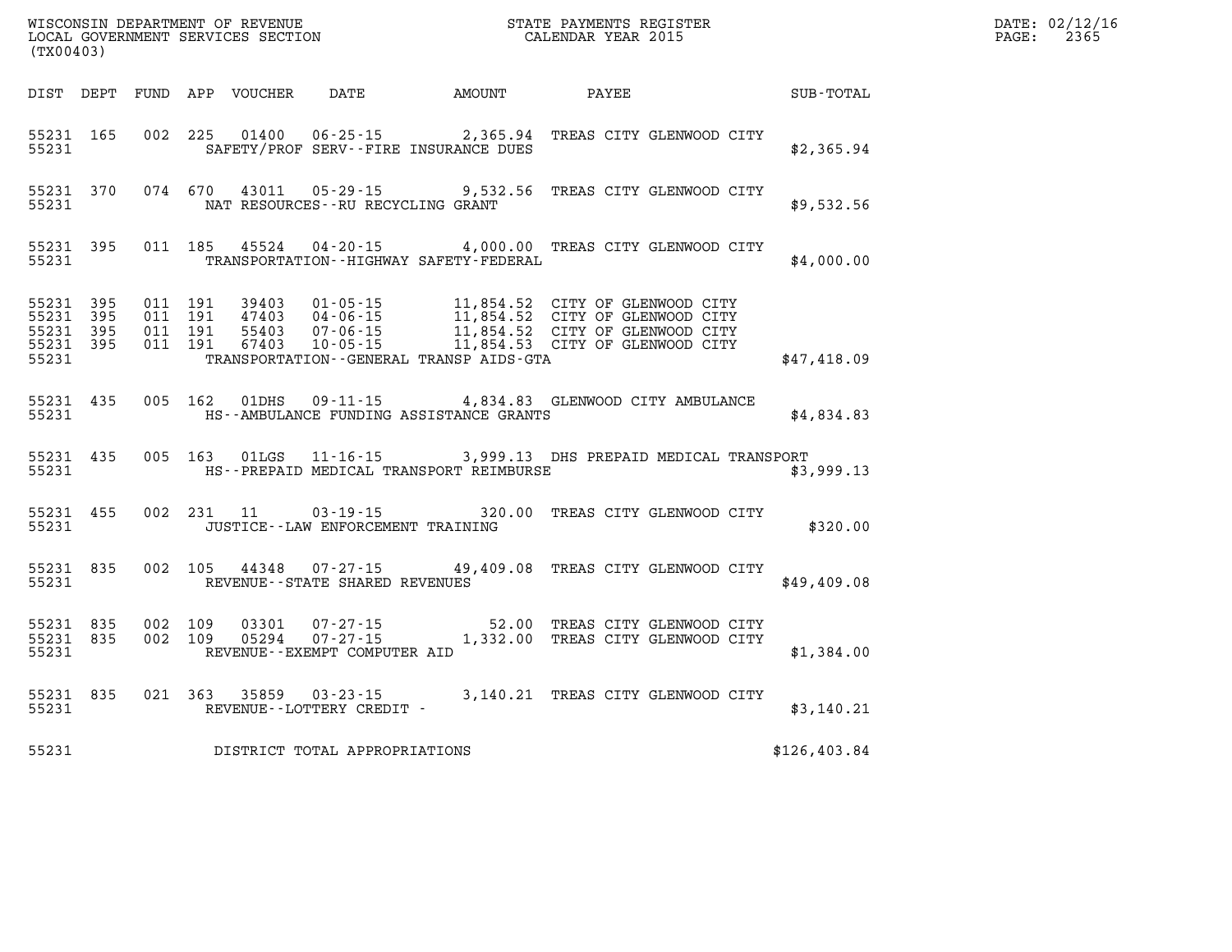WISCONSIN DEPARTMENT OF REVENUE
LOCAL GOVERNMENT SERVICES SECTION
(TX00403)

STATE PAYMENTS REGISTER
CALENDAR YEAR 2015

DATE: 02/12/16
PAGE: 2365

| DIST | DEPT | FUND | APP | VOUCHER | DATE | AMOUNT | PAYEE | SUB-TOTAL |
|---|---|---|---|---|---|---|---|---|
| 55231 | 165 | 002 | 225 | 01400 | 06-25-15 | 2,365.94 | TREAS CITY GLENWOOD CITY | |
| 55231 | | | | | SAFETY/PROF SERV--FIRE INSURANCE DUES | | | $2,365.94 |
| 55231 | 370 | 074 | 670 | 43011 | 05-29-15 | 9,532.56 | TREAS CITY GLENWOOD CITY | |
| 55231 | | | | | NAT RESOURCES--RU RECYCLING GRANT | | | $9,532.56 |
| 55231 | 395 | 011 | 185 | 45524 | 04-20-15 | 4,000.00 | TREAS CITY GLENWOOD CITY | |
| 55231 | | | | | TRANSPORTATION--HIGHWAY SAFETY-FEDERAL | | | $4,000.00 |
| 55231 | 395 | 011 | 191 | 39403 | 01-05-15 | 11,854.52 | CITY OF GLENWOOD CITY | |
| 55231 | 395 | 011 | 191 | 47403 | 04-06-15 | 11,854.52 | CITY OF GLENWOOD CITY | |
| 55231 | 395 | 011 | 191 | 55403 | 07-06-15 | 11,854.52 | CITY OF GLENWOOD CITY | |
| 55231 | 395 | 011 | 191 | 67403 | 10-05-15 | 11,854.53 | CITY OF GLENWOOD CITY | |
| 55231 | | | | | TRANSPORTATION--GENERAL TRANSP AIDS-GTA | | | $47,418.09 |
| 55231 | 435 | 005 | 162 | 01DHS | 09-11-15 | 4,834.83 | GLENWOOD CITY AMBULANCE | |
| 55231 | | | | | HS--AMBULANCE FUNDING ASSISTANCE GRANTS | | | $4,834.83 |
| 55231 | 435 | 005 | 163 | 01LGS | 11-16-15 | 3,999.13 | DHS PREPAID MEDICAL TRANSPORT | |
| 55231 | | | | | HS--PREPAID MEDICAL TRANSPORT REIMBURSE | | | $3,999.13 |
| 55231 | 455 | 002 | 231 | 11 | 03-19-15 | 320.00 | TREAS CITY GLENWOOD CITY | |
| 55231 | | | | | JUSTICE--LAW ENFORCEMENT TRAINING | | | $320.00 |
| 55231 | 835 | 002 | 105 | 44348 | 07-27-15 | 49,409.08 | TREAS CITY GLENWOOD CITY | |
| 55231 | | | | | REVENUE--STATE SHARED REVENUES | | | $49,409.08 |
| 55231 | 835 | 002 | 109 | 03301 | 07-27-15 | 52.00 | TREAS CITY GLENWOOD CITY | |
| 55231 | 835 | 002 | 109 | 05294 | 07-27-15 | 1,332.00 | TREAS CITY GLENWOOD CITY | |
| 55231 | | | | | REVENUE--EXEMPT COMPUTER AID | | | $1,384.00 |
| 55231 | 835 | 021 | 363 | 35859 | 03-23-15 | 3,140.21 | TREAS CITY GLENWOOD CITY | |
| 55231 | | | | | REVENUE--LOTTERY CREDIT - | | | $3,140.21 |
| 55231 | | | | | DISTRICT TOTAL APPROPRIATIONS | | | $126,403.84 |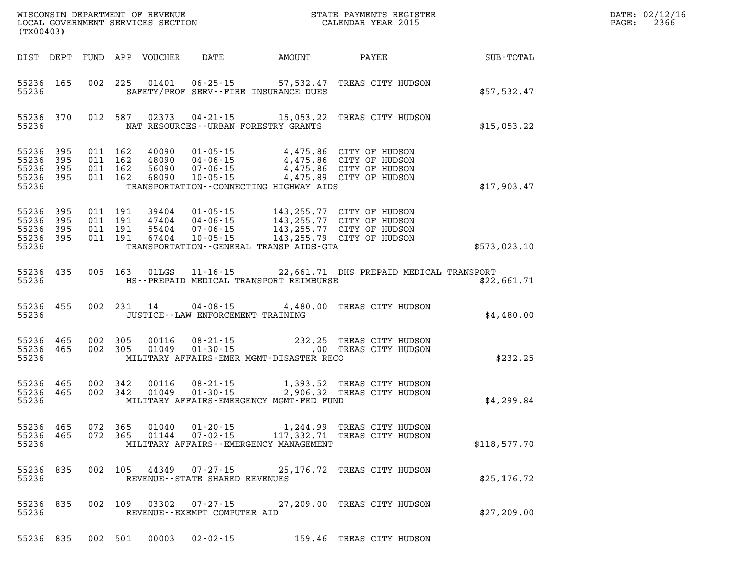WISCONSIN DEPARTMENT OF REVENUE
LOCAL GOVERNMENT SERVICES SECTION
(TX00403)

STATE PAYMENTS REGISTER
CALENDAR YEAR 2015

| DIST | DEPT | FUND | APP | VOUCHER | DATE | AMOUNT | PAYEE | SUB-TOTAL |
|---|---|---|---|---|---|---|---|---|
| 55236 | 165 | 002 | 225 | 01401 | 06-25-15 | 57,532.47 | TREAS CITY HUDSON | |
| 55236 | | | | | SAFETY/PROF SERV--FIRE INSURANCE DUES | | | $57,532.47 |
| 55236 | 370 | 012 | 587 | 02373 | 04-21-15 | 15,053.22 | TREAS CITY HUDSON | |
| 55236 | | | | | NAT RESOURCES--URBAN FORESTRY GRANTS | | | $15,053.22 |
| 55236 | 395 | 011 | 162 | 40090 | 01-05-15 | 4,475.86 | CITY OF HUDSON | |
| 55236 | 395 | 011 | 162 | 48090 | 04-06-15 | 4,475.86 | CITY OF HUDSON | |
| 55236 | 395 | 011 | 162 | 56090 | 07-06-15 | 4,475.86 | CITY OF HUDSON | |
| 55236 | 395 | 011 | 162 | 68090 | 10-05-15 | 4,475.89 | CITY OF HUDSON | |
| 55236 | | | | | TRANSPORTATION--CONNECTING HIGHWAY AIDS | | | $17,903.47 |
| 55236 | 395 | 011 | 191 | 39404 | 01-05-15 | 143,255.77 | CITY OF HUDSON | |
| 55236 | 395 | 011 | 191 | 47404 | 04-06-15 | 143,255.77 | CITY OF HUDSON | |
| 55236 | 395 | 011 | 191 | 55404 | 07-06-15 | 143,255.77 | CITY OF HUDSON | |
| 55236 | 395 | 011 | 191 | 67404 | 10-05-15 | 143,255.79 | CITY OF HUDSON | |
| 55236 | | | | | TRANSPORTATION--GENERAL TRANSP AIDS-GTA | | | $573,023.10 |
| 55236 | 435 | 005 | 163 | 01LGS | 11-16-15 | 22,661.71 | DHS PREPAID MEDICAL TRANSPORT | |
| 55236 | | | | | HS--PREPAID MEDICAL TRANSPORT REIMBURSE | | | $22,661.71 |
| 55236 | 455 | 002 | 231 | 14 | 04-08-15 | 4,480.00 | TREAS CITY HUDSON | |
| 55236 | | | | | JUSTICE--LAW ENFORCEMENT TRAINING | | | $4,480.00 |
| 55236 | 465 | 002 | 305 | 00116 | 08-21-15 | 232.25 | TREAS CITY HUDSON | |
| 55236 | 465 | 002 | 305 | 01049 | 01-30-15 | .00 | TREAS CITY HUDSON | |
| 55236 | | | | | MILITARY AFFAIRS-EMER MGMT-DISASTER RECO | | | $232.25 |
| 55236 | 465 | 002 | 342 | 00116 | 08-21-15 | 1,393.52 | TREAS CITY HUDSON | |
| 55236 | 465 | 002 | 342 | 01049 | 01-30-15 | 2,906.32 | TREAS CITY HUDSON | |
| 55236 | | | | | MILITARY AFFAIRS-EMERGENCY MGMT-FED FUND | | | $4,299.84 |
| 55236 | 465 | 072 | 365 | 01040 | 01-20-15 | 1,244.99 | TREAS CITY HUDSON | |
| 55236 | 465 | 072 | 365 | 01144 | 07-02-15 | 117,332.71 | TREAS CITY HUDSON | |
| 55236 | | | | | MILITARY AFFAIRS--EMERGENCY MANAGEMENT | | | $118,577.70 |
| 55236 | 835 | 002 | 105 | 44349 | 07-27-15 | 25,176.72 | TREAS CITY HUDSON | |
| 55236 | | | | | REVENUE--STATE SHARED REVENUES | | | $25,176.72 |
| 55236 | 835 | 002 | 109 | 03302 | 07-27-15 | 27,209.00 | TREAS CITY HUDSON | |
| 55236 | | | | | REVENUE--EXEMPT COMPUTER AID | | | $27,209.00 |
| 55236 | 835 | 002 | 501 | 00003 | 02-02-15 | 159.46 | TREAS CITY HUDSON | |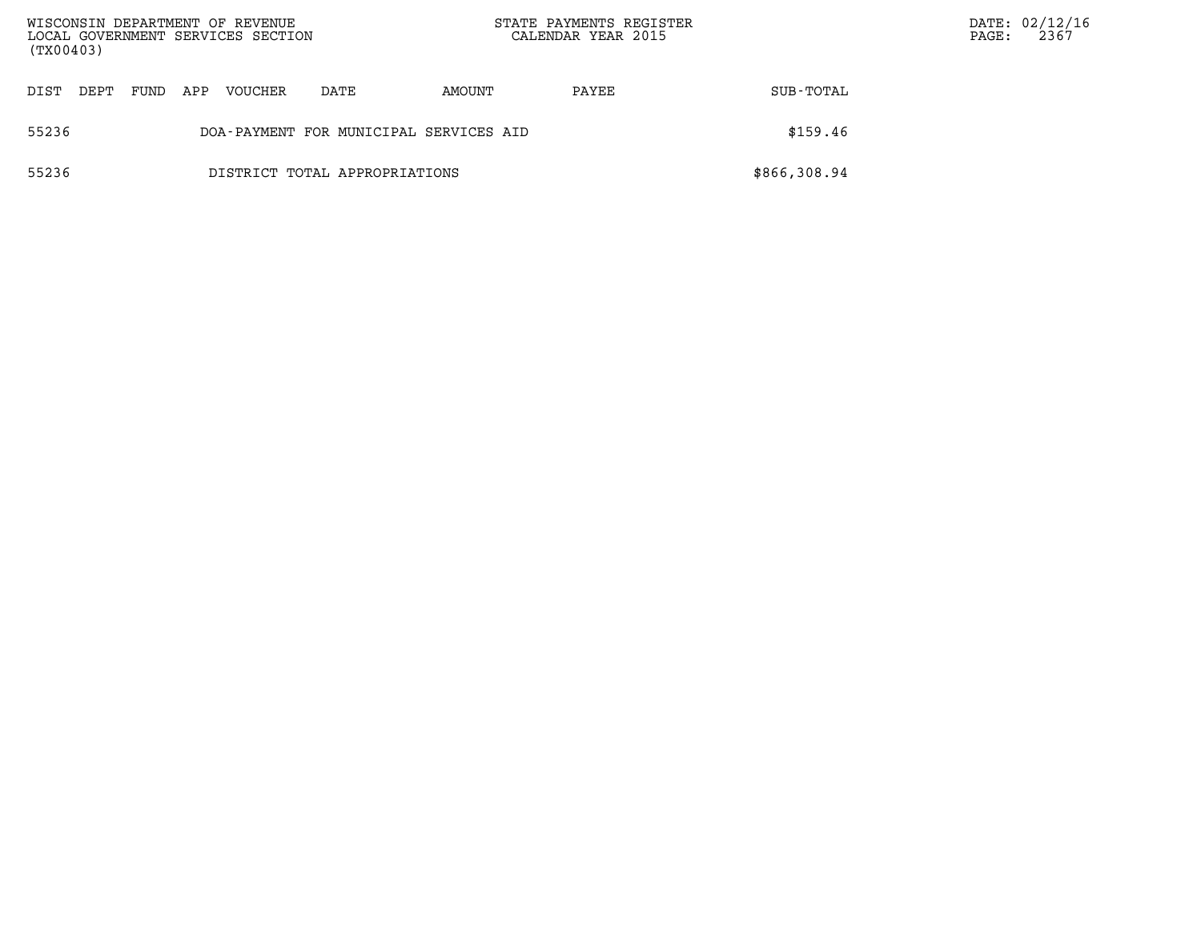WISCONSIN DEPARTMENT OF REVENUE
LOCAL GOVERNMENT SERVICES SECTION
(TX00403)

STATE PAYMENTS REGISTER
CALENDAR YEAR 2015

| DIST | DEPT | FUND | APP | VOUCHER | DATE | AMOUNT | PAYEE | SUB-TOTAL |
|---|---|---|---|---|---|---|---|---|
| 55236 | | | | DOA-PAYMENT FOR MUNICIPAL SERVICES AID | | | | $159.46 |
| 55236 | | | | DISTRICT TOTAL APPROPRIATIONS | | | | $866,308.94 |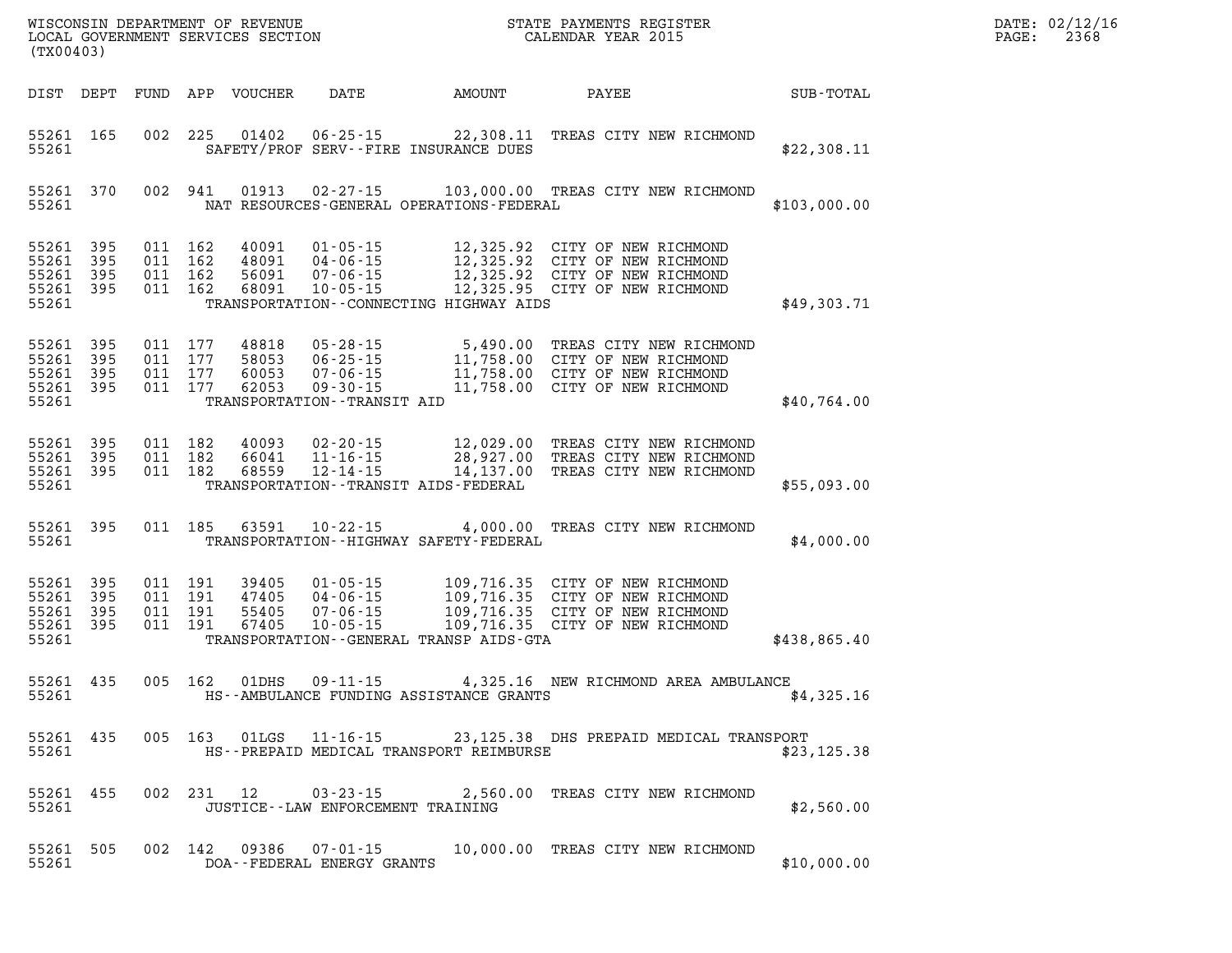WISCONSIN DEPARTMENT OF REVENUE
LOCAL GOVERNMENT SERVICES SECTION
(TX00403)

STATE PAYMENTS REGISTER
CALENDAR YEAR 2015

DATE: 02/12/16
PAGE: 2368

| DIST | DEPT | FUND | APP | VOUCHER | DATE | AMOUNT | PAYEE | SUB-TOTAL |
|---|---|---|---|---|---|---|---|---|
| 55261 | 165 | 002 | 225 | 01402 | 06-25-15 | 22,308.11 | TREAS CITY NEW RICHMOND | |
| 55261 | | | | SAFETY/PROF SERV--FIRE INSURANCE DUES | | | | $22,308.11 |
| 55261 | 370 | 002 | 941 | 01913 | 02-27-15 | 103,000.00 | TREAS CITY NEW RICHMOND | |
| 55261 | | | | NAT RESOURCES-GENERAL OPERATIONS-FEDERAL | | | | $103,000.00 |
| 55261 | 395 | 011 | 162 | 40091 | 01-05-15 | 12,325.92 | CITY OF NEW RICHMOND | |
| 55261 | 395 | 011 | 162 | 48091 | 04-06-15 | 12,325.92 | CITY OF NEW RICHMOND | |
| 55261 | 395 | 011 | 162 | 56091 | 07-06-15 | 12,325.92 | CITY OF NEW RICHMOND | |
| 55261 | 395 | 011 | 162 | 68091 | 10-05-15 | 12,325.95 | CITY OF NEW RICHMOND | |
| 55261 | | | | TRANSPORTATION--CONNECTING HIGHWAY AIDS | | | | $49,303.71 |
| 55261 | 395 | 011 | 177 | 48818 | 05-28-15 | 5,490.00 | TREAS CITY NEW RICHMOND | |
| 55261 | 395 | 011 | 177 | 58053 | 06-25-15 | 11,758.00 | CITY OF NEW RICHMOND | |
| 55261 | 395 | 011 | 177 | 60053 | 07-06-15 | 11,758.00 | CITY OF NEW RICHMOND | |
| 55261 | 395 | 011 | 177 | 62053 | 09-30-15 | 11,758.00 | CITY OF NEW RICHMOND | |
| 55261 | | | | TRANSPORTATION--TRANSIT AID | | | | $40,764.00 |
| 55261 | 395 | 011 | 182 | 40093 | 02-20-15 | 12,029.00 | TREAS CITY NEW RICHMOND | |
| 55261 | 395 | 011 | 182 | 66041 | 11-16-15 | 28,927.00 | TREAS CITY NEW RICHMOND | |
| 55261 | 395 | 011 | 182 | 68559 | 12-14-15 | 14,137.00 | TREAS CITY NEW RICHMOND | |
| 55261 | | | | TRANSPORTATION--TRANSIT AIDS-FEDERAL | | | | $55,093.00 |
| 55261 | 395 | 011 | 185 | 63591 | 10-22-15 | 4,000.00 | TREAS CITY NEW RICHMOND | |
| 55261 | | | | TRANSPORTATION--HIGHWAY SAFETY-FEDERAL | | | | $4,000.00 |
| 55261 | 395 | 011 | 191 | 39405 | 01-05-15 | 109,716.35 | CITY OF NEW RICHMOND | |
| 55261 | 395 | 011 | 191 | 47405 | 04-06-15 | 109,716.35 | CITY OF NEW RICHMOND | |
| 55261 | 395 | 011 | 191 | 55405 | 07-06-15 | 109,716.35 | CITY OF NEW RICHMOND | |
| 55261 | 395 | 011 | 191 | 67405 | 10-05-15 | 109,716.35 | CITY OF NEW RICHMOND | |
| 55261 | | | | TRANSPORTATION--GENERAL TRANSP AIDS-GTA | | | | $438,865.40 |
| 55261 | 435 | 005 | 162 | 01DHS | 09-11-15 | 4,325.16 | NEW RICHMOND AREA AMBULANCE | |
| 55261 | | | | HS--AMBULANCE FUNDING ASSISTANCE GRANTS | | | | $4,325.16 |
| 55261 | 435 | 005 | 163 | 01LGS | 11-16-15 | 23,125.38 | DHS PREPAID MEDICAL TRANSPORT | |
| 55261 | | | | HS--PREPAID MEDICAL TRANSPORT REIMBURSE | | | | $23,125.38 |
| 55261 | 455 | 002 | 231 | 12 | 03-23-15 | 2,560.00 | TREAS CITY NEW RICHMOND | |
| 55261 | | | | JUSTICE--LAW ENFORCEMENT TRAINING | | | | $2,560.00 |
| 55261 | 505 | 002 | 142 | 09386 | 07-01-15 | 10,000.00 | TREAS CITY NEW RICHMOND | |
| 55261 | | | | DOA--FEDERAL ENERGY GRANTS | | | | $10,000.00 |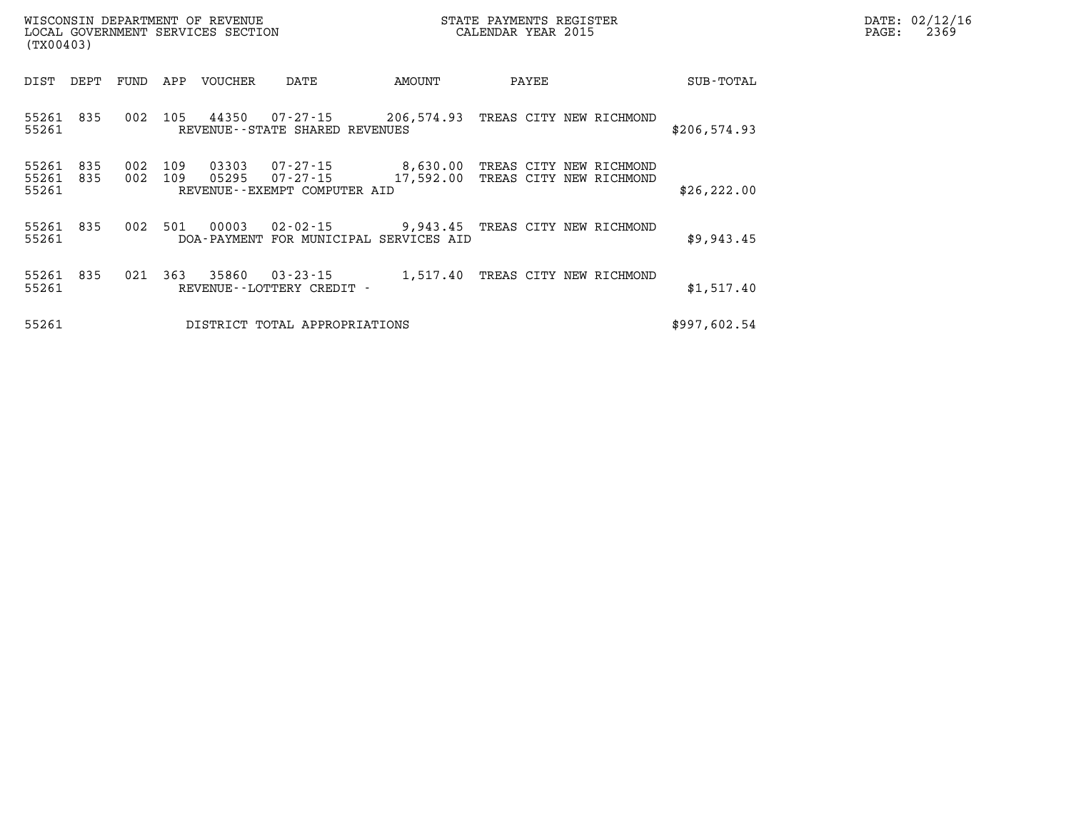| DIST | DEPT | FUND | APP | VOUCHER | DATE | AMOUNT | PAYEE | SUB-TOTAL |
|---|---|---|---|---|---|---|---|---|
| 55261 | 835 | 002 | 105 | 44350 | 07-27-15 | 206,574.93 | TREAS CITY NEW RICHMOND | |
| 55261 | | | | REVENUE--STATE SHARED REVENUES | | | | $206,574.93 |
| 55261 | 835 | 002 | 109 | 03303 | 07-27-15 | 8,630.00 | TREAS CITY NEW RICHMOND | |
| 55261 | 835 | 002 | 109 | 05295 | 07-27-15 | 17,592.00 | TREAS CITY NEW RICHMOND | |
| 55261 | | | | REVENUE--EXEMPT COMPUTER AID | | | | $26,222.00 |
| 55261 | 835 | 002 | 501 | 00003 | 02-02-15 | 9,943.45 | TREAS CITY NEW RICHMOND | |
| 55261 | | | | DOA-PAYMENT FOR MUNICIPAL SERVICES AID | | | | $9,943.45 |
| 55261 | 835 | 021 | 363 | 35860 | 03-23-15 | 1,517.40 | TREAS CITY NEW RICHMOND | |
| 55261 | | | | REVENUE--LOTTERY CREDIT - | | | | $1,517.40 |
| 55261 | | | | DISTRICT TOTAL APPROPRIATIONS | | | | $997,602.54 |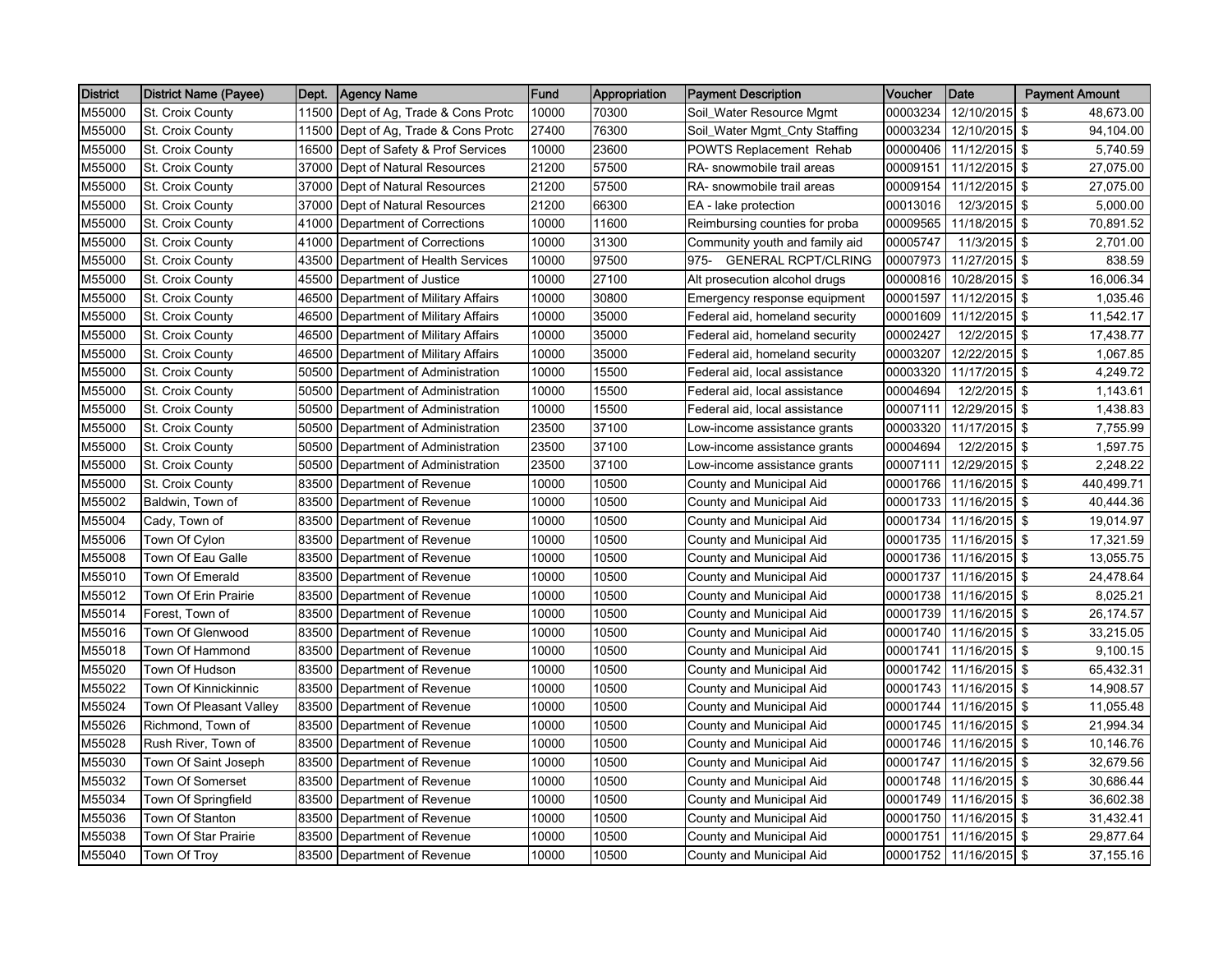| District | District Name (Payee) | Dept. | Agency Name | Fund | Appropriation | Payment Description | Voucher | Date | Payment Amount |
|---|---|---|---|---|---|---|---|---|---|
| M55000 | St. Croix County | 11500 | Dept of Ag, Trade & Cons Protc | 10000 | 70300 | Soil_Water Resource Mgmt | 00003234 | 12/10/2015 | $ 48,673.00 |
| M55000 | St. Croix County | 11500 | Dept of Ag, Trade & Cons Protc | 27400 | 76300 | Soil_Water Mgmt_Cnty Staffing | 00003234 | 12/10/2015 | $ 94,104.00 |
| M55000 | St. Croix County | 16500 | Dept of Safety & Prof Services | 10000 | 23600 | POWTS Replacement Rehab | 00000406 | 11/12/2015 | $ 5,740.59 |
| M55000 | St. Croix County | 37000 | Dept of Natural Resources | 21200 | 57500 | RA- snowmobile trail areas | 00009151 | 11/12/2015 | $ 27,075.00 |
| M55000 | St. Croix County | 37000 | Dept of Natural Resources | 21200 | 57500 | RA- snowmobile trail areas | 00009154 | 11/12/2015 | $ 27,075.00 |
| M55000 | St. Croix County | 37000 | Dept of Natural Resources | 21200 | 66300 | EA - lake protection | 00013016 | 12/3/2015 | $ 5,000.00 |
| M55000 | St. Croix County | 41000 | Department of Corrections | 10000 | 11600 | Reimbursing counties for proba | 00009565 | 11/18/2015 | $ 70,891.52 |
| M55000 | St. Croix County | 41000 | Department of Corrections | 10000 | 31300 | Community youth and family aid | 00005747 | 11/3/2015 | $ 2,701.00 |
| M55000 | St. Croix County | 43500 | Department of Health Services | 10000 | 97500 | 975- GENERAL RCPT/CLRING | 00007973 | 11/27/2015 | $ 838.59 |
| M55000 | St. Croix County | 45500 | Department of Justice | 10000 | 27100 | Alt prosecution alcohol drugs | 00000816 | 10/28/2015 | $ 16,006.34 |
| M55000 | St. Croix County | 46500 | Department of Military Affairs | 10000 | 30800 | Emergency response equipment | 00001597 | 11/12/2015 | $ 1,035.46 |
| M55000 | St. Croix County | 46500 | Department of Military Affairs | 10000 | 35000 | Federal aid, homeland security | 00001609 | 11/12/2015 | $ 11,542.17 |
| M55000 | St. Croix County | 46500 | Department of Military Affairs | 10000 | 35000 | Federal aid, homeland security | 00002427 | 12/2/2015 | $ 17,438.77 |
| M55000 | St. Croix County | 46500 | Department of Military Affairs | 10000 | 35000 | Federal aid, homeland security | 00003207 | 12/22/2015 | $ 1,067.85 |
| M55000 | St. Croix County | 50500 | Department of Administration | 10000 | 15500 | Federal aid, local assistance | 00003320 | 11/17/2015 | $ 4,249.72 |
| M55000 | St. Croix County | 50500 | Department of Administration | 10000 | 15500 | Federal aid, local assistance | 00004694 | 12/2/2015 | $ 1,143.61 |
| M55000 | St. Croix County | 50500 | Department of Administration | 10000 | 15500 | Federal aid, local assistance | 00007111 | 12/29/2015 | $ 1,438.83 |
| M55000 | St. Croix County | 50500 | Department of Administration | 23500 | 37100 | Low-income assistance grants | 00003320 | 11/17/2015 | $ 7,755.99 |
| M55000 | St. Croix County | 50500 | Department of Administration | 23500 | 37100 | Low-income assistance grants | 00004694 | 12/2/2015 | $ 1,597.75 |
| M55000 | St. Croix County | 50500 | Department of Administration | 23500 | 37100 | Low-income assistance grants | 00007111 | 12/29/2015 | $ 2,248.22 |
| M55000 | St. Croix County | 83500 | Department of Revenue | 10000 | 10500 | County and Municipal Aid | 00001766 | 11/16/2015 | $ 440,499.71 |
| M55002 | Baldwin, Town of | 83500 | Department of Revenue | 10000 | 10500 | County and Municipal Aid | 00001733 | 11/16/2015 | $ 40,444.36 |
| M55004 | Cady, Town of | 83500 | Department of Revenue | 10000 | 10500 | County and Municipal Aid | 00001734 | 11/16/2015 | $ 19,014.97 |
| M55006 | Town Of Cylon | 83500 | Department of Revenue | 10000 | 10500 | County and Municipal Aid | 00001735 | 11/16/2015 | $ 17,321.59 |
| M55008 | Town Of Eau Galle | 83500 | Department of Revenue | 10000 | 10500 | County and Municipal Aid | 00001736 | 11/16/2015 | $ 13,055.75 |
| M55010 | Town Of Emerald | 83500 | Department of Revenue | 10000 | 10500 | County and Municipal Aid | 00001737 | 11/16/2015 | $ 24,478.64 |
| M55012 | Town Of Erin Prairie | 83500 | Department of Revenue | 10000 | 10500 | County and Municipal Aid | 00001738 | 11/16/2015 | $ 8,025.21 |
| M55014 | Forest, Town of | 83500 | Department of Revenue | 10000 | 10500 | County and Municipal Aid | 00001739 | 11/16/2015 | $ 26,174.57 |
| M55016 | Town Of Glenwood | 83500 | Department of Revenue | 10000 | 10500 | County and Municipal Aid | 00001740 | 11/16/2015 | $ 33,215.05 |
| M55018 | Town Of Hammond | 83500 | Department of Revenue | 10000 | 10500 | County and Municipal Aid | 00001741 | 11/16/2015 | $ 9,100.15 |
| M55020 | Town Of Hudson | 83500 | Department of Revenue | 10000 | 10500 | County and Municipal Aid | 00001742 | 11/16/2015 | $ 65,432.31 |
| M55022 | Town Of Kinnickinnic | 83500 | Department of Revenue | 10000 | 10500 | County and Municipal Aid | 00001743 | 11/16/2015 | $ 14,908.57 |
| M55024 | Town Of Pleasant Valley | 83500 | Department of Revenue | 10000 | 10500 | County and Municipal Aid | 00001744 | 11/16/2015 | $ 11,055.48 |
| M55026 | Richmond, Town of | 83500 | Department of Revenue | 10000 | 10500 | County and Municipal Aid | 00001745 | 11/16/2015 | $ 21,994.34 |
| M55028 | Rush River, Town of | 83500 | Department of Revenue | 10000 | 10500 | County and Municipal Aid | 00001746 | 11/16/2015 | $ 10,146.76 |
| M55030 | Town Of Saint Joseph | 83500 | Department of Revenue | 10000 | 10500 | County and Municipal Aid | 00001747 | 11/16/2015 | $ 32,679.56 |
| M55032 | Town Of Somerset | 83500 | Department of Revenue | 10000 | 10500 | County and Municipal Aid | 00001748 | 11/16/2015 | $ 30,686.44 |
| M55034 | Town Of Springfield | 83500 | Department of Revenue | 10000 | 10500 | County and Municipal Aid | 00001749 | 11/16/2015 | $ 36,602.38 |
| M55036 | Town Of Stanton | 83500 | Department of Revenue | 10000 | 10500 | County and Municipal Aid | 00001750 | 11/16/2015 | $ 31,432.41 |
| M55038 | Town Of Star Prairie | 83500 | Department of Revenue | 10000 | 10500 | County and Municipal Aid | 00001751 | 11/16/2015 | $ 29,877.64 |
| M55040 | Town Of Troy | 83500 | Department of Revenue | 10000 | 10500 | County and Municipal Aid | 00001752 | 11/16/2015 | $ 37,155.16 |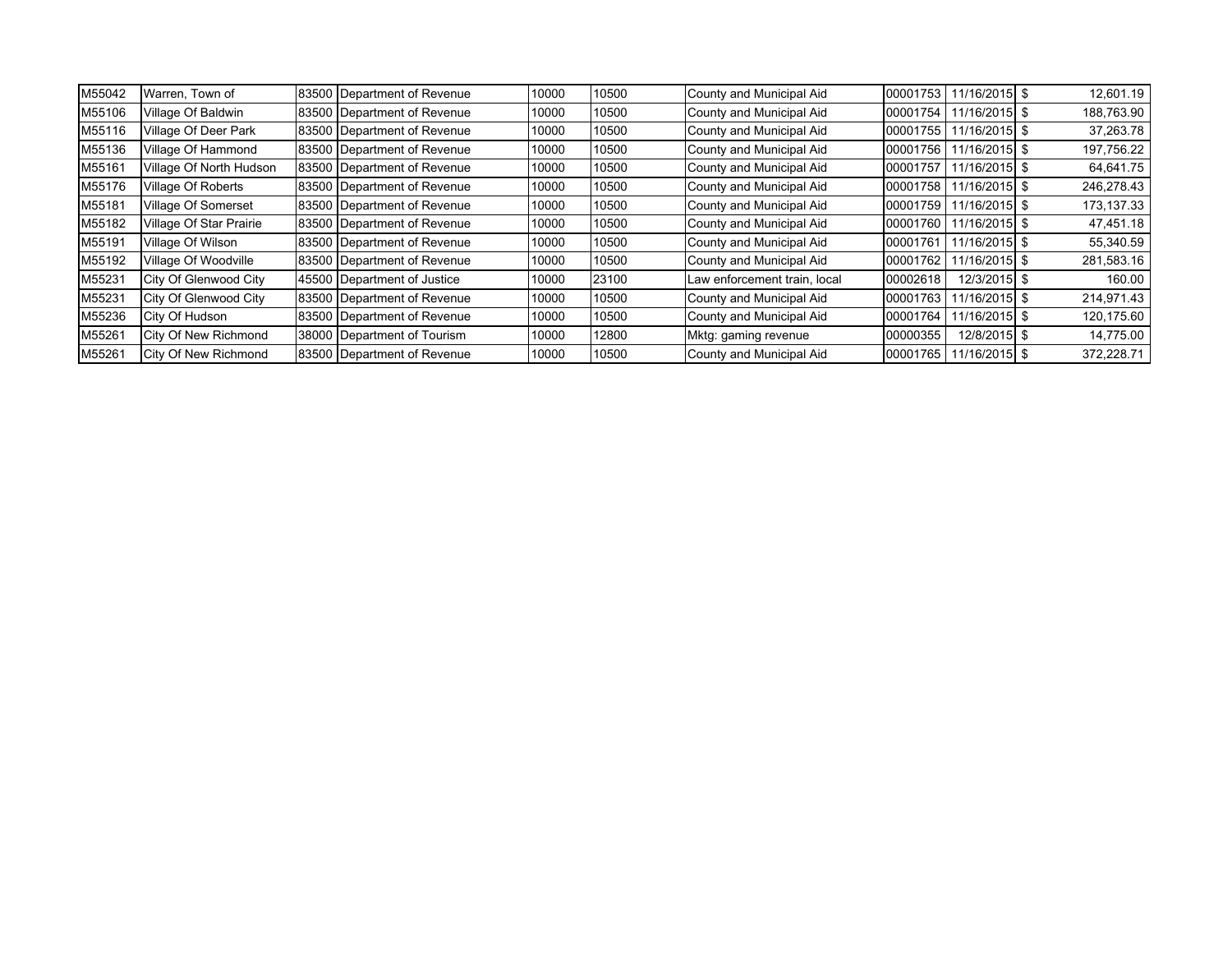| | | | | | | | | | | |
|---|---|---|---|---|---|---|---|---|---|---|
| M55042 | Warren, Town of | 83500 | Department of Revenue | 10000 | 10500 | County and Municipal Aid | 00001753 | 11/16/2015 | $ | 12,601.19 |
| M55106 | Village Of Baldwin | 83500 | Department of Revenue | 10000 | 10500 | County and Municipal Aid | 00001754 | 11/16/2015 | $ | 188,763.90 |
| M55116 | Village Of Deer Park | 83500 | Department of Revenue | 10000 | 10500 | County and Municipal Aid | 00001755 | 11/16/2015 | $ | 37,263.78 |
| M55136 | Village Of Hammond | 83500 | Department of Revenue | 10000 | 10500 | County and Municipal Aid | 00001756 | 11/16/2015 | $ | 197,756.22 |
| M55161 | Village Of North Hudson | 83500 | Department of Revenue | 10000 | 10500 | County and Municipal Aid | 00001757 | 11/16/2015 | $ | 64,641.75 |
| M55176 | Village Of Roberts | 83500 | Department of Revenue | 10000 | 10500 | County and Municipal Aid | 00001758 | 11/16/2015 | $ | 246,278.43 |
| M55181 | Village Of Somerset | 83500 | Department of Revenue | 10000 | 10500 | County and Municipal Aid | 00001759 | 11/16/2015 | $ | 173,137.33 |
| M55182 | Village Of Star Prairie | 83500 | Department of Revenue | 10000 | 10500 | County and Municipal Aid | 00001760 | 11/16/2015 | $ | 47,451.18 |
| M55191 | Village Of Wilson | 83500 | Department of Revenue | 10000 | 10500 | County and Municipal Aid | 00001761 | 11/16/2015 | $ | 55,340.59 |
| M55192 | Village Of Woodville | 83500 | Department of Revenue | 10000 | 10500 | County and Municipal Aid | 00001762 | 11/16/2015 | $ | 281,583.16 |
| M55231 | City Of Glenwood City | 45500 | Department of Justice | 10000 | 23100 | Law enforcement train, local | 00002618 | 12/3/2015 | $ | 160.00 |
| M55231 | City Of Glenwood City | 83500 | Department of Revenue | 10000 | 10500 | County and Municipal Aid | 00001763 | 11/16/2015 | $ | 214,971.43 |
| M55236 | City Of Hudson | 83500 | Department of Revenue | 10000 | 10500 | County and Municipal Aid | 00001764 | 11/16/2015 | $ | 120,175.60 |
| M55261 | City Of New Richmond | 38000 | Department of Tourism | 10000 | 12800 | Mktg: gaming revenue | 00000355 | 12/8/2015 | $ | 14,775.00 |
| M55261 | City Of New Richmond | 83500 | Department of Revenue | 10000 | 10500 | County and Municipal Aid | 00001765 | 11/16/2015 | $ | 372,228.71 |